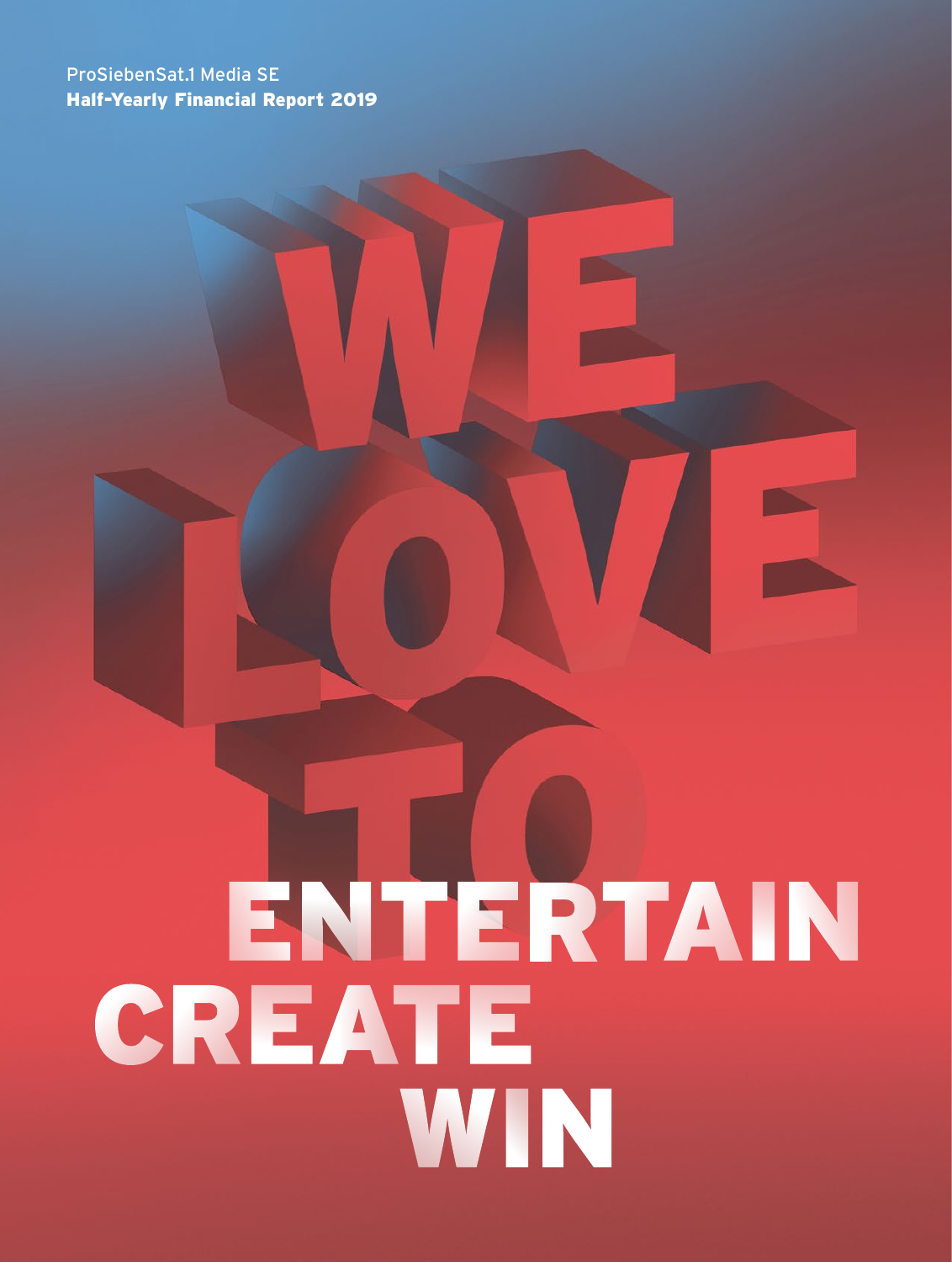ProSiebenSat.1 Media SE

**Half-Yearly Financial Report 2019**

# WE LOVE TO ENTERTAIN CREATE WIN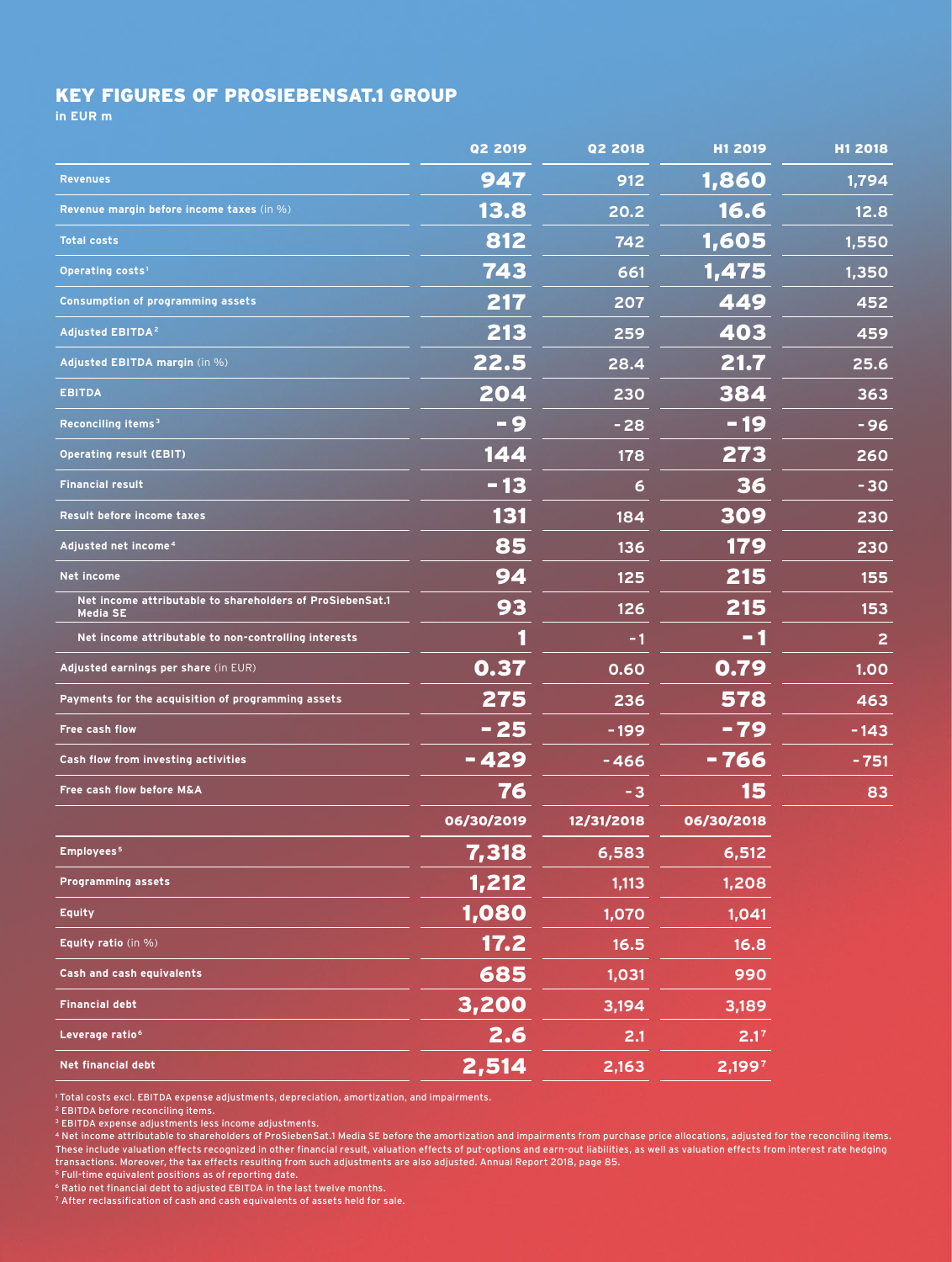# KEY FIGURES OF PROSIEBENSAT.1 GROUP

in EUR m

| | Q2 2019 | Q2 2018 | H1 2019 | H1 2018 |
|---|---|---|---|---|
| Revenues | **947** | 912 | **1,860** | 1,794 |
| Revenue margin before income taxes (in %) | **13.8** | 20.2 | **16.6** | 12.8 |
| Total costs | **812** | 742 | **1,605** | 1,550 |
| Operating costs[1] | **743** | 661 | **1,475** | 1,350 |
| Consumption of programming assets | **217** | 207 | **449** | 452 |
| Adjusted EBITDA[2] | **213** | 259 | **403** | 459 |
| Adjusted EBITDA margin (in %) | **22.5** | 28.4 | **21.7** | 25.6 |
| EBITDA | **204** | 230 | **384** | 363 |
| Reconciling items[3] | **-9** | -28 | **-19** | -96 |
| Operating result (EBIT) | **144** | 178 | **273** | 260 |
| Financial result | **-13** | 6 | **36** | -30 |
| Result before income taxes | **131** | 184 | **309** | 230 |
| Adjusted net income[4] | **85** | 136 | **179** | 230 |
| Net income | **94** | 125 | **215** | 155 |
| Net income attributable to shareholders of ProSiebenSat.1 Media SE | **93** | 126 | **215** | 153 |
| Net income attributable to non-controlling interests | **1** | -1 | **-1** | 2 |
| Adjusted earnings per share (in EUR) | **0.37** | 0.60 | **0.79** | 1.00 |
| Payments for the acquisition of programming assets | **275** | 236 | **578** | 463 |
| Free cash flow | **-25** | -199 | **-79** | -143 |
| Cash flow from investing activities | **-429** | -466 | **-766** | -751 |
| Free cash flow before M&A | **76** | -3 | **15** | 83 |
| | **06/30/2019** | **12/31/2018** | **06/30/2018** | |
| Employees[5] | **7,318** | 6,583 | 6,512 | |
| Programming assets | **1,212** | 1,113 | 1,208 | |
| Equity | **1,080** | 1,070 | 1,041 | |
| Equity ratio (in %) | **17.2** | 16.5 | 16.8 | |
| Cash and cash equivalents | **685** | 1,031 | 990 | |
| Financial debt | **3,200** | 3,194 | 3,189 | |
| Leverage ratio[6] | **2.6** | 2.1 | 2.1[7] | |
| Net financial debt | **2,514** | 2,163 | 2,199[7] | |

[1] Total costs excl. EBITDA expense adjustments, depreciation, amortization, and impairments.
[2] EBITDA before reconciling items.
[3] EBITDA expense adjustments less income adjustments.
[4] Net income attributable to shareholders of ProSiebenSat.1 Media SE before the amortization and impairments from purchase price allocations, adjusted for the reconciling items. These include valuation effects recognized in other financial result, valuation effects of put-options and earn-out liabilities, as well as valuation effects from interest rate hedging transactions. Moreover, the tax effects resulting from such adjustments are also adjusted. Annual Report 2018, page 85.
[5] Full-time equivalent positions as of reporting date.
[6] Ratio net financial debt to adjusted EBITDA in the last twelve months.
[7] After reclassification of cash and cash equivalents of assets held for sale.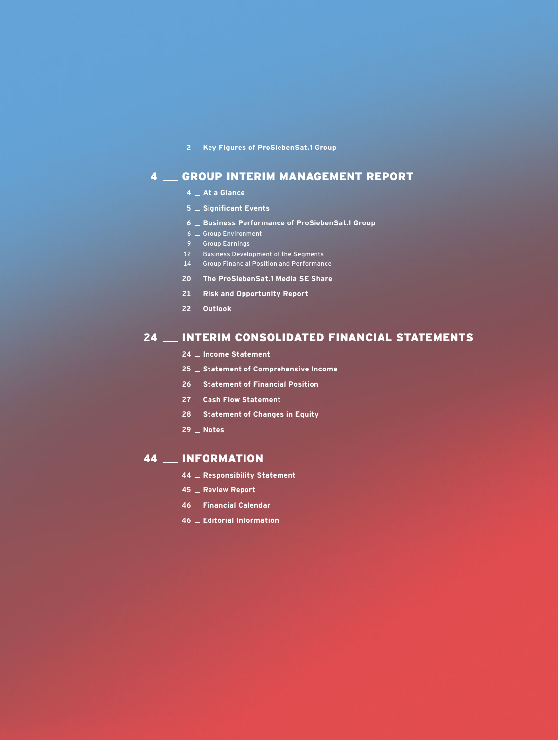2 _ Key Figures of ProSiebenSat.1 Group

## 4 __ GROUP INTERIM MANAGEMENT REPORT

4 _ At a Glance

5 _ Significant Events

6 _ Business Performance of ProSiebenSat.1 Group

- 6 _ Group Environment
- 9 _ Group Earnings
- 12 _ Business Development of the Segments
- 14 _ Group Financial Position and Performance

20 _ The ProSiebenSat.1 Media SE Share

21 _ Risk and Opportunity Report

22 _ Outlook

## 24 __ INTERIM CONSOLIDATED FINANCIAL STATEMENTS

24 _ Income Statement

25 _ Statement of Comprehensive Income

26 _ Statement of Financial Position

27 _ Cash Flow Statement

28 _ Statement of Changes in Equity

29 _ Notes

## 44 __ INFORMATION

44 _ Responsibility Statement

45 _ Review Report

46 _ Financial Calendar

46 _ Editorial Information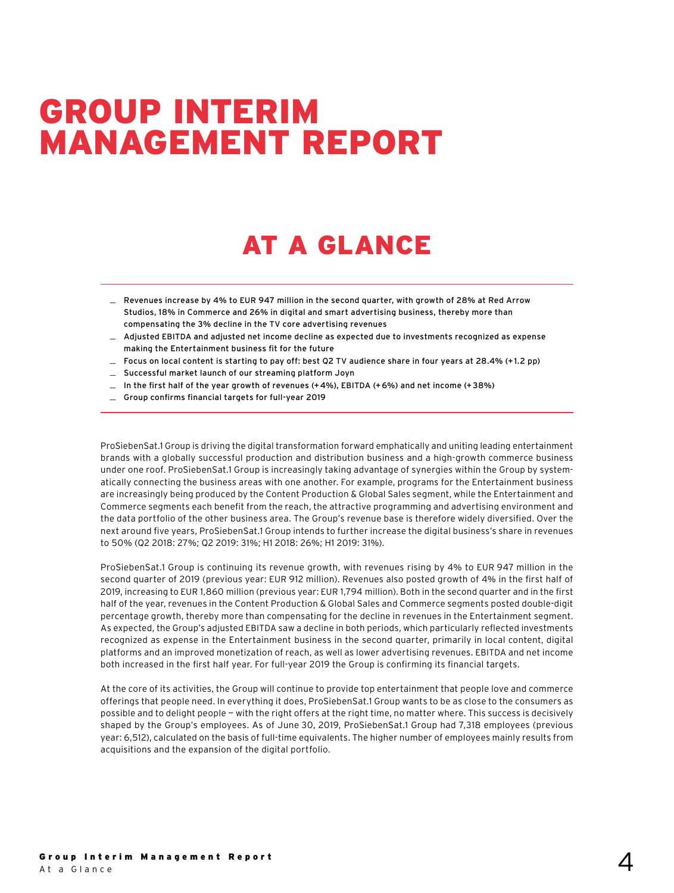# GROUP INTERIM MANAGEMENT REPORT

## AT A GLANCE

- Revenues increase by 4% to EUR 947 million in the second quarter, with growth of 28% at Red Arrow Studios, 18% in Commerce and 26% in digital and smart advertising business, thereby more than compensating the 3% decline in the TV core advertising revenues
- Adjusted EBITDA and adjusted net income decline as expected due to investments recognized as expense making the Entertainment business fit for the future
- Focus on local content is starting to pay off: best Q2 TV audience share in four years at 28.4% (+1.2 pp)
- Successful market launch of our streaming platform Joyn
- In the first half of the year growth of revenues (+4%), EBITDA (+6%) and net income (+38%)
- Group confirms financial targets for full-year 2019

ProSiebenSat.1 Group is driving the digital transformation forward emphatically and uniting leading entertainment brands with a globally successful production and distribution business and a high-growth commerce business under one roof. ProSiebenSat.1 Group is increasingly taking advantage of synergies within the Group by systematically connecting the business areas with one another. For example, programs for the Entertainment business are increasingly being produced by the Content Production & Global Sales segment, while the Entertainment and Commerce segments each benefit from the reach, the attractive programming and advertising environment and the data portfolio of the other business area. The Group's revenue base is therefore widely diversified. Over the next around five years, ProSiebenSat.1 Group intends to further increase the digital business's share in revenues to 50% (Q2 2018: 27%; Q2 2019: 31%; H1 2018: 26%; H1 2019: 31%).

ProSiebenSat.1 Group is continuing its revenue growth, with revenues rising by 4% to EUR 947 million in the second quarter of 2019 (previous year: EUR 912 million). Revenues also posted growth of 4% in the first half of 2019, increasing to EUR 1,860 million (previous year: EUR 1,794 million). Both in the second quarter and in the first half of the year, revenues in the Content Production & Global Sales and Commerce segments posted double-digit percentage growth, thereby more than compensating for the decline in revenues in the Entertainment segment. As expected, the Group's adjusted EBITDA saw a decline in both periods, which particularly reflected investments recognized as expense in the Entertainment business in the second quarter, primarily in local content, digital platforms and an improved monetization of reach, as well as lower advertising revenues. EBITDA and net income both increased in the first half year. For full-year 2019 the Group is confirming its financial targets.

At the core of its activities, the Group will continue to provide top entertainment that people love and commerce offerings that people need. In everything it does, ProSiebenSat.1 Group wants to be as close to the consumers as possible and to delight people — with the right offers at the right time, no matter where. This success is decisively shaped by the Group's employees. As of June 30, 2019, ProSiebenSat.1 Group had 7,318 employees (previous year: 6,512), calculated on the basis of full-time equivalents. The higher number of employees mainly results from acquisitions and the expansion of the digital portfolio.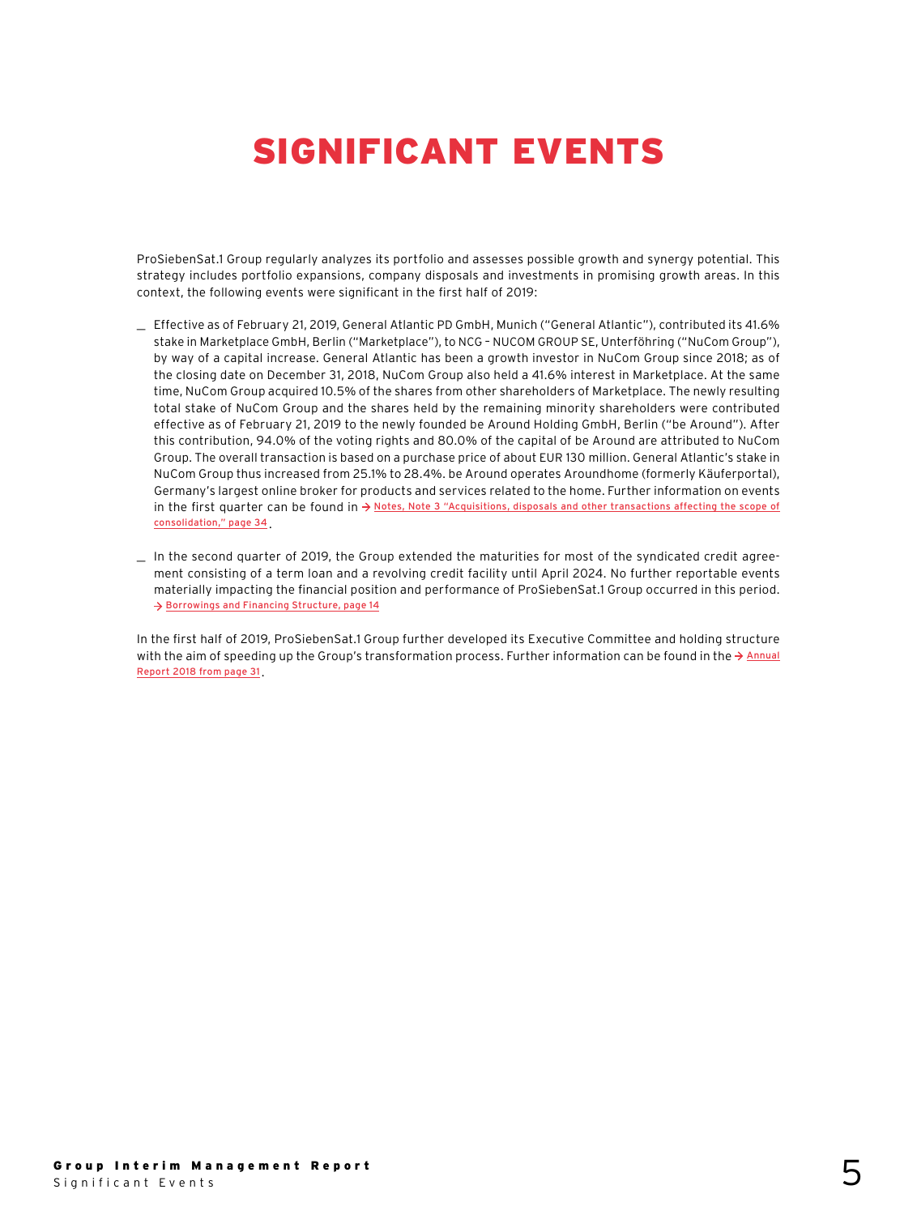# SIGNIFICANT EVENTS

ProSiebenSat.1 Group regularly analyzes its portfolio and assesses possible growth and synergy potential. This strategy includes portfolio expansions, company disposals and investments in promising growth areas. In this context, the following events were significant in the first half of 2019:

- Effective as of February 21, 2019, General Atlantic PD GmbH, Munich ("General Atlantic"), contributed its 41.6% stake in Marketplace GmbH, Berlin ("Marketplace"), to NCG – NUCOM GROUP SE, Unterföhring ("NuCom Group"), by way of a capital increase. General Atlantic has been a growth investor in NuCom Group since 2018; as of the closing date on December 31, 2018, NuCom Group also held a 41.6% interest in Marketplace. At the same time, NuCom Group acquired 10.5% of the shares from other shareholders of Marketplace. The newly resulting total stake of NuCom Group and the shares held by the remaining minority shareholders were contributed effective as of February 21, 2019 to the newly founded be Around Holding GmbH, Berlin ("be Around"). After this contribution, 94.0% of the voting rights and 80.0% of the capital of be Around are attributed to NuCom Group. The overall transaction is based on a purchase price of about EUR 130 million. General Atlantic's stake in NuCom Group thus increased from 25.1% to 28.4%. be Around operates Aroundhome (formerly Käuferportal), Germany's largest online broker for products and services related to the home. Further information on events in the first quarter can be found in → Notes, Note 3 "Acquisitions, disposals and other transactions affecting the scope of consolidation," page 34.
- In the second quarter of 2019, the Group extended the maturities for most of the syndicated credit agreement consisting of a term loan and a revolving credit facility until April 2024. No further reportable events materially impacting the financial position and performance of ProSiebenSat.1 Group occurred in this period. → Borrowings and Financing Structure, page 14

In the first half of 2019, ProSiebenSat.1 Group further developed its Executive Committee and holding structure with the aim of speeding up the Group's transformation process. Further information can be found in the → Annual Report 2018 from page 31.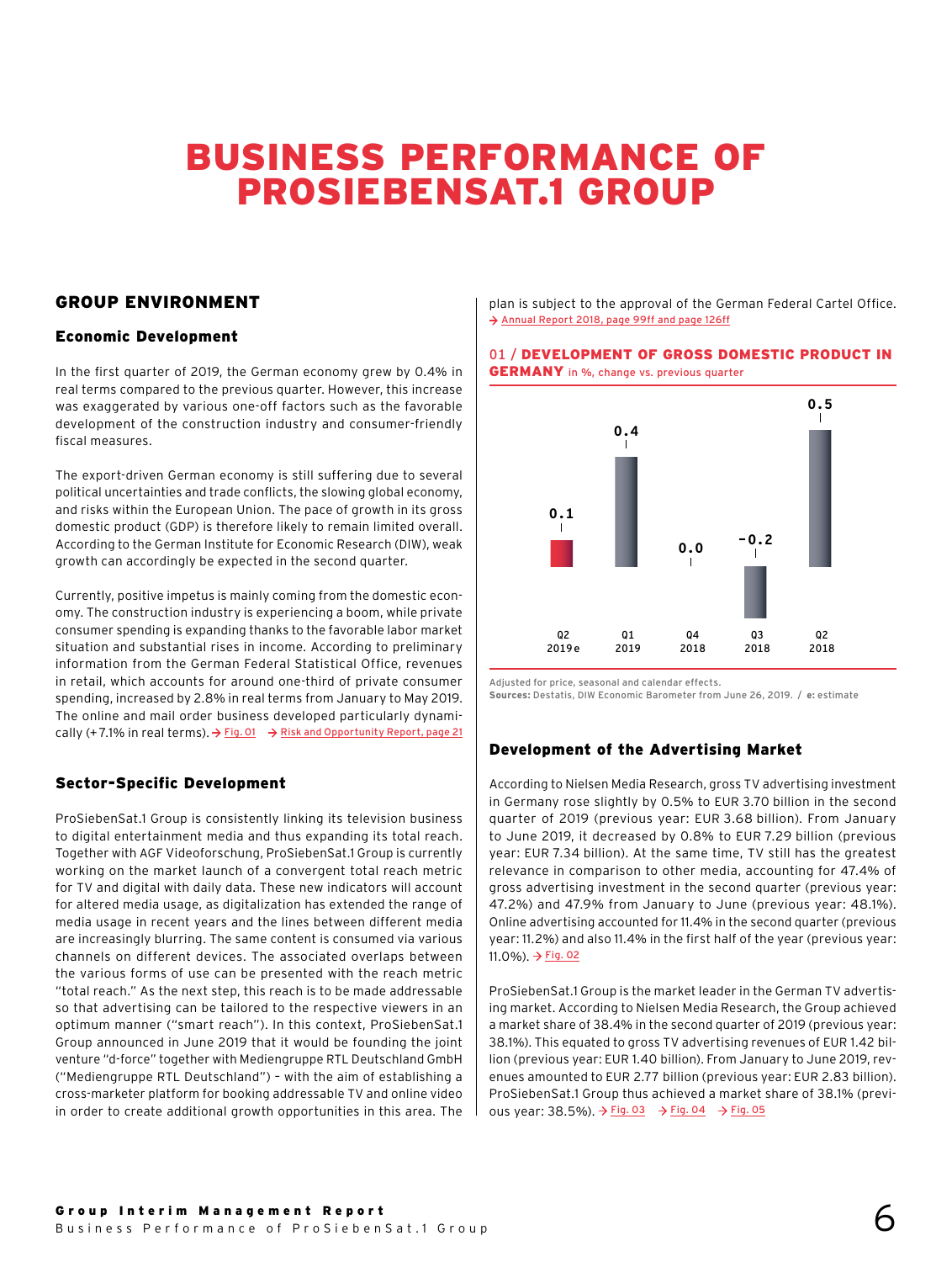# BUSINESS PERFORMANCE OF PROSIEBENSAT.1 GROUP

## GROUP ENVIRONMENT

### Economic Development

In the first quarter of 2019, the German economy grew by 0.4% in real terms compared to the previous quarter. However, this increase was exaggerated by various one-off factors such as the favorable development of the construction industry and consumer-friendly fiscal measures.

The export-driven German economy is still suffering due to several political uncertainties and trade conflicts, the slowing global economy, and risks within the European Union. The pace of growth in its gross domestic product (GDP) is therefore likely to remain limited overall. According to the German Institute for Economic Research (DIW), weak growth can accordingly be expected in the second quarter.

Currently, positive impetus is mainly coming from the domestic economy. The construction industry is experiencing a boom, while private consumer spending is expanding thanks to the favorable labor market situation and substantial rises in income. According to preliminary information from the German Federal Statistical Office, revenues in retail, which accounts for around one-third of private consumer spending, increased by 2.8% in real terms from January to May 2019. The online and mail order business developed particularly dynamically (+7.1% in real terms). → Fig. 01 → Risk and Opportunity Report, page 21

### Sector-Specific Development

ProSiebenSat.1 Group is consistently linking its television business to digital entertainment media and thus expanding its total reach. Together with AGF Videoforschung, ProSiebenSat.1 Group is currently working on the market launch of a convergent total reach metric for TV and digital with daily data. These new indicators will account for altered media usage, as digitalization has extended the range of media usage in recent years and the lines between different media are increasingly blurring. The same content is consumed via various channels on different devices. The associated overlaps between the various forms of use can be presented with the reach metric "total reach." As the next step, this reach is to be made addressable so that advertising can be tailored to the respective viewers in an optimum manner ("smart reach"). In this context, ProSiebenSat.1 Group announced in June 2019 that it would be founding the joint venture "d-force" together with Mediengruppe RTL Deutschland GmbH ("Mediengruppe RTL Deutschland") – with the aim of establishing a cross-marketer platform for booking addressable TV and online video in order to create additional growth opportunities in this area. The plan is subject to the approval of the German Federal Cartel Office. → Annual Report 2018, page 99ff and page 126ff

**01 / DEVELOPMENT OF GROSS DOMESTIC PRODUCT IN GERMANY** in %, change vs. previous quarter

| Quarter | Change (%) |
|---|---|
| Q2 2019e | 0.1 |
| Q1 2019 | 0.4 |
| Q4 2018 | 0.0 |
| Q3 2018 | -0.2 |
| Q2 2018 | 0.5 |

Adjusted for price, seasonal and calendar effects.
**Sources:** Destatis, DIW Economic Barometer from June 26, 2019. / **e:** estimate

### Development of the Advertising Market

According to Nielsen Media Research, gross TV advertising investment in Germany rose slightly by 0.5% to EUR 3.70 billion in the second quarter of 2019 (previous year: EUR 3.68 billion). From January to June 2019, it decreased by 0.8% to EUR 7.29 billion (previous year: EUR 7.34 billion). At the same time, TV still has the greatest relevance in comparison to other media, accounting for 47.4% of gross advertising investment in the second quarter (previous year: 47.2%) and 47.9% from January to June (previous year: 48.1%). Online advertising accounted for 11.4% in the second quarter (previous year: 11.2%) and also 11.4% in the first half of the year (previous year: 11.0%). → Fig. 02

ProSiebenSat.1 Group is the market leader in the German TV advertising market. According to Nielsen Media Research, the Group achieved a market share of 38.4% in the second quarter of 2019 (previous year: 38.1%). This equated to gross TV advertising revenues of EUR 1.42 billion (previous year: EUR 1.40 billion). From January to June 2019, revenues amounted to EUR 2.77 billion (previous year: EUR 2.83 billion). ProSiebenSat.1 Group thus achieved a market share of 38.1% (previous year: 38.5%). → Fig. 03 → Fig. 04 → Fig. 05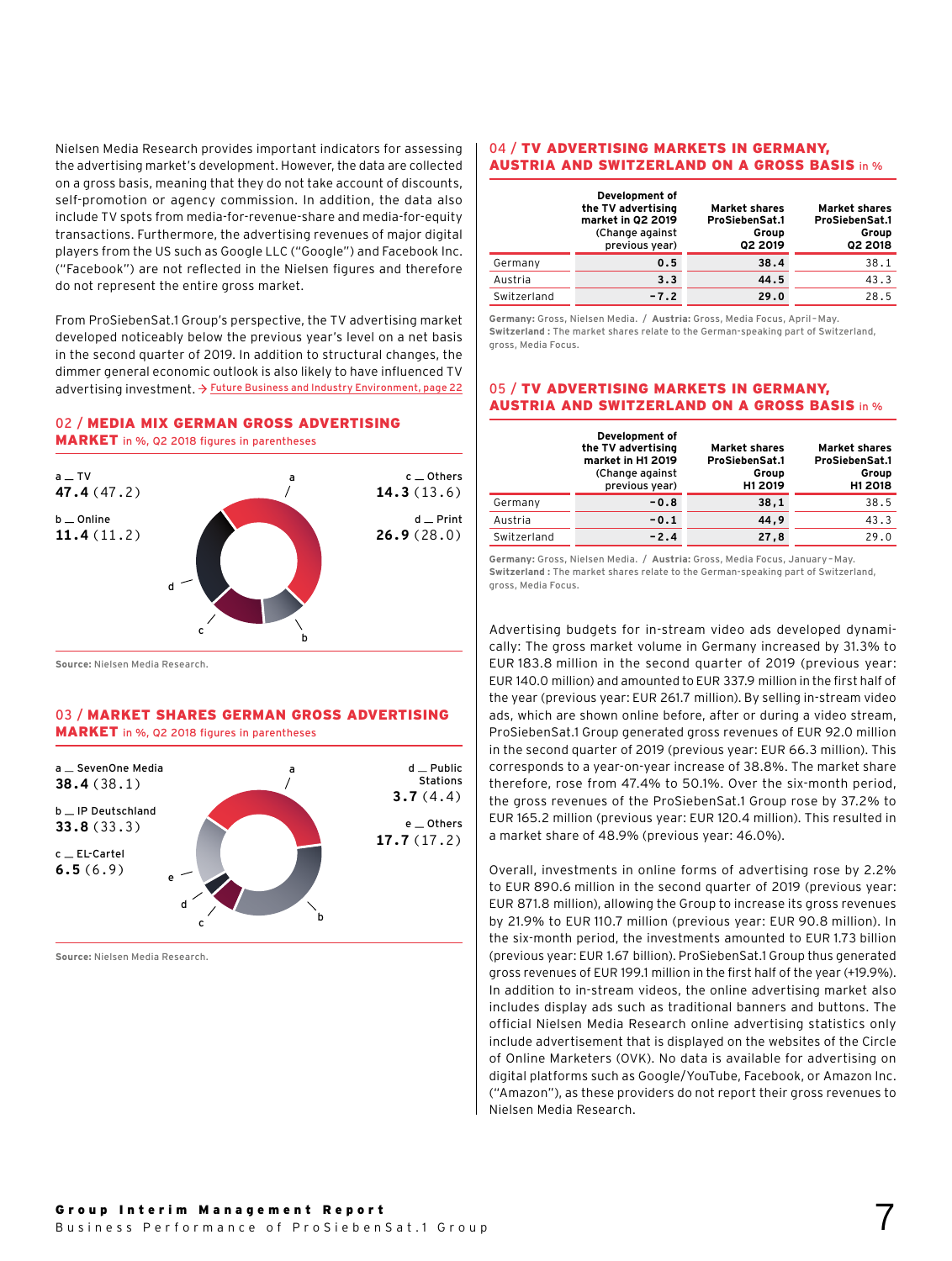Nielsen Media Research provides important indicators for assessing the advertising market's development. However, the data are collected on a gross basis, meaning that they do not take account of discounts, self-promotion or agency commission. In addition, the data also include TV spots from media-for-revenue-share and media-for-equity transactions. Furthermore, the advertising revenues of major digital players from the US such as Google LLC ("Google") and Facebook Inc. ("Facebook") are not reflected in the Nielsen figures and therefore do not represent the entire gross market.

From ProSiebenSat.1 Group's perspective, the TV advertising market developed noticeably below the previous year's level on a net basis in the second quarter of 2019. In addition to structural changes, the dimmer general economic outlook is also likely to have influenced TV advertising investment. → Future Business and Industry Environment, page 22

### 02 / MEDIA MIX GERMAN GROSS ADVERTISING MARKET in %, Q2 2018 figures in parentheses

a _ TV
**47.4** (47.2)

b _ Online
**11.4** (11.2)

c _ Others
**14.3** (13.6)

d _ Print
**26.9** (28.0)

**Source:** Nielsen Media Research.

### 03 / MARKET SHARES GERMAN GROSS ADVERTISING MARKET in %, Q2 2018 figures in parentheses

a _ SevenOne Media
**38.4** (38.1)

b _ IP Deutschland
**33.8** (33.3)

c _ EL-Cartel
**6.5** (6.9)

d _ Public Stations
**3.7** (4.4)

e _ Others
**17.7** (17.2)

**Source:** Nielsen Media Research.

### 04 / TV ADVERTISING MARKETS IN GERMANY, AUSTRIA AND SWITZERLAND ON A GROSS BASIS in %

| | Development of the TV advertising market in Q2 2019 (Change against previous year) | Market shares ProSiebenSat.1 Group Q2 2019 | Market shares ProSiebenSat.1 Group Q2 2018 |
|---|---|---|---|
| Germany | 0.5 | 38.4 | 38.1 |
| Austria | 3.3 | 44.5 | 43.3 |
| Switzerland | -7.2 | 29.0 | 28.5 |

**Germany:** Gross, Nielsen Media. / **Austria:** Gross, Media Focus, April–May. **Switzerland :** The market shares relate to the German-speaking part of Switzerland, gross, Media Focus.

### 05 / TV ADVERTISING MARKETS IN GERMANY, AUSTRIA AND SWITZERLAND ON A GROSS BASIS in %

| | Development of the TV advertising market in H1 2019 (Change against previous year) | Market shares ProSiebenSat.1 Group H1 2019 | Market shares ProSiebenSat.1 Group H1 2018 |
|---|---|---|---|
| Germany | -0.8 | 38,1 | 38.5 |
| Austria | -0.1 | 44,9 | 43.3 |
| Switzerland | -2.4 | 27,8 | 29.0 |

**Germany:** Gross, Nielsen Media. / **Austria:** Gross, Media Focus, January–May. **Switzerland :** The market shares relate to the German-speaking part of Switzerland, gross, Media Focus.

Advertising budgets for in-stream video ads developed dynamically: The gross market volume in Germany increased by 31.3% to EUR 183.8 million in the second quarter of 2019 (previous year: EUR 140.0 million) and amounted to EUR 337.9 million in the first half of the year (previous year: EUR 261.7 million). By selling in-stream video ads, which are shown online before, after or during a video stream, ProSiebenSat.1 Group generated gross revenues of EUR 92.0 million in the second quarter of 2019 (previous year: EUR 66.3 million). This corresponds to a year-on-year increase of 38.8%. The market share therefore, rose from 47.4% to 50.1%. Over the six-month period, the gross revenues of the ProSiebenSat.1 Group rose by 37.2% to EUR 165.2 million (previous year: EUR 120.4 million). This resulted in a market share of 48.9% (previous year: 46.0%).

Overall, investments in online forms of advertising rose by 2.2% to EUR 890.6 million in the second quarter of 2019 (previous year: EUR 871.8 million), allowing the Group to increase its gross revenues by 21.9% to EUR 110.7 million (previous year: EUR 90.8 million). In the six-month period, the investments amounted to EUR 1.73 billion (previous year: EUR 1.67 billion). ProSiebenSat.1 Group thus generated gross revenues of EUR 199.1 million in the first half of the year (+19.9%). In addition to in-stream videos, the online advertising market also includes display ads such as traditional banners and buttons. The official Nielsen Media Research online advertising statistics only include advertisement that is displayed on the websites of the Circle of Online Marketers (OVK). No data is available for advertising on digital platforms such as Google/YouTube, Facebook, or Amazon Inc. ("Amazon"), as these providers do not report their gross revenues to Nielsen Media Research.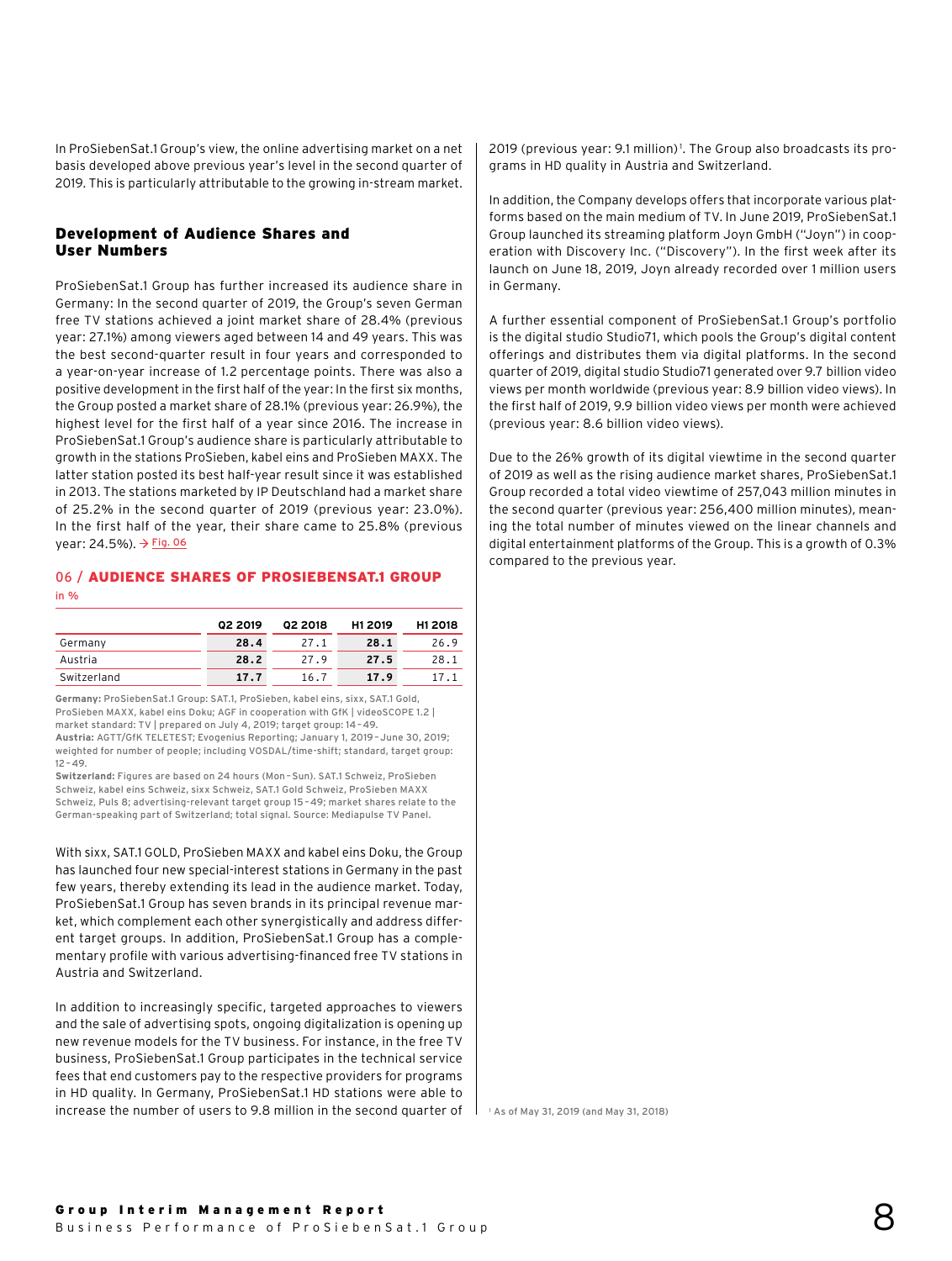In ProSiebenSat.1 Group's view, the online advertising market on a net basis developed above previous year's level in the second quarter of 2019. This is particularly attributable to the growing in-stream market.

## Development of Audience Shares and User Numbers

ProSiebenSat.1 Group has further increased its audience share in Germany: In the second quarter of 2019, the Group's seven German free TV stations achieved a joint market share of 28.4% (previous year: 27.1%) among viewers aged between 14 and 49 years. This was the best second-quarter result in four years and corresponded to a year-on-year increase of 1.2 percentage points. There was also a positive development in the first half of the year: In the first six months, the Group posted a market share of 28.1% (previous year: 26.9%), the highest level for the first half of a year since 2016. The increase in ProSiebenSat.1 Group's audience share is particularly attributable to growth in the stations ProSieben, kabel eins and ProSieben MAXX. The latter station posted its best half-year result since it was established in 2013. The stations marketed by IP Deutschland had a market share of 25.2% in the second quarter of 2019 (previous year: 23.0%). In the first half of the year, their share came to 25.8% (previous year: 24.5%). → Fig. 06

### 06 / AUDIENCE SHARES OF PROSIEBENSAT.1 GROUP

in %

| | Q2 2019 | Q2 2018 | H1 2019 | H1 2018 |
|---|---|---|---|---|
| Germany | **28.4** | 27.1 | **28.1** | 26.9 |
| Austria | **28.2** | 27.9 | **27.5** | 28.1 |
| Switzerland | **17.7** | 16.7 | **17.9** | 17.1 |

**Germany:** ProSiebenSat.1 Group: SAT.1, ProSieben, kabel eins, sixx, SAT.1 Gold, ProSieben MAXX, kabel eins Doku; AGF in cooperation with GfK | videoSCOPE 1.2 | market standard: TV | prepared on July 4, 2019; target group: 14 – 49.
**Austria:** AGTT/GfK TELETEST; Evogenius Reporting; January 1, 2019 – June 30, 2019; weighted for number of people; including VOSDAL/time-shift; standard, target group: 12 – 49.
**Switzerland:** Figures are based on 24 hours (Mon – Sun). SAT.1 Schweiz, ProSieben Schweiz, kabel eins Schweiz, sixx Schweiz, SAT.1 Gold Schweiz, ProSieben MAXX Schweiz, Puls 8; advertising-relevant target group 15 – 49; market shares relate to the German-speaking part of Switzerland; total signal. Source: Mediapulse TV Panel.

With sixx, SAT.1 GOLD, ProSieben MAXX and kabel eins Doku, the Group has launched four new special-interest stations in Germany in the past few years, thereby extending its lead in the audience market. Today, ProSiebenSat.1 Group has seven brands in its principal revenue market, which complement each other synergistically and address different target groups. In addition, ProSiebenSat.1 Group has a complementary profile with various advertising-financed free TV stations in Austria and Switzerland.

In addition to increasingly specific, targeted approaches to viewers and the sale of advertising spots, ongoing digitalization is opening up new revenue models for the TV business. For instance, in the free TV business, ProSiebenSat.1 Group participates in the technical service fees that end customers pay to the respective providers for programs in HD quality. In Germany, ProSiebenSat.1 HD stations were able to increase the number of users to 9.8 million in the second quarter of 2019 (previous year: 9.1 million)[1]. The Group also broadcasts its programs in HD quality in Austria and Switzerland.

In addition, the Company develops offers that incorporate various platforms based on the main medium of TV. In June 2019, ProSiebenSat.1 Group launched its streaming platform Joyn GmbH ("Joyn") in cooperation with Discovery Inc. ("Discovery"). In the first week after its launch on June 18, 2019, Joyn already recorded over 1 million users in Germany.

A further essential component of ProSiebenSat.1 Group's portfolio is the digital studio Studio71, which pools the Group's digital content offerings and distributes them via digital platforms. In the second quarter of 2019, digital studio Studio71 generated over 9.7 billion video views per month worldwide (previous year: 8.9 billion video views). In the first half of 2019, 9.9 billion video views per month were achieved (previous year: 8.6 billion video views).

Due to the 26% growth of its digital viewtime in the second quarter of 2019 as well as the rising audience market shares, ProSiebenSat.1 Group recorded a total video viewtime of 257,043 million minutes in the second quarter (previous year: 256,400 million minutes), meaning the total number of minutes viewed on the linear channels and digital entertainment platforms of the Group. This is a growth of 0.3% compared to the previous year.

[1] As of May 31, 2019 (and May 31, 2018)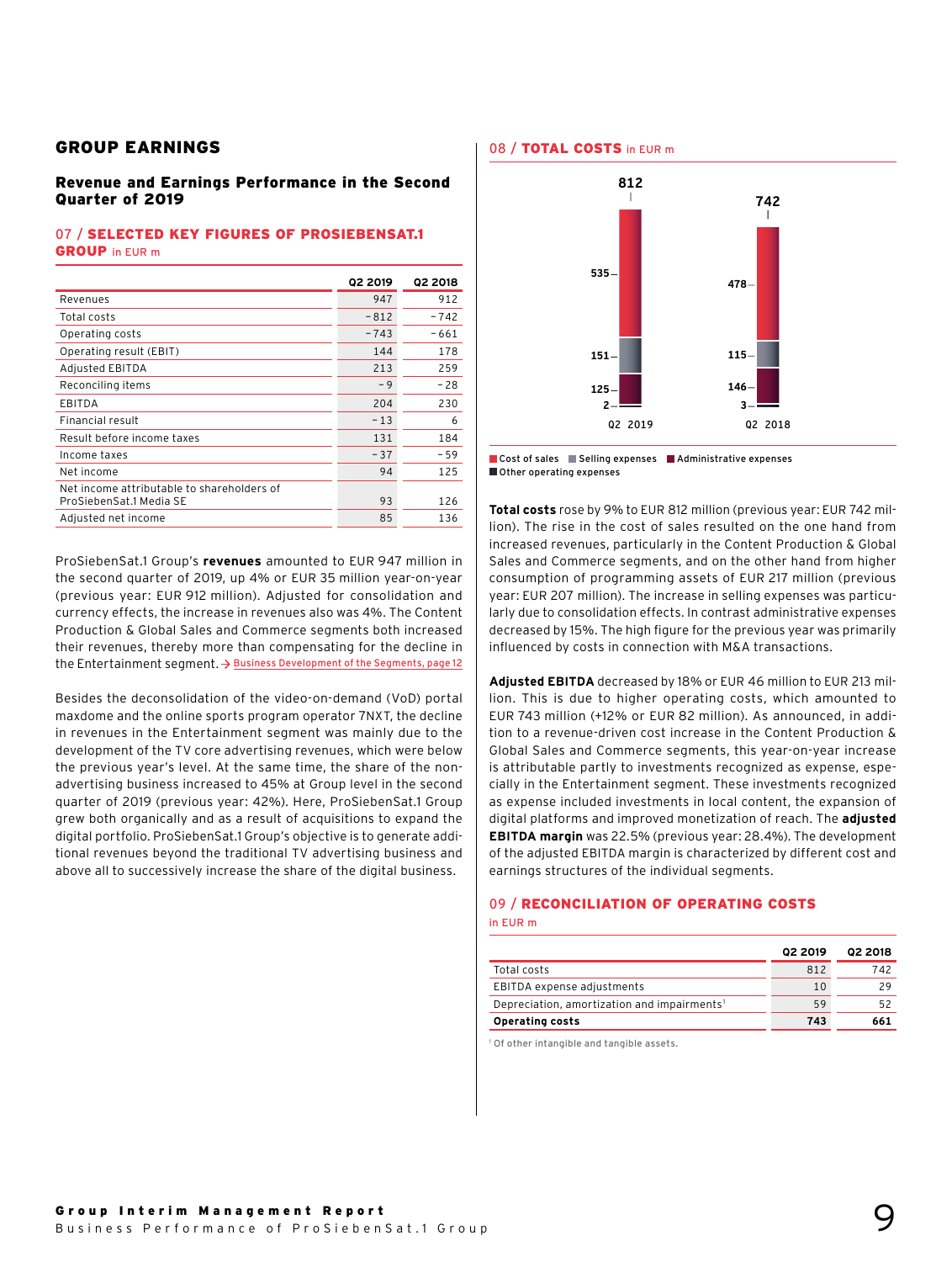## GROUP EARNINGS

### Revenue and Earnings Performance in the Second Quarter of 2019

#### 07 / SELECTED KEY FIGURES OF PROSIEBENSAT.1 GROUP in EUR m

| | Q2 2019 | Q2 2018 |
|---|---|---|
| Revenues | 947 | 912 |
| Total costs | -812 | -742 |
| Operating costs | -743 | -661 |
| Operating result (EBIT) | 144 | 178 |
| Adjusted EBITDA | 213 | 259 |
| Reconciling items | -9 | -28 |
| EBITDA | 204 | 230 |
| Financial result | -13 | 6 |
| Result before income taxes | 131 | 184 |
| Income taxes | -37 | -59 |
| Net income | 94 | 125 |
| Net income attributable to shareholders of ProSiebenSat.1 Media SE | 93 | 126 |
| Adjusted net income | 85 | 136 |

ProSiebenSat.1 Group's **revenues** amounted to EUR 947 million in the second quarter of 2019, up 4% or EUR 35 million year-on-year (previous year: EUR 912 million). Adjusted for consolidation and currency effects, the increase in revenues also was 4%. The Content Production & Global Sales and Commerce segments both increased their revenues, thereby more than compensating for the decline in the Entertainment segment. → Business Development of the Segments, page 12

Besides the deconsolidation of the video-on-demand (VoD) portal maxdome and the online sports program operator 7NXT, the decline in revenues in the Entertainment segment was mainly due to the development of the TV core advertising revenues, which were below the previous year's level. At the same time, the share of the non-advertising business increased to 45% at Group level in the second quarter of 2019 (previous year: 42%). Here, ProSiebenSat.1 Group grew both organically and as a result of acquisitions to expand the digital portfolio. ProSiebenSat.1 Group's objective is to generate additional revenues beyond the traditional TV advertising business and above all to successively increase the share of the digital business.

#### 08 / TOTAL COSTS in EUR m

| | Q2 2019 | Q2 2018 |
|---|---|---|
| Cost of sales | 535 | 478 |
| Selling expenses | 151 | 115 |
| Administrative expenses | 125 | 146 |
| Other operating expenses | 2 | 3 |
| Total | 812 | 742 |

**Total costs** rose by 9% to EUR 812 million (previous year: EUR 742 million). The rise in the cost of sales resulted on the one hand from increased revenues, particularly in the Content Production & Global Sales and Commerce segments, and on the other hand from higher consumption of programming assets of EUR 217 million (previous year: EUR 207 million). The increase in selling expenses was particularly due to consolidation effects. In contrast administrative expenses decreased by 15%. The high figure for the previous year was primarily influenced by costs in connection with M&A transactions.

**Adjusted EBITDA** decreased by 18% or EUR 46 million to EUR 213 million. This is due to higher operating costs, which amounted to EUR 743 million (+12% or EUR 82 million). As announced, in addition to a revenue-driven cost increase in the Content Production & Global Sales and Commerce segments, this year-on-year increase is attributable partly to investments recognized as expense, especially in the Entertainment segment. These investments recognized as expense included investments in local content, the expansion of digital platforms and improved monetization of reach. The **adjusted EBITDA margin** was 22.5% (previous year: 28.4%). The development of the adjusted EBITDA margin is characterized by different cost and earnings structures of the individual segments.

#### 09 / RECONCILIATION OF OPERATING COSTS in EUR m

| | Q2 2019 | Q2 2018 |
|---|---|---|
| Total costs | 812 | 742 |
| EBITDA expense adjustments | 10 | 29 |
| Depreciation, amortization and impairments[1] | 59 | 52 |
| **Operating costs** | **743** | **661** |

[1] Of other intangible and tangible assets.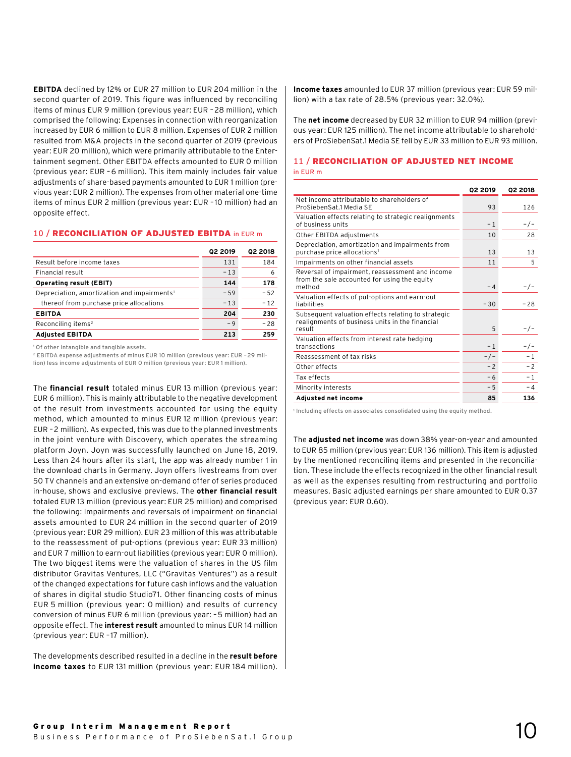**EBITDA** declined by 12% or EUR 27 million to EUR 204 million in the second quarter of 2019. This figure was influenced by reconciling items of minus EUR 9 million (previous year: EUR –28 million), which comprised the following: Expenses in connection with reorganization increased by EUR 6 million to EUR 8 million. Expenses of EUR 2 million resulted from M&A projects in the second quarter of 2019 (previous year: EUR 20 million), which were primarily attributable to the Entertainment segment. Other EBITDA effects amounted to EUR 0 million (previous year: EUR –6 million). This item mainly includes fair value adjustments of share-based payments amounted to EUR 1 million (previous year: EUR 2 million). The expenses from other material one-time items of minus EUR 2 million (previous year: EUR –10 million) had an opposite effect.

### 10 / RECONCILIATION OF ADJUSTED EBITDA in EUR m

| | Q2 2019 | Q2 2018 |
|---|---|---|
| Result before income taxes | 131 | 184 |
| Financial result | –13 | 6 |
| **Operating result (EBIT)** | **144** | **178** |
| Depreciation, amortization and impairments[1] | –59 | –52 |
| thereof from purchase price allocations | –13 | –12 |
| **EBITDA** | **204** | **230** |
| Reconciling items[2] | –9 | –28 |
| **Adjusted EBITDA** | **213** | **259** |

[1] Of other intangible and tangible assets.
[2] EBITDA expense adjustments of minus EUR 10 million (previous year: EUR –29 million) less income adjustments of EUR 0 million (previous year: EUR 1 million).

The **financial result** totaled minus EUR 13 million (previous year: EUR 6 million). This is mainly attributable to the negative development of the result from investments accounted for using the equity method, which amounted to minus EUR 12 million (previous year: EUR –2 million). As expected, this was due to the planned investments in the joint venture with Discovery, which operates the streaming platform Joyn. Joyn was successfully launched on June 18, 2019. Less than 24 hours after its start, the app was already number 1 in the download charts in Germany. Joyn offers livestreams from over 50 TV channels and an extensive on-demand offer of series produced in-house, shows and exclusive previews. The **other financial result** totaled EUR 13 million (previous year: EUR 25 million) and comprised the following: Impairments and reversals of impairment on financial assets amounted to EUR 24 million in the second quarter of 2019 (previous year: EUR 29 million). EUR 23 million of this was attributable to the reassessment of put-options (previous year: EUR 33 million) and EUR 7 million to earn-out liabilities (previous year: EUR 0 million). The two biggest items were the valuation of shares in the US film distributor Gravitas Ventures, LLC ("Gravitas Ventures") as a result of the changed expectations for future cash inflows and the valuation of shares in digital studio Studio71. Other financing costs of minus EUR 5 million (previous year: 0 million) and results of currency conversion of minus EUR 6 million (previous year: –5 million) had an opposite effect. The **interest result** amounted to minus EUR 14 million (previous year: EUR –17 million).

The developments described resulted in a decline in the **result before income taxes** to EUR 131 million (previous year: EUR 184 million).

**Income taxes** amounted to EUR 37 million (previous year: EUR 59 million) with a tax rate of 28.5% (previous year: 32.0%).

The **net income** decreased by EUR 32 million to EUR 94 million (previous year: EUR 125 million). The net income attributable to shareholders of ProSiebenSat.1 Media SE fell by EUR 33 million to EUR 93 million.

### 11 / RECONCILIATION OF ADJUSTED NET INCOME in EUR m

| | Q2 2019 | Q2 2018 |
|---|---|---|
| Net income attributable to shareholders of ProSiebenSat.1 Media SE | 93 | 126 |
| Valuation effects relating to strategic realignments of business units | –1 | –/– |
| Other EBITDA adjustments | 10 | 28 |
| Depreciation, amortization and impairments from purchase price allocations[1] | 13 | 13 |
| Impairments on other financial assets | 11 | 5 |
| Reversal of impairment, reassessment and income from the sale accounted for using the equity method | –4 | –/– |
| Valuation effects of put-options and earn-out liabilities | –30 | –28 |
| Subsequent valuation effects relating to strategic realignments of business units in the financial result | 5 | –/– |
| Valuation effects from interest rate hedging transactions | –1 | –/– |
| Reassessment of tax risks | –/– | –1 |
| Other effects | –2 | –2 |
| Tax effects | –6 | –1 |
| Minority interests | –5 | –4 |
| **Adjusted net income** | **85** | **136** |

[1] Including effects on associates consolidated using the equity method.

The **adjusted net income** was down 38% year-on-year and amounted to EUR 85 million (previous year: EUR 136 million). This item is adjusted by the mentioned reconciling items and presented in the reconciliation. These include the effects recognized in the other financial result as well as the expenses resulting from restructuring and portfolio measures. Basic adjusted earnings per share amounted to EUR 0.37 (previous year: EUR 0.60).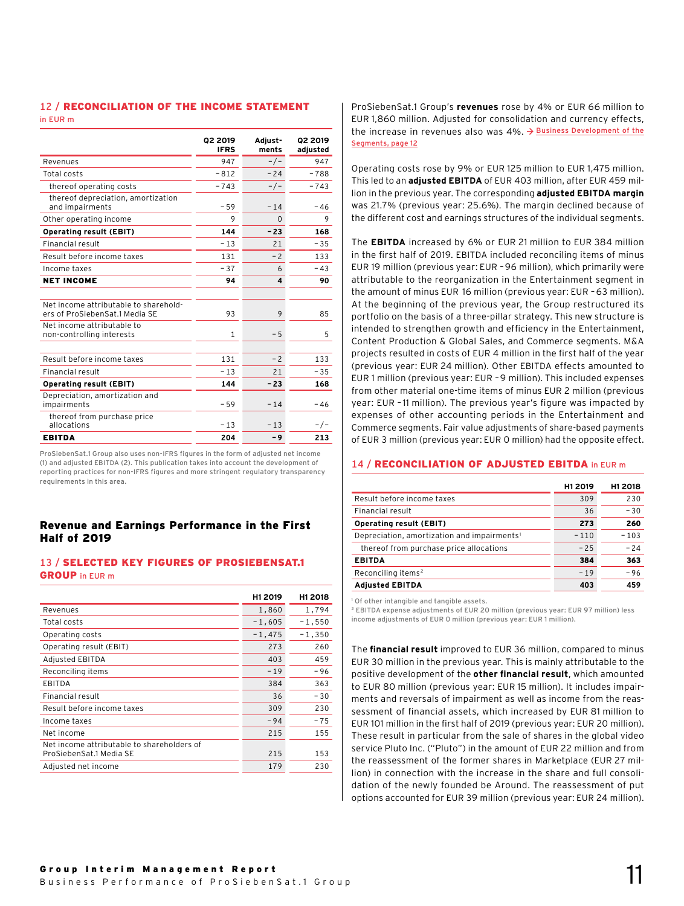### 12 / RECONCILIATION OF THE INCOME STATEMENT
in EUR m

| | Q2 2019 IFRS | Adjust­ments | Q2 2019 adjusted |
|---|---|---|---|
| Revenues | 947 | -/- | 947 |
| Total costs | -812 | -24 | -788 |
| thereof operating costs | -743 | -/- | -743 |
| thereof depreciation, amortization and impairments | -59 | -14 | -46 |
| Other operating income | 9 | 0 | 9 |
| **Operating result (EBIT)** | **144** | **-23** | **168** |
| Financial result | -13 | 21 | -35 |
| Result before income taxes | 131 | -2 | 133 |
| Income taxes | -37 | 6 | -43 |
| **NET INCOME** | **94** | **4** | **90** |
| | | | |
| Net income attributable to shareholders of ProSiebenSat.1 Media SE | 93 | 9 | 85 |
| Net income attributable to non-controlling interests | 1 | -5 | 5 |
| | | | |
| Result before income taxes | 131 | -2 | 133 |
| Financial result | -13 | 21 | -35 |
| **Operating result (EBIT)** | **144** | **-23** | **168** |
| Depreciation, amortization and impairments | -59 | -14 | -46 |
| thereof from purchase price allocations | -13 | -13 | -/- |
| **EBITDA** | **204** | **-9** | **213** |

ProSiebenSat.1 Group also uses non-IFRS figures in the form of adjusted net income (1) and adjusted EBITDA (2). This publication takes into account the development of reporting practices for non-IFRS figures and more stringent regulatory transparency requirements in this area.

## Revenue and Earnings Performance in the First Half of 2019

### 13 / SELECTED KEY FIGURES OF PROSIEBENSAT.1 GROUP in EUR m

| | H1 2019 | H1 2018 |
|---|---|---|
| Revenues | 1,860 | 1,794 |
| Total costs | -1,605 | -1,550 |
| Operating costs | -1,475 | -1,350 |
| Operating result (EBIT) | 273 | 260 |
| Adjusted EBITDA | 403 | 459 |
| Reconciling items | -19 | -96 |
| EBITDA | 384 | 363 |
| Financial result | 36 | -30 |
| Result before income taxes | 309 | 230 |
| Income taxes | -94 | -75 |
| Net income | 215 | 155 |
| Net income attributable to shareholders of ProSiebenSat.1 Media SE | 215 | 153 |
| Adjusted net income | 179 | 230 |

ProSiebenSat.1 Group's **revenues** rose by 4% or EUR 66 million to EUR 1,860 million. Adjusted for consolidation and currency effects, the increase in revenues also was 4%. → Business Development of the Segments, page 12

Operating costs rose by 9% or EUR 125 million to EUR 1,475 million. This led to an **adjusted EBITDA** of EUR 403 million, after EUR 459 million in the previous year. The corresponding **adjusted EBITDA margin** was 21.7% (previous year: 25.6%). The margin declined because of the different cost and earnings structures of the individual segments.

The **EBITDA** increased by 6% or EUR 21 million to EUR 384 million in the first half of 2019. EBITDA included reconciling items of minus EUR 19 million (previous year: EUR -96 million), which primarily were attributable to the reorganization in the Entertainment segment in the amount of minus EUR 16 million (previous year: EUR -63 million). At the beginning of the previous year, the Group restructured its portfolio on the basis of a three-pillar strategy. This new structure is intended to strengthen growth and efficiency in the Entertainment, Content Production & Global Sales, and Commerce segments. M&A projects resulted in costs of EUR 4 million in the first half of the year (previous year: EUR 24 million). Other EBITDA effects amounted to EUR 1 million (previous year: EUR -9 million). This included expenses from other material one-time items of minus EUR 2 million (previous year: EUR -11 million). The previous year's figure was impacted by expenses of other accounting periods in the Entertainment and Commerce segments. Fair value adjustments of share-based payments of EUR 3 million (previous year: EUR 0 million) had the opposite effect.

### 14 / RECONCILIATION OF ADJUSTED EBITDA in EUR m

| | H1 2019 | H1 2018 |
|---|---|---|
| Result before income taxes | 309 | 230 |
| Financial result | 36 | -30 |
| **Operating result (EBIT)** | **273** | **260** |
| Depreciation, amortization and impairments[1] | -110 | -103 |
| thereof from purchase price allocations | -25 | -24 |
| **EBITDA** | **384** | **363** |
| Reconciling items[2] | -19 | -96 |
| **Adjusted EBITDA** | **403** | **459** |

[1] Of other intangible and tangible assets.
[2] EBITDA expense adjustments of EUR 20 million (previous year: EUR 97 million) less income adjustments of EUR 0 million (previous year: EUR 1 million).

The **financial result** improved to EUR 36 million, compared to minus EUR 30 million in the previous year. This is mainly attributable to the positive development of the **other financial result**, which amounted to EUR 80 million (previous year: EUR 15 million). It includes impairments and reversals of impairment as well as income from the reassessment of financial assets, which increased by EUR 81 million to EUR 101 million in the first half of 2019 (previous year: EUR 20 million). These result in particular from the sale of shares in the global video service Pluto Inc. ("Pluto") in the amount of EUR 22 million and from the reassessment of the former shares in Marketplace (EUR 27 million) in connection with the increase in the share and full consolidation of the newly founded be Around. The reassessment of put options accounted for EUR 39 million (previous year: EUR 24 million).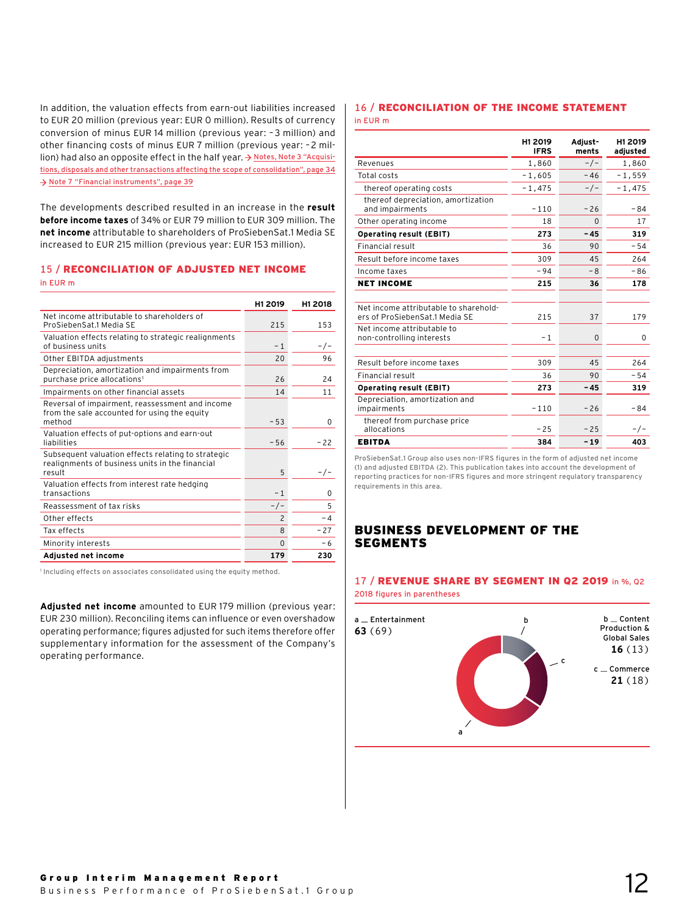In addition, the valuation effects from earn-out liabilities increased to EUR 20 million (previous year: EUR 0 million). Results of currency conversion of minus EUR 14 million (previous year: −3 million) and other financing costs of minus EUR 7 million (previous year: −2 million) had also an opposite effect in the half year. → Notes, Note 3 "Acquisitions, disposals and other transactions affecting the scope of consolidation", page 34 → Note 7 "Financial instruments", page 39

The developments described resulted in an increase in the **result before income taxes** of 34% or EUR 79 million to EUR 309 million. The **net income** attributable to shareholders of ProSiebenSat.1 Media SE increased to EUR 215 million (previous year: EUR 153 million).

### 15 / RECONCILIATION OF ADJUSTED NET INCOME

in EUR m

| | H1 2019 | H1 2018 |
|---|---|---|
| Net income attributable to shareholders of ProSiebenSat.1 Media SE | 215 | 153 |
| Valuation effects relating to strategic realignments of business units | −1 | −/− |
| Other EBITDA adjustments | 20 | 96 |
| Depreciation, amortization and impairments from purchase price allocations[1] | 26 | 24 |
| Impairments on other financial assets | 14 | 11 |
| Reversal of impairment, reassessment and income from the sale accounted for using the equity method | −53 | 0 |
| Valuation effects of put-options and earn-out liabilities | −56 | −22 |
| Subsequent valuation effects relating to strategic realignments of business units in the financial result | 5 | −/− |
| Valuation effects from interest rate hedging transactions | −1 | 0 |
| Reassessment of tax risks | −/− | 5 |
| Other effects | 2 | −4 |
| Tax effects | 8 | −27 |
| Minority interests | 0 | −6 |
| **Adjusted net income** | **179** | **230** |

[1] Including effects on associates consolidated using the equity method.

**Adjusted net income** amounted to EUR 179 million (previous year: EUR 230 million). Reconciling items can influence or even overshadow operating performance; figures adjusted for such items therefore offer supplementary information for the assessment of the Company's operating performance.

### 16 / RECONCILIATION OF THE INCOME STATEMENT

in EUR m

| | H1 2019 IFRS | Adjustments | H1 2019 adjusted |
|---|---|---|---|
| Revenues | 1,860 | −/− | 1,860 |
| Total costs | −1,605 | −46 | −1,559 |
| thereof operating costs | −1,475 | −/− | −1,475 |
| thereof depreciation, amortization and impairments | −110 | −26 | −84 |
| Other operating income | 18 | 0 | 17 |
| **Operating result (EBIT)** | **273** | **−45** | **319** |
| Financial result | 36 | 90 | −54 |
| Result before income taxes | 309 | 45 | 264 |
| Income taxes | −94 | −8 | −86 |
| **NET INCOME** | **215** | **36** | **178** |
| | | | |
| Net income attributable to shareholders of ProSiebenSat.1 Media SE | 215 | 37 | 179 |
| Net income attributable to non-controlling interests | −1 | 0 | 0 |
| | | | |
| Result before income taxes | 309 | 45 | 264 |
| Financial result | 36 | 90 | −54 |
| **Operating result (EBIT)** | **273** | **−45** | **319** |
| Depreciation, amortization and impairments | −110 | −26 | −84 |
| thereof from purchase price allocations | −25 | −25 | −/− |
| **EBITDA** | **384** | **−19** | **403** |

ProSiebenSat.1 Group also uses non-IFRS figures in the form of adjusted net income (1) and adjusted EBITDA (2). This publication takes into account the development of reporting practices for non-IFRS figures and more stringent regulatory transparency requirements in this area.

## BUSINESS DEVELOPMENT OF THE SEGMENTS

### 17 / REVENUE SHARE BY SEGMENT IN Q2 2019 in %, Q2 2018 figures in parentheses

a _ Entertainment **63** (69)

b _ Content Production & Global Sales **16** (13)

c _ Commerce **21** (18)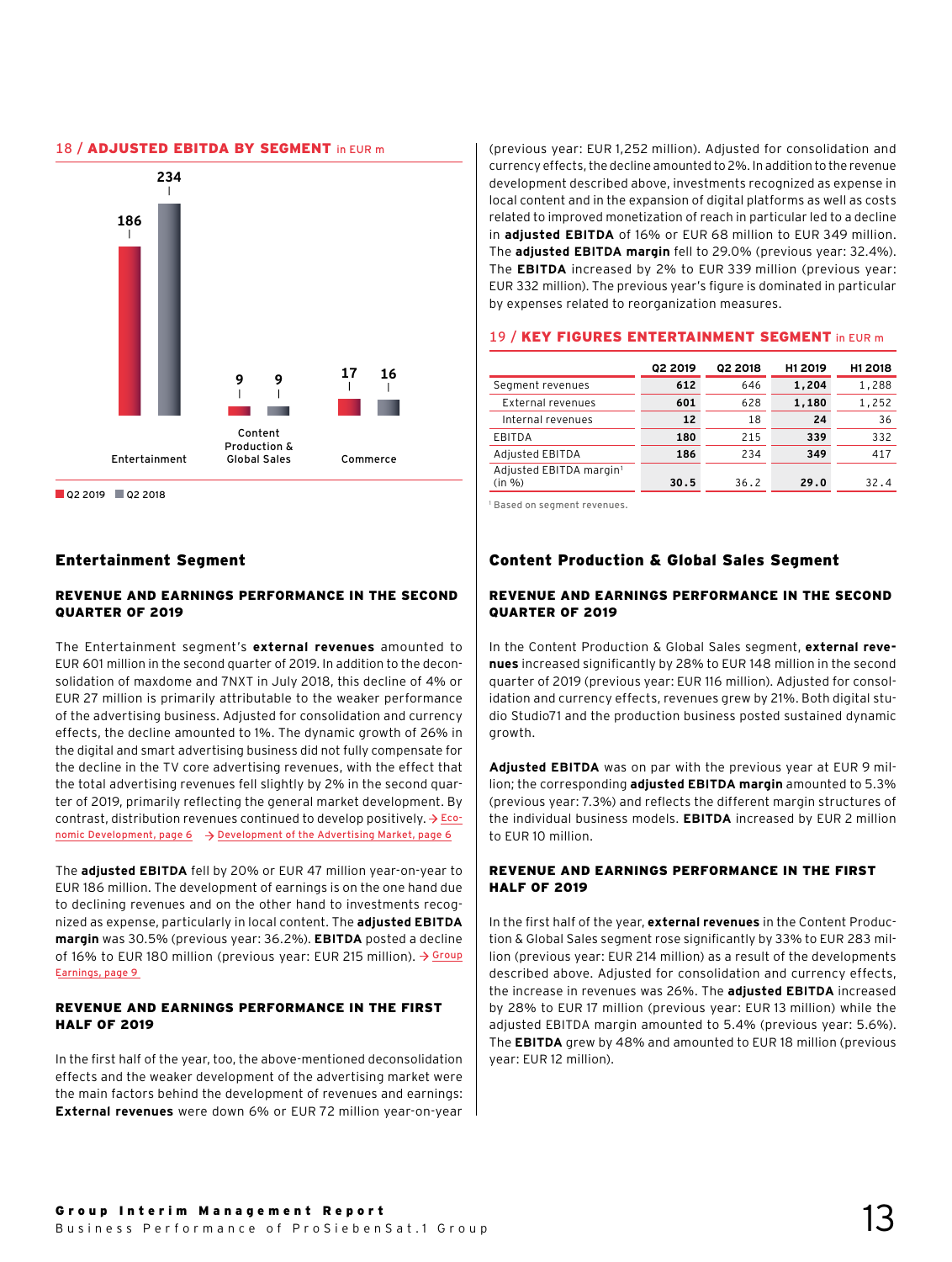18 / **ADJUSTED EBITDA BY SEGMENT** in EUR m

| | Q2 2019 | Q2 2018 |
|---|---|---|
| Entertainment | 186 | 234 |
| Content Production & Global Sales | 9 | 9 |
| Commerce | 17 | 16 |

## Entertainment Segment

### REVENUE AND EARNINGS PERFORMANCE IN THE SECOND QUARTER OF 2019

The Entertainment segment's **external revenues** amounted to EUR 601 million in the second quarter of 2019. In addition to the deconsolidation of maxdome and 7NXT in July 2018, this decline of 4% or EUR 27 million is primarily attributable to the weaker performance of the advertising business. Adjusted for consolidation and currency effects, the decline amounted to 1%. The dynamic growth of 26% in the digital and smart advertising business did not fully compensate for the decline in the TV core advertising revenues, with the effect that the total advertising revenues fell slightly by 2% in the second quarter of 2019, primarily reflecting the general market development. By contrast, distribution revenues continued to develop positively. → Economic Development, page 6 → Development of the Advertising Market, page 6

The **adjusted EBITDA** fell by 20% or EUR 47 million year-on-year to EUR 186 million. The development of earnings is on the one hand due to declining revenues and on the other hand to investments recognized as expense, particularly in local content. The **adjusted EBITDA margin** was 30.5% (previous year: 36.2%). **EBITDA** posted a decline of 16% to EUR 180 million (previous year: EUR 215 million). → Group Earnings, page 9

### REVENUE AND EARNINGS PERFORMANCE IN THE FIRST HALF OF 2019

In the first half of the year, too, the above-mentioned deconsolidation effects and the weaker development of the advertising market were the main factors behind the development of revenues and earnings: **External revenues** were down 6% or EUR 72 million year-on-year (previous year: EUR 1,252 million). Adjusted for consolidation and currency effects, the decline amounted to 2%. In addition to the revenue development described above, investments recognized as expense in local content and in the expansion of digital platforms as well as costs related to improved monetization of reach in particular led to a decline in **adjusted EBITDA** of 16% or EUR 68 million to EUR 349 million. The **adjusted EBITDA margin** fell to 29.0% (previous year: 32.4%). The **EBITDA** increased by 2% to EUR 339 million (previous year: EUR 332 million). The previous year's figure is dominated in particular by expenses related to reorganization measures.

19 / **KEY FIGURES ENTERTAINMENT SEGMENT** in EUR m

| | Q2 2019 | Q2 2018 | H1 2019 | H1 2018 |
|---|---|---|---|---|
| Segment revenues | **612** | 646 | **1,204** | 1,288 |
| External revenues | **601** | 628 | **1,180** | 1,252 |
| Internal revenues | **12** | 18 | **24** | 36 |
| EBITDA | **180** | 215 | **339** | 332 |
| Adjusted EBITDA | **186** | 234 | **349** | 417 |
| Adjusted EBITDA margin[1] (in %) | **30.5** | 36.2 | **29.0** | 32.4 |

[1] Based on segment revenues.

## Content Production & Global Sales Segment

### REVENUE AND EARNINGS PERFORMANCE IN THE SECOND QUARTER OF 2019

In the Content Production & Global Sales segment, **external revenues** increased significantly by 28% to EUR 148 million in the second quarter of 2019 (previous year: EUR 116 million). Adjusted for consolidation and currency effects, revenues grew by 21%. Both digital studio Studio71 and the production business posted sustained dynamic growth.

**Adjusted EBITDA** was on par with the previous year at EUR 9 million; the corresponding **adjusted EBITDA margin** amounted to 5.3% (previous year: 7.3%) and reflects the different margin structures of the individual business models. **EBITDA** increased by EUR 2 million to EUR 10 million.

### REVENUE AND EARNINGS PERFORMANCE IN THE FIRST HALF OF 2019

In the first half of the year, **external revenues** in the Content Production & Global Sales segment rose significantly by 33% to EUR 283 million (previous year: EUR 214 million) as a result of the developments described above. Adjusted for consolidation and currency effects, the increase in revenues was 26%. The **adjusted EBITDA** increased by 28% to EUR 17 million (previous year: EUR 13 million) while the adjusted EBITDA margin amounted to 5.4% (previous year: 5.6%). The **EBITDA** grew by 48% and amounted to EUR 18 million (previous year: EUR 12 million).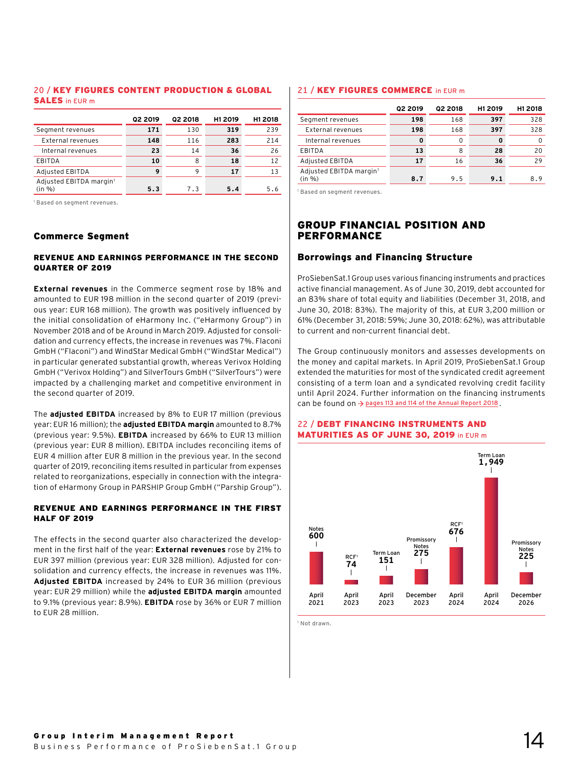**20 / KEY FIGURES CONTENT PRODUCTION & GLOBAL SALES** in EUR m

| | Q2 2019 | Q2 2018 | H1 2019 | H1 2018 |
|---|---|---|---|---|
| Segment revenues | **171** | 130 | **319** | 239 |
| External revenues | **148** | 116 | **283** | 214 |
| Internal revenues | **23** | 14 | **36** | 26 |
| EBITDA | **10** | 8 | **18** | 12 |
| Adjusted EBITDA | **9** | 9 | **17** | 13 |
| Adjusted EBITDA margin[1] (in %) | **5.3** | 7.3 | **5.4** | 5.6 |

[1] Based on segment revenues.

## Commerce Segment

### REVENUE AND EARNINGS PERFORMANCE IN THE SECOND QUARTER OF 2019

**External revenues** in the Commerce segment rose by 18% and amounted to EUR 198 million in the second quarter of 2019 (previous year: EUR 168 million). The growth was positively influenced by the initial consolidation of eHarmony Inc. ("eHarmony Group") in November 2018 and of be Around in March 2019. Adjusted for consolidation and currency effects, the increase in revenues was 7%. Flaconi GmbH ("Flaconi") and WindStar Medical GmbH ("WindStar Medical") in particular generated substantial growth, whereas Verivox Holding GmbH ("Verivox Holding") and SilverTours GmbH ("SilverTours") were impacted by a challenging market and competitive environment in the second quarter of 2019.

The **adjusted EBITDA** increased by 8% to EUR 17 million (previous year: EUR 16 million); the **adjusted EBITDA margin** amounted to 8.7% (previous year: 9.5%). **EBITDA** increased by 66% to EUR 13 million (previous year: EUR 8 million). EBITDA includes reconciling items of EUR 4 million after EUR 8 million in the previous year. In the second quarter of 2019, reconciling items resulted in particular from expenses related to reorganizations, especially in connection with the integration of eHarmony Group in PARSHIP Group GmbH ("Parship Group").

### REVENUE AND EARNINGS PERFORMANCE IN THE FIRST HALF OF 2019

The effects in the second quarter also characterized the development in the first half of the year: **External revenues** rose by 21% to EUR 397 million (previous year: EUR 328 million). Adjusted for consolidation and currency effects, the increase in revenues was 11%. **Adjusted EBITDA** increased by 24% to EUR 36 million (previous year: EUR 29 million) while the **adjusted EBITDA margin** amounted to 9.1% (previous year: 8.9%). **EBITDA** rose by 36% or EUR 7 million to EUR 28 million.

**21 / KEY FIGURES COMMERCE** in EUR m

| | Q2 2019 | Q2 2018 | H1 2019 | H1 2018 |
|---|---|---|---|---|
| Segment revenues | **198** | 168 | **397** | 328 |
| External revenues | **198** | 168 | **397** | 328 |
| Internal revenues | **0** | 0 | **0** | 0 |
| EBITDA | **13** | 8 | **28** | 20 |
| Adjusted EBITDA | **17** | 16 | **36** | 29 |
| Adjusted EBITDA margin[1] (in %) | **8.7** | 9.5 | **9.1** | 8.9 |

[1] Based on segment revenues.

## GROUP FINANCIAL POSITION AND PERFORMANCE

### Borrowings and Financing Structure

ProSiebenSat.1 Group uses various financing instruments and practices active financial management. As of June 30, 2019, debt accounted for an 83% share of total equity and liabilities (December 31, 2018, and June 30, 2018: 83%). The majority of this, at EUR 3,200 million or 61% (December 31, 2018: 59%; June 30, 2018: 62%), was attributable to current and non-current financial debt.

The Group continuously monitors and assesses developments on the money and capital markets. In April 2019, ProSiebenSat.1 Group extended the maturities for most of the syndicated credit agreement consisting of a term loan and a syndicated revolving credit facility until April 2024. Further information on the financing instruments can be found on → pages 113 and 114 of the Annual Report 2018.

**22 / DEBT FINANCING INSTRUMENTS AND MATURITIES AS OF JUNE 30, 2019** in EUR m

| Maturity | Instrument | Amount |
|---|---|---|
| April 2021 | Notes | 600 |
| April 2023 | RCF[1] | 74 |
| April 2023 | Term Loan | 151 |
| December 2023 | Promissory Notes | 275 |
| April 2024 | RCF[1] | 676 |
| April 2024 | Term Loan | 1,949 |
| December 2026 | Promissory Notes | 225 |

[1] Not drawn.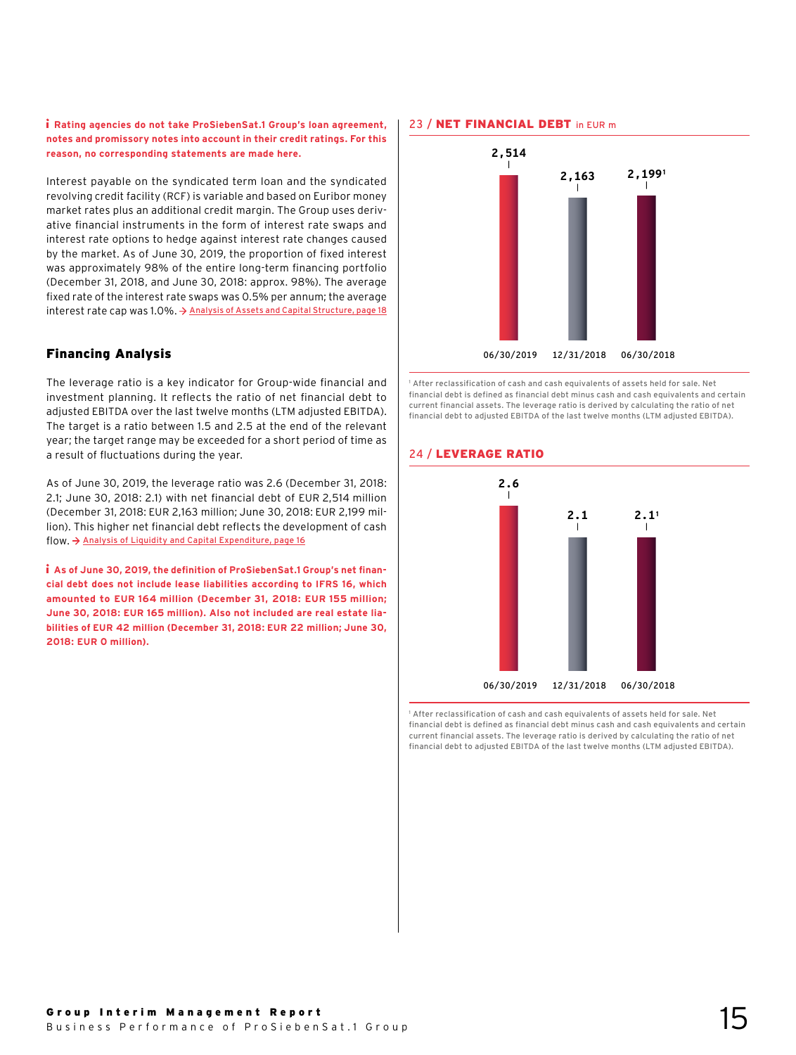**i Rating agencies do not take ProSiebenSat.1 Group's loan agreement, notes and promissory notes into account in their credit ratings. For this reason, no corresponding statements are made here.**

Interest payable on the syndicated term loan and the syndicated revolving credit facility (RCF) is variable and based on Euribor money market rates plus an additional credit margin. The Group uses derivative financial instruments in the form of interest rate swaps and interest rate options to hedge against interest rate changes caused by the market. As of June 30, 2019, the proportion of fixed interest was approximately 98% of the entire long-term financing portfolio (December 31, 2018, and June 30, 2018: approx. 98%). The average fixed rate of the interest rate swaps was 0.5% per annum; the average interest rate cap was 1.0%. → Analysis of Assets and Capital Structure, page 18

## Financing Analysis

The leverage ratio is a key indicator for Group-wide financial and investment planning. It reflects the ratio of net financial debt to adjusted EBITDA over the last twelve months (LTM adjusted EBITDA). The target is a ratio between 1.5 and 2.5 at the end of the relevant year; the target range may be exceeded for a short period of time as a result of fluctuations during the year.

As of June 30, 2019, the leverage ratio was 2.6 (December 31, 2018: 2.1; June 30, 2018: 2.1) with net financial debt of EUR 2,514 million (December 31, 2018: EUR 2,163 million; June 30, 2018: EUR 2,199 million). This higher net financial debt reflects the development of cash flow. → Analysis of Liquidity and Capital Expenditure, page 16

**i As of June 30, 2019, the definition of ProSiebenSat.1 Group's net financial debt does not include lease liabilities according to IFRS 16, which amounted to EUR 164 million (December 31, 2018: EUR 155 million; June 30, 2018: EUR 165 million). Also not included are real estate liabilities of EUR 42 million (December 31, 2018: EUR 22 million; June 30, 2018: EUR 0 million).**

### 23 / NET FINANCIAL DEBT in EUR m

| 06/30/2019 | 12/31/2018 | 06/30/2018 |
|---|---|---|
| 2,514 | 2,163 | 2,199[1] |

[1] After reclassification of cash and cash equivalents of assets held for sale. Net financial debt is defined as financial debt minus cash and cash equivalents and certain current financial assets. The leverage ratio is derived by calculating the ratio of net financial debt to adjusted EBITDA of the last twelve months (LTM adjusted EBITDA).

### 24 / LEVERAGE RATIO

| 06/30/2019 | 12/31/2018 | 06/30/2018 |
|---|---|---|
| 2.6 | 2.1 | 2.1[1] |

[1] After reclassification of cash and cash equivalents of assets held for sale. Net financial debt is defined as financial debt minus cash and cash equivalents and certain current financial assets. The leverage ratio is derived by calculating the ratio of net financial debt to adjusted EBITDA of the last twelve months (LTM adjusted EBITDA).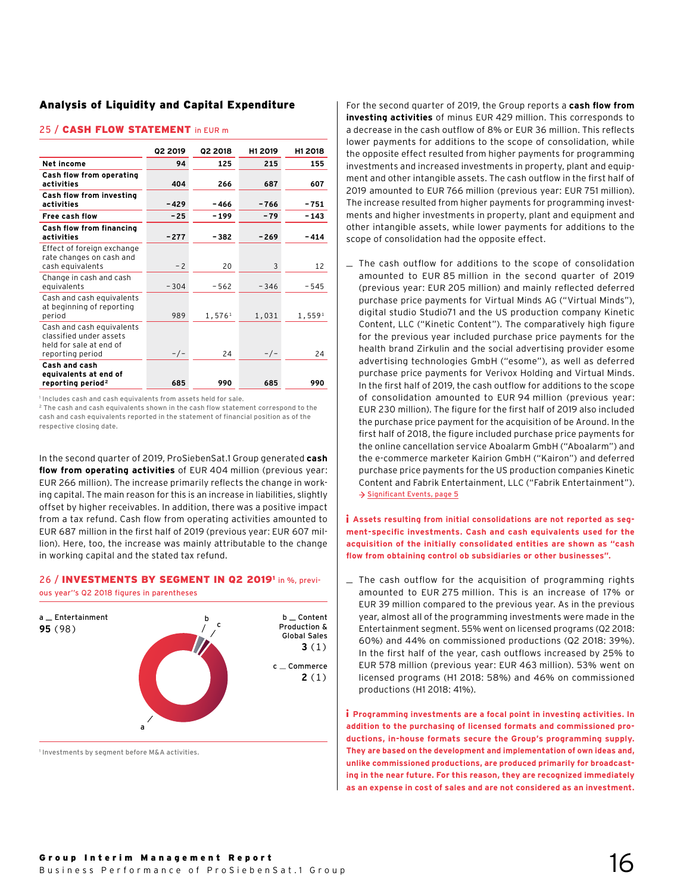## Analysis of Liquidity and Capital Expenditure

### 25 / CASH FLOW STATEMENT in EUR m

| | Q2 2019 | Q2 2018 | H1 2019 | H1 2018 |
|---|---|---|---|---|
| **Net income** | **94** | **125** | **215** | **155** |
| **Cash flow from operating activities** | **404** | **266** | **687** | **607** |
| **Cash flow from investing activities** | **-429** | **-466** | **-766** | **-751** |
| **Free cash flow** | **-25** | **-199** | **-79** | **-143** |
| **Cash flow from financing activities** | **-277** | **-382** | **-269** | **-414** |
| Effect of foreign exchange rate changes on cash and cash equivalents | -2 | 20 | 3 | 12 |
| Change in cash and cash equivalents | -304 | -562 | -346 | -545 |
| Cash and cash equivalents at beginning of reporting period | 989 | 1,576[1] | 1,031 | 1,559[1] |
| Cash and cash equivalents classified under assets held for sale at end of reporting period | -/- | 24 | -/- | 24 |
| **Cash and cash equivalents at end of reporting period[2]** | **685** | **990** | **685** | **990** |

[1] Includes cash and cash equivalents from assets held for sale.
[2] The cash and cash equivalents shown in the cash flow statement correspond to the cash and cash equivalents reported in the statement of financial position as of the respective closing date.

In the second quarter of 2019, ProSiebenSat.1 Group generated **cash flow from operating activities** of EUR 404 million (previous year: EUR 266 million). The increase primarily reflects the change in working capital. The main reason for this is an increase in liabilities, slightly offset by higher receivables. In addition, there was a positive impact from a tax refund. Cash flow from operating activities amounted to EUR 687 million in the first half of 2019 (previous year: EUR 607 million). Here, too, the increase was mainly attributable to the change in working capital and the stated tax refund.

### 26 / INVESTMENTS BY SEGMENT IN Q2 2019[1] in %, previous year''s Q2 2018 figures in parentheses

a _ Entertainment
**95** (98)

b _ Content Production & Global Sales
**3** (1)

c _ Commerce
**2** (1)

[1] Investments by segment before M&A activities.

For the second quarter of 2019, the Group reports a **cash flow from investing activities** of minus EUR 429 million. This corresponds to a decrease in the cash outflow of 8% or EUR 36 million. This reflects lower payments for additions to the scope of consolidation, while the opposite effect resulted from higher payments for programming investments and increased investments in property, plant and equipment and other intangible assets. The cash outflow in the first half of 2019 amounted to EUR 766 million (previous year: EUR 751 million). The increase resulted from higher payments for programming investments and higher investments in property, plant and equipment and other intangible assets, while lower payments for additions to the scope of consolidation had the opposite effect.

- The cash outflow for additions to the scope of consolidation amounted to EUR 85 million in the second quarter of 2019 (previous year: EUR 205 million) and mainly reflected deferred purchase price payments for Virtual Minds AG ("Virtual Minds"), digital studio Studio71 and the US production company Kinetic Content, LLC ("Kinetic Content"). The comparatively high figure for the previous year included purchase price payments for the health brand Zirkulin and the social advertising provider esome advertising technologies GmbH ("esome"), as well as deferred purchase price payments for Verivox Holding and Virtual Minds. In the first half of 2019, the cash outflow for additions to the scope of consolidation amounted to EUR 94 million (previous year: EUR 230 million). The figure for the first half of 2019 also included the purchase price payment for the acquisition of be Around. In the first half of 2018, the figure included purchase price payments for the online cancellation service Aboalarm GmbH ("Aboalarm") and the e-commerce marketer Kairion GmbH ("Kairion") and deferred purchase price payments for the US production companies Kinetic Content and Fabrik Entertainment, LLC ("Fabrik Entertainment").
  → Significant Events, page 5

**Assets resulting from initial consolidations are not reported as segment-specific investments. Cash and cash equivalents used for the acquisition of the initially consolidated entities are shown as "cash flow from obtaining control ob subsidiaries or other businesses".**

- The cash outflow for the acquisition of programming rights amounted to EUR 275 million. This is an increase of 17% or EUR 39 million compared to the previous year. As in the previous year, almost all of the programming investments were made in the Entertainment segment. 55% went on licensed programs (Q2 2018: 60%) and 44% on commissioned productions (Q2 2018: 39%). In the first half of the year, cash outflows increased by 25% to EUR 578 million (previous year: EUR 463 million). 53% went on licensed programs (H1 2018: 58%) and 46% on commissioned productions (H1 2018: 41%).

**Programming investments are a focal point in investing activities. In addition to the purchasing of licensed formats and commissioned productions, in-house formats secure the Group's programming supply. They are based on the development and implementation of own ideas and, unlike commissioned productions, are produced primarily for broadcasting in the near future. For this reason, they are recognized immediately as an expense in cost of sales and are not considered as an investment.**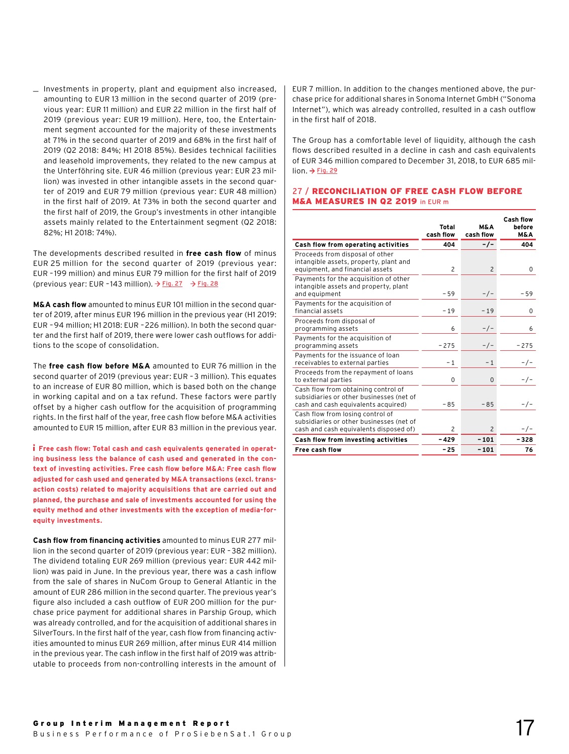- Investments in property, plant and equipment also increased, amounting to EUR 13 million in the second quarter of 2019 (previous year: EUR 11 million) and EUR 22 million in the first half of 2019 (previous year: EUR 19 million). Here, too, the Entertainment segment accounted for the majority of these investments at 71% in the second quarter of 2019 and 68% in the first half of 2019 (Q2 2018: 84%; H1 2018 85%). Besides technical facilities and leasehold improvements, they related to the new campus at the Unterföhring site. EUR 46 million (previous year: EUR 23 million) was invested in other intangible assets in the second quarter of 2019 and EUR 79 million (previous year: EUR 48 million) in the first half of 2019. At 73% in both the second quarter and the first half of 2019, the Group's investments in other intangible assets mainly related to the Entertainment segment (Q2 2018: 82%; H1 2018: 74%).

The developments described resulted in **free cash flow** of minus EUR 25 million for the second quarter of 2019 (previous year: EUR –199 million) and minus EUR 79 million for the first half of 2019 (previous year: EUR –143 million). → Fig. 27 → Fig. 28

**M&A cash flow** amounted to minus EUR 101 million in the second quarter of 2019, after minus EUR 196 million in the previous year (H1 2019: EUR –94 million; H1 2018: EUR –226 million). In both the second quarter and the first half of 2019, there were lower cash outflows for additions to the scope of consolidation.

The **free cash flow before M&A** amounted to EUR 76 million in the second quarter of 2019 (previous year: EUR –3 million). This equates to an increase of EUR 80 million, which is based both on the change in working capital and on a tax refund. These factors were partly offset by a higher cash outflow for the acquisition of programming rights. In the first half of the year, free cash flow before M&A activities amounted to EUR 15 million, after EUR 83 million in the previous year.

**Free cash flow: Total cash and cash equivalents generated in operating business less the balance of cash used and generated in the context of investing activities. Free cash flow before M&A: Free cash flow adjusted for cash used and generated by M&A transactions (excl. transaction costs) related to majority acquisitions that are carried out and planned, the purchase and sale of investments accounted for using the equity method and other investments with the exception of media-for-equity investments.**

**Cash flow from financing activities** amounted to minus EUR 277 million in the second quarter of 2019 (previous year: EUR –382 million). The dividend totaling EUR 269 million (previous year: EUR 442 million) was paid in June. In the previous year, there was a cash inflow from the sale of shares in NuCom Group to General Atlantic in the amount of EUR 286 million in the second quarter. The previous year's figure also included a cash outflow of EUR 200 million for the purchase price payment for additional shares in Parship Group, which was already controlled, and for the acquisition of additional shares in SilverTours. In the first half of the year, cash flow from financing activities amounted to minus EUR 269 million, after minus EUR 414 million in the previous year. The cash inflow in the first half of 2019 was attributable to proceeds from non-controlling interests in the amount of EUR 7 million. In addition to the changes mentioned above, the purchase price for additional shares in Sonoma Internet GmbH ("Sonoma Internet"), which was already controlled, resulted in a cash outflow in the first half of 2018.

The Group has a comfortable level of liquidity, although the cash flows described resulted in a decline in cash and cash equivalents of EUR 346 million compared to December 31, 2018, to EUR 685 million. → Fig. 29

### 27 / RECONCILIATION OF FREE CASH FLOW BEFORE M&A MEASURES IN Q2 2019 in EUR m

| | Total cash flow | M&A cash flow | Cash flow before M&A |
|---|---|---|---|
| **Cash flow from operating activities** | **404** | **-/-** | **404** |
| Proceeds from disposal of other intangible assets, property, plant and equipment, and financial assets | 2 | 2 | 0 |
| Payments for the acquisition of other intangible assets and property, plant and equipment | –59 | -/- | –59 |
| Payments for the acquisition of financial assets | –19 | –19 | 0 |
| Proceeds from disposal of programming assets | 6 | -/- | 6 |
| Payments for the acquisition of programming assets | –275 | -/- | –275 |
| Payments for the issuance of loan receivables to external parties | –1 | –1 | -/- |
| Proceeds from the repayment of loans to external parties | 0 | 0 | -/- |
| Cash flow from obtaining control of subsidiaries or other businesses (net of cash and cash equivalents acquired) | –85 | –85 | -/- |
| Cash flow from losing control of subsidiaries or other businesses (net of cash and cash equivalents disposed of) | 2 | 2 | -/- |
| **Cash flow from investing activities** | **–429** | **–101** | **–328** |
| **Free cash flow** | **–25** | **–101** | **76** |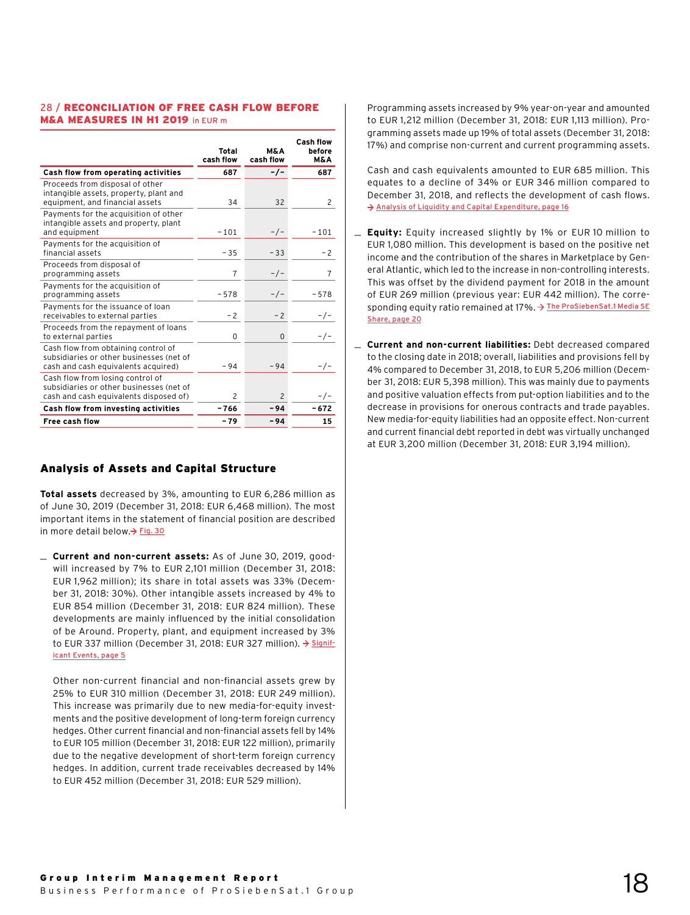28 / **RECONCILIATION OF FREE CASH FLOW BEFORE M&A MEASURES IN H1 2019** in EUR m

| | Total cash flow | M&A cash flow | Cash flow before M&A |
|---|---|---|---|
| **Cash flow from operating activities** | **687** | **-/-** | **687** |
| Proceeds from disposal of other intangible assets, property, plant and equipment, and financial assets | 34 | 32 | 2 |
| Payments for the acquisition of other intangible assets and property, plant and equipment | -101 | -/- | -101 |
| Payments for the acquisition of financial assets | -35 | -33 | -2 |
| Proceeds from disposal of programming assets | 7 | -/- | 7 |
| Payments for the acquisition of programming assets | -578 | -/- | -578 |
| Payments for the issuance of loan receivables to external parties | -2 | -2 | -/- |
| Proceeds from the repayment of loans to external parties | 0 | 0 | -/- |
| Cash flow from obtaining control of subsidiaries or other businesses (net of cash and cash equivalents acquired) | -94 | -94 | -/- |
| Cash flow from losing control of subsidiaries or other businesses (net of cash and cash equivalents disposed of) | 2 | 2 | -/- |
| **Cash flow from investing activities** | **-766** | **-94** | **-672** |
| **Free cash flow** | **-79** | **-94** | **15** |

## Analysis of Assets and Capital Structure

**Total assets** decreased by 3%, amounting to EUR 6,286 million as of June 30, 2019 (December 31, 2018: EUR 6,468 million). The most important items in the statement of financial position are described in more detail below. → Fig. 30

- **Current and non-current assets:** As of June 30, 2019, goodwill increased by 7% to EUR 2,101 million (December 31, 2018: EUR 1,962 million); its share in total assets was 33% (December 31, 2018: 30%). Other intangible assets increased by 4% to EUR 854 million (December 31, 2018: EUR 824 million). These developments are mainly influenced by the initial consolidation of be Around. Property, plant, and equipment increased by 3% to EUR 337 million (December 31, 2018: EUR 327 million). → Significant Events, page 5

  Other non-current financial and non-financial assets grew by 25% to EUR 310 million (December 31, 2018: EUR 249 million). This increase was primarily due to new media-for-equity investments and the positive development of long-term foreign currency hedges. Other current financial and non-financial assets fell by 14% to EUR 105 million (December 31, 2018: EUR 122 million), primarily due to the negative development of short-term foreign currency hedges. In addition, current trade receivables decreased by 14% to EUR 452 million (December 31, 2018: EUR 529 million).

  Programming assets increased by 9% year-on-year and amounted to EUR 1,212 million (December 31, 2018: EUR 1,113 million). Programming assets made up 19% of total assets (December 31, 2018: 17%) and comprise non-current and current programming assets.

  Cash and cash equivalents amounted to EUR 685 million. This equates to a decline of 34% or EUR 346 million compared to December 31, 2018, and reflects the development of cash flows. → Analysis of Liquidity and Capital Expenditure, page 16

- **Equity:** Equity increased slightly by 1% or EUR 10 million to EUR 1,080 million. This development is based on the positive net income and the contribution of the shares in Marketplace by General Atlantic, which led to the increase in non-controlling interests. This was offset by the dividend payment for 2018 in the amount of EUR 269 million (previous year: EUR 442 million). The corresponding equity ratio remained at 17%. → The ProSiebenSat.1 Media SE Share, page 20

- **Current and non-current liabilities:** Debt decreased compared to the closing date in 2018; overall, liabilities and provisions fell by 4% compared to December 31, 2018, to EUR 5,206 million (December 31, 2018: EUR 5,398 million). This was mainly due to payments and positive valuation effects from put-option liabilities and to the decrease in provisions for onerous contracts and trade payables. New media-for-equity liabilities had an opposite effect. Non-current and current financial debt reported in debt was virtually unchanged at EUR 3,200 million (December 31, 2018: EUR 3,194 million).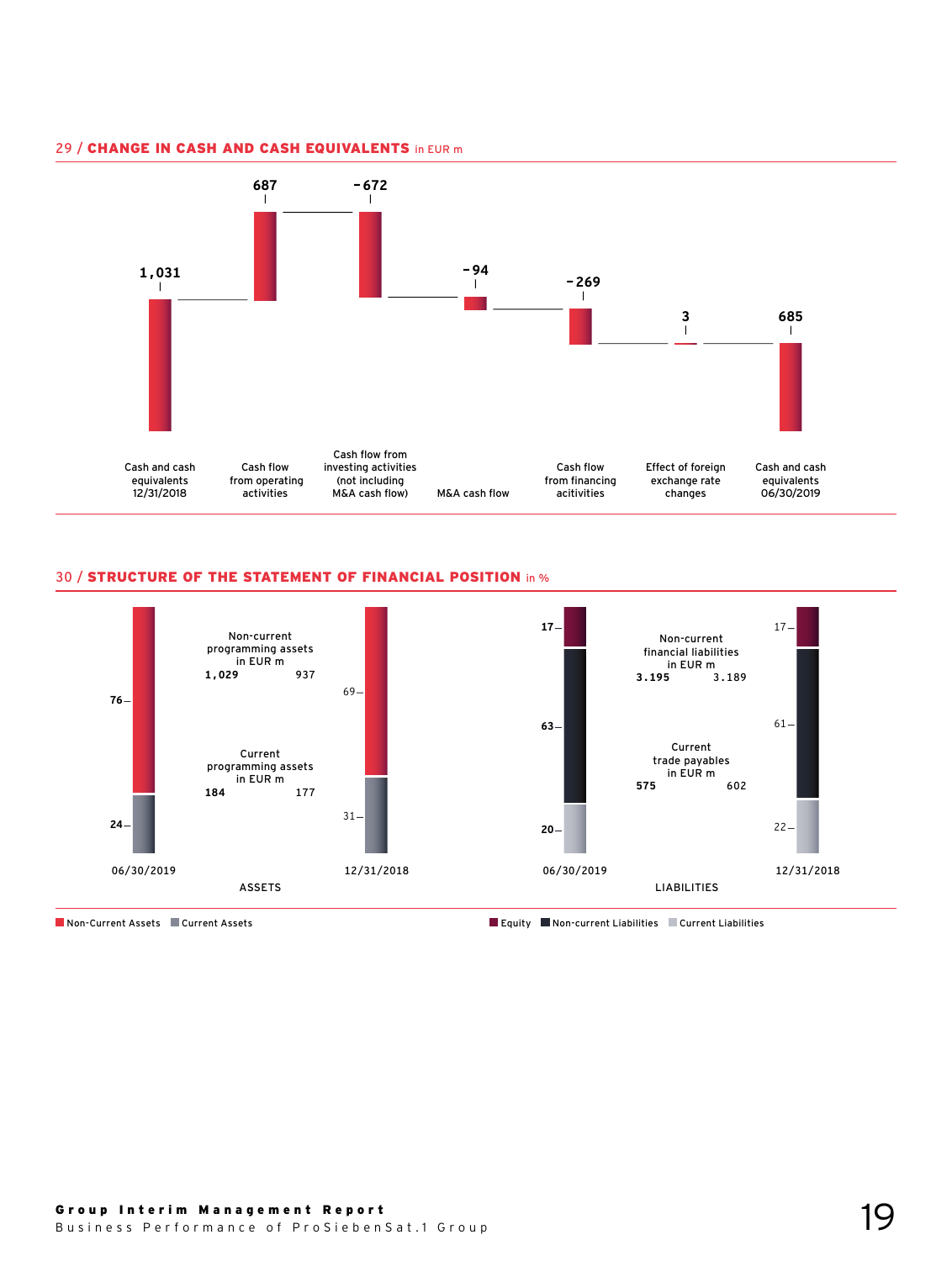## 29 / CHANGE IN CASH AND CASH EQUIVALENTS in EUR m

| | EUR m |
|---|---|
| Cash and cash equivalents 12/31/2018 | 1,031 |
| Cash flow from operating activities | 687 |
| Cash flow from investing activities (not including M&A cash flow) | -672 |
| M&A cash flow | -94 |
| Cash flow from financing acitivities | -269 |
| Effect of foreign exchange rate changes | 3 |
| Cash and cash equivalents 06/30/2019 | 685 |

## 30 / STRUCTURE OF THE STATEMENT OF FINANCIAL POSITION in %

**ASSETS**

| | 06/30/2019 | 12/31/2018 |
|---|---|---|
| Non-Current Assets | 76 | 69 |
| Current Assets | 24 | 31 |

| in EUR m | 06/30/2019 | 12/31/2018 |
|---|---|---|
| Non-current programming assets | 1,029 | 937 |
| Current programming assets | 184 | 177 |

**LIABILITIES**

| | 06/30/2019 | 12/31/2018 |
|---|---|---|
| Equity | 17 | 17 |
| Non-current Liabilities | 63 | 61 |
| Current Liabilities | 20 | 22 |

| in EUR m | 06/30/2019 | 12/31/2018 |
|---|---|---|
| Non-current financial liabilities | 3.195 | 3.189 |
| Current trade payables | 575 | 602 |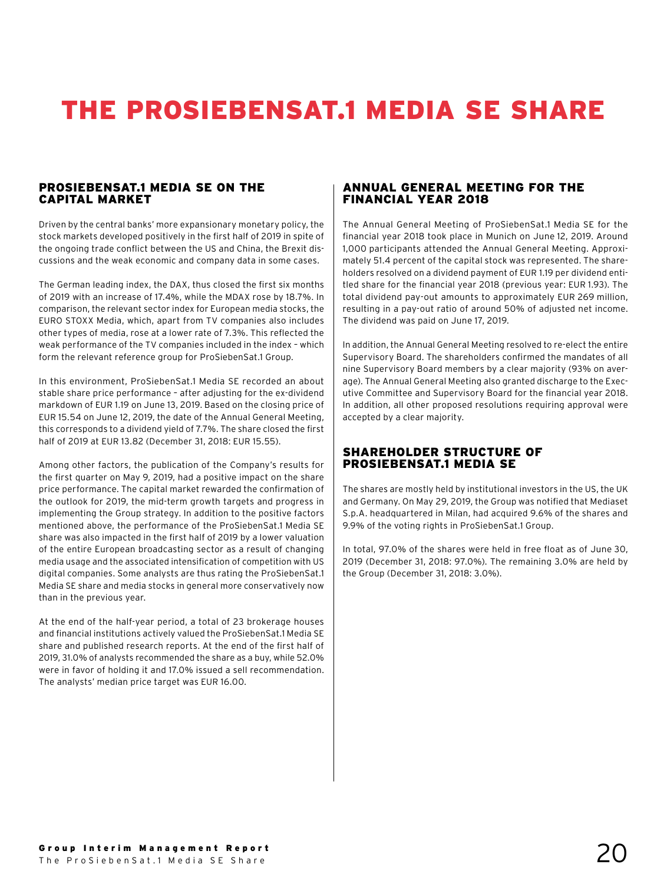# THE PROSIEBENSAT.1 MEDIA SE SHARE

## PROSIEBENSAT.1 MEDIA SE ON THE CAPITAL MARKET

Driven by the central banks' more expansionary monetary policy, the stock markets developed positively in the first half of 2019 in spite of the ongoing trade conflict between the US and China, the Brexit discussions and the weak economic and company data in some cases.

The German leading index, the DAX, thus closed the first six months of 2019 with an increase of 17.4%, while the MDAX rose by 18.7%. In comparison, the relevant sector index for European media stocks, the EURO STOXX Media, which, apart from TV companies also includes other types of media, rose at a lower rate of 7.3%. This reflected the weak performance of the TV companies included in the index – which form the relevant reference group for ProSiebenSat.1 Group.

In this environment, ProSiebenSat.1 Media SE recorded an about stable share price performance – after adjusting for the ex-dividend markdown of EUR 1.19 on June 13, 2019. Based on the closing price of EUR 15.54 on June 12, 2019, the date of the Annual General Meeting, this corresponds to a dividend yield of 7.7%. The share closed the first half of 2019 at EUR 13.82 (December 31, 2018: EUR 15.55).

Among other factors, the publication of the Company's results for the first quarter on May 9, 2019, had a positive impact on the share price performance. The capital market rewarded the confirmation of the outlook for 2019, the mid-term growth targets and progress in implementing the Group strategy. In addition to the positive factors mentioned above, the performance of the ProSiebenSat.1 Media SE share was also impacted in the first half of 2019 by a lower valuation of the entire European broadcasting sector as a result of changing media usage and the associated intensification of competition with US digital companies. Some analysts are thus rating the ProSiebenSat.1 Media SE share and media stocks in general more conservatively now than in the previous year.

At the end of the half-year period, a total of 23 brokerage houses and financial institutions actively valued the ProSiebenSat.1 Media SE share and published research reports. At the end of the first half of 2019, 31.0% of analysts recommended the share as a buy, while 52.0% were in favor of holding it and 17.0% issued a sell recommendation. The analysts' median price target was EUR 16.00.

## ANNUAL GENERAL MEETING FOR THE FINANCIAL YEAR 2018

The Annual General Meeting of ProSiebenSat.1 Media SE for the financial year 2018 took place in Munich on June 12, 2019. Around 1,000 participants attended the Annual General Meeting. Approximately 51.4 percent of the capital stock was represented. The shareholders resolved on a dividend payment of EUR 1.19 per dividend entitled share for the financial year 2018 (previous year: EUR 1.93). The total dividend pay-out amounts to approximately EUR 269 million, resulting in a pay-out ratio of around 50% of adjusted net income. The dividend was paid on June 17, 2019.

In addition, the Annual General Meeting resolved to re-elect the entire Supervisory Board. The shareholders confirmed the mandates of all nine Supervisory Board members by a clear majority (93% on average). The Annual General Meeting also granted discharge to the Executive Committee and Supervisory Board for the financial year 2018. In addition, all other proposed resolutions requiring approval were accepted by a clear majority.

## SHAREHOLDER STRUCTURE OF PROSIEBENSAT.1 MEDIA SE

The shares are mostly held by institutional investors in the US, the UK and Germany. On May 29, 2019, the Group was notified that Mediaset S.p.A. headquartered in Milan, had acquired 9.6% of the shares and 9.9% of the voting rights in ProSiebenSat.1 Group.

In total, 97.0% of the shares were held in free float as of June 30, 2019 (December 31, 2018: 97.0%). The remaining 3.0% are held by the Group (December 31, 2018: 3.0%).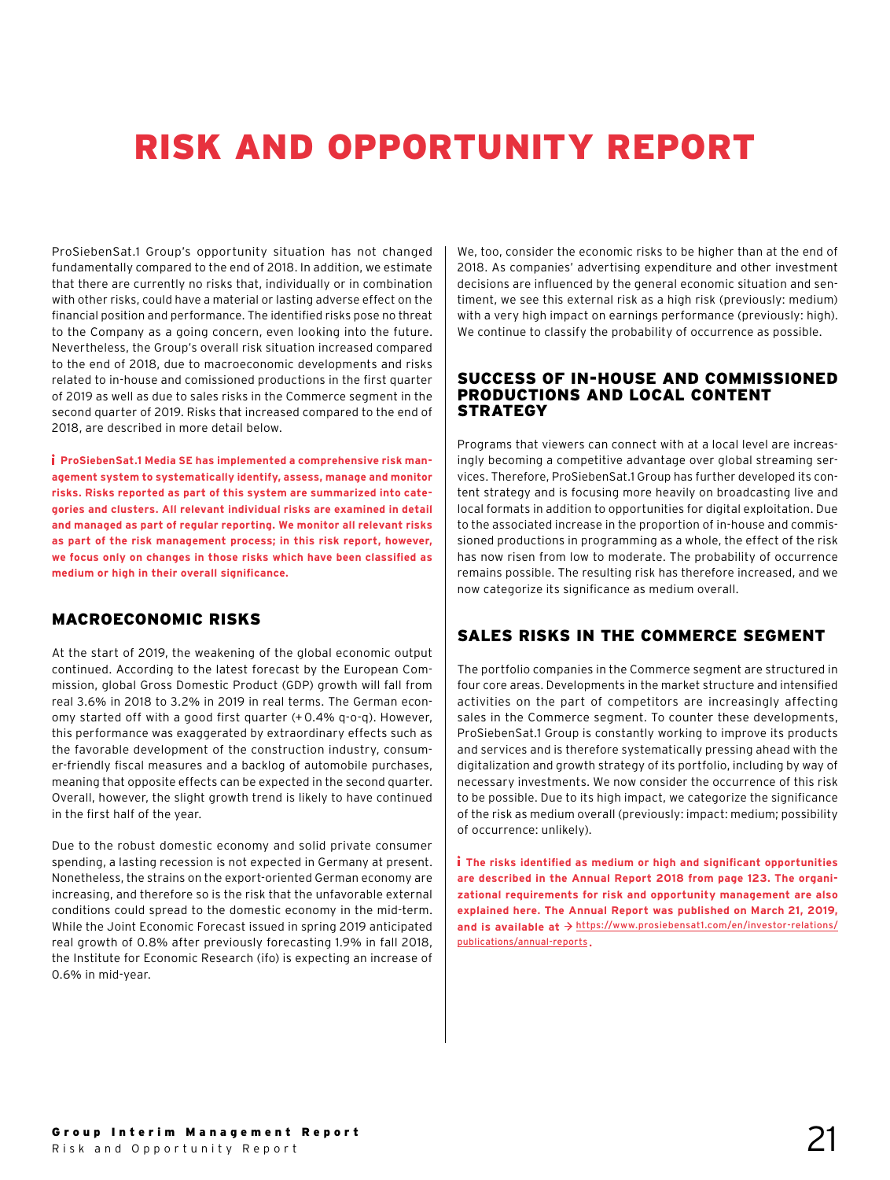# RISK AND OPPORTUNITY REPORT

ProSiebenSat.1 Group's opportunity situation has not changed fundamentally compared to the end of 2018. In addition, we estimate that there are currently no risks that, individually or in combination with other risks, could have a material or lasting adverse effect on the financial position and performance. The identified risks pose no threat to the Company as a going concern, even looking into the future. Nevertheless, the Group's overall risk situation increased compared to the end of 2018, due to macroeconomic developments and risks related to in-house and comissioned productions in the first quarter of 2019 as well as due to sales risks in the Commerce segment in the second quarter of 2019. Risks that increased compared to the end of 2018, are described in more detail below.

**i ProSiebenSat.1 Media SE has implemented a comprehensive risk management system to systematically identify, assess, manage and monitor risks. Risks reported as part of this system are summarized into categories and clusters. All relevant individual risks are examined in detail and managed as part of regular reporting. We monitor all relevant risks as part of the risk management process; in this risk report, however, we focus only on changes in those risks which have been classified as medium or high in their overall significance.**

## MACROECONOMIC RISKS

At the start of 2019, the weakening of the global economic output continued. According to the latest forecast by the European Commission, global Gross Domestic Product (GDP) growth will fall from real 3.6% in 2018 to 3.2% in 2019 in real terms. The German economy started off with a good first quarter (+0.4% q-o-q). However, this performance was exaggerated by extraordinary effects such as the favorable development of the construction industry, consumer-friendly fiscal measures and a backlog of automobile purchases, meaning that opposite effects can be expected in the second quarter. Overall, however, the slight growth trend is likely to have continued in the first half of the year.

Due to the robust domestic economy and solid private consumer spending, a lasting recession is not expected in Germany at present. Nonetheless, the strains on the export-oriented German economy are increasing, and therefore so is the risk that the unfavorable external conditions could spread to the domestic economy in the mid-term. While the Joint Economic Forecast issued in spring 2019 anticipated real growth of 0.8% after previously forecasting 1.9% in fall 2018, the Institute for Economic Research (ifo) is expecting an increase of 0.6% in mid-year.

We, too, consider the economic risks to be higher than at the end of 2018. As companies' advertising expenditure and other investment decisions are influenced by the general economic situation and sentiment, we see this external risk as a high risk (previously: medium) with a very high impact on earnings performance (previously: high). We continue to classify the probability of occurrence as possible.

## SUCCESS OF IN-HOUSE AND COMMISSIONED PRODUCTIONS AND LOCAL CONTENT STRATEGY

Programs that viewers can connect with at a local level are increasingly becoming a competitive advantage over global streaming services. Therefore, ProSiebenSat.1 Group has further developed its content strategy and is focusing more heavily on broadcasting live and local formats in addition to opportunities for digital exploitation. Due to the associated increase in the proportion of in-house and commissioned productions in programming as a whole, the effect of the risk has now risen from low to moderate. The probability of occurrence remains possible. The resulting risk has therefore increased, and we now categorize its significance as medium overall.

## SALES RISKS IN THE COMMERCE SEGMENT

The portfolio companies in the Commerce segment are structured in four core areas. Developments in the market structure and intensified activities on the part of competitors are increasingly affecting sales in the Commerce segment. To counter these developments, ProSiebenSat.1 Group is constantly working to improve its products and services and is therefore systematically pressing ahead with the digitalization and growth strategy of its portfolio, including by way of necessary investments. We now consider the occurrence of this risk to be possible. Due to its high impact, we categorize the significance of the risk as medium overall (previously: impact: medium; possibility of occurrence: unlikely).

**i The risks identified as medium or high and significant opportunities are described in the Annual Report 2018 from page 123. The organizational requirements for risk and opportunity management are also explained here. The Annual Report was published on March 21, 2019, and is available at** → https://www.prosiebensat1.com/en/investor-relations/publications/annual-reports.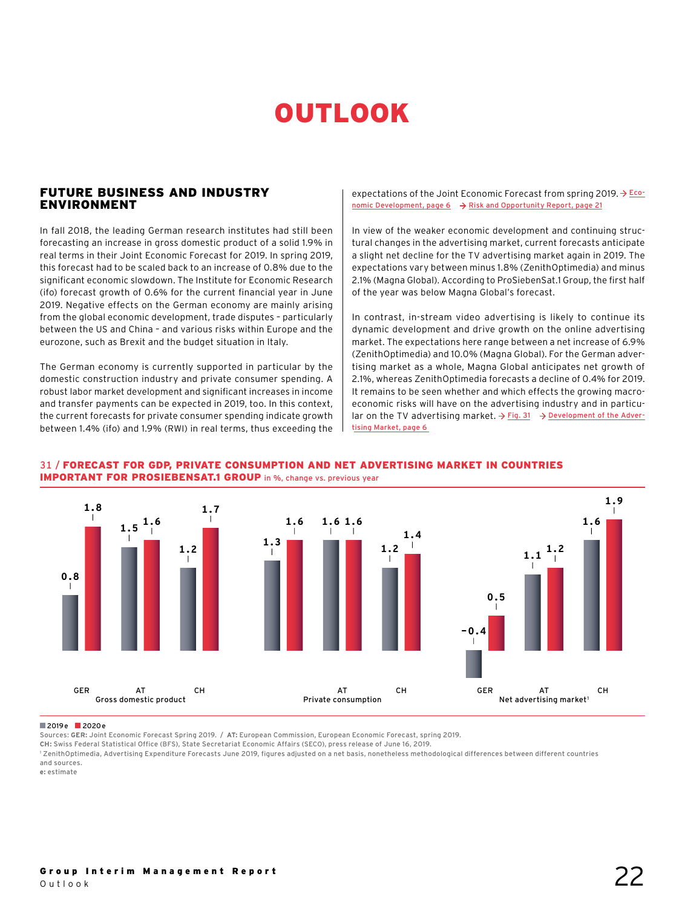# OUTLOOK

## FUTURE BUSINESS AND INDUSTRY ENVIRONMENT

In fall 2018, the leading German research institutes had still been forecasting an increase in gross domestic product of a solid 1.9% in real terms in their Joint Economic Forecast for 2019. In spring 2019, this forecast had to be scaled back to an increase of 0.8% due to the significant economic slowdown. The Institute for Economic Research (ifo) forecast growth of 0.6% for the current financial year in June 2019. Negative effects on the German economy are mainly arising from the global economic development, trade disputes – particularly between the US and China – and various risks within Europe and the eurozone, such as Brexit and the budget situation in Italy.

The German economy is currently supported in particular by the domestic construction industry and private consumer spending. A robust labor market development and significant increases in income and transfer payments can be expected in 2019, too. In this context, the current forecasts for private consumer spending indicate growth between 1.4% (ifo) and 1.9% (RWI) in real terms, thus exceeding the expectations of the Joint Economic Forecast from spring 2019. → Economic Development, page 6 → Risk and Opportunity Report, page 21

In view of the weaker economic development and continuing structural changes in the advertising market, current forecasts anticipate a slight net decline for the TV advertising market again in 2019. The expectations vary between minus 1.8% (ZenithOptimedia) and minus 2.1% (Magna Global). According to ProSiebenSat.1 Group, the first half of the year was below Magna Global's forecast.

In contrast, in-stream video advertising is likely to continue its dynamic development and drive growth on the online advertising market. The expectations here range between a net increase of 6.9% (ZenithOptimedia) and 10.0% (Magna Global). For the German advertising market as a whole, Magna Global anticipates net growth of 2.1%, whereas ZenithOptimedia forecasts a decline of 0.4% for 2019. It remains to be seen whether and which effects the growing macroeconomic risks will have on the advertising industry and in particular on the TV advertising market. → Fig. 31 → Development of the Advertising Market, page 6

**31 / FORECAST FOR GDP, PRIVATE CONSUMPTION AND NET ADVERTISING MARKET IN COUNTRIES IMPORTANT FOR PROSIEBENSAT.1 GROUP** in %, change vs. previous year

| | Gross domestic product | | | Private consumption | | | Net advertising market[1] | | |
|---|---|---|---|---|---|---|---|---|---|
| | GER | AT | CH | GER | AT | CH | GER | AT | CH |
| 2019e | 0.8 | 1.5 | 1.2 | 1.3 | 1.6 | 1.2 | -0.4 | 1.1 | 1.6 |
| 2020e | 1.8 | 1.6 | 1.7 | 1.6 | 1.6 | 1.4 | 0.5 | 1.2 | 1.9 |

Sources: **GER:** Joint Economic Forecast Spring 2019. / **AT:** European Commission, European Economic Forecast, spring 2019.
**CH:** Swiss Federal Statistical Office (BFS), State Secretariat Economic Affairs (SECO), press release of June 16, 2019.
[1] ZenithOptimedia, Advertising Expenditure Forecasts June 2019, figures adjusted on a net basis, nonetheless methodological differences between different countries and sources.
**e:** estimate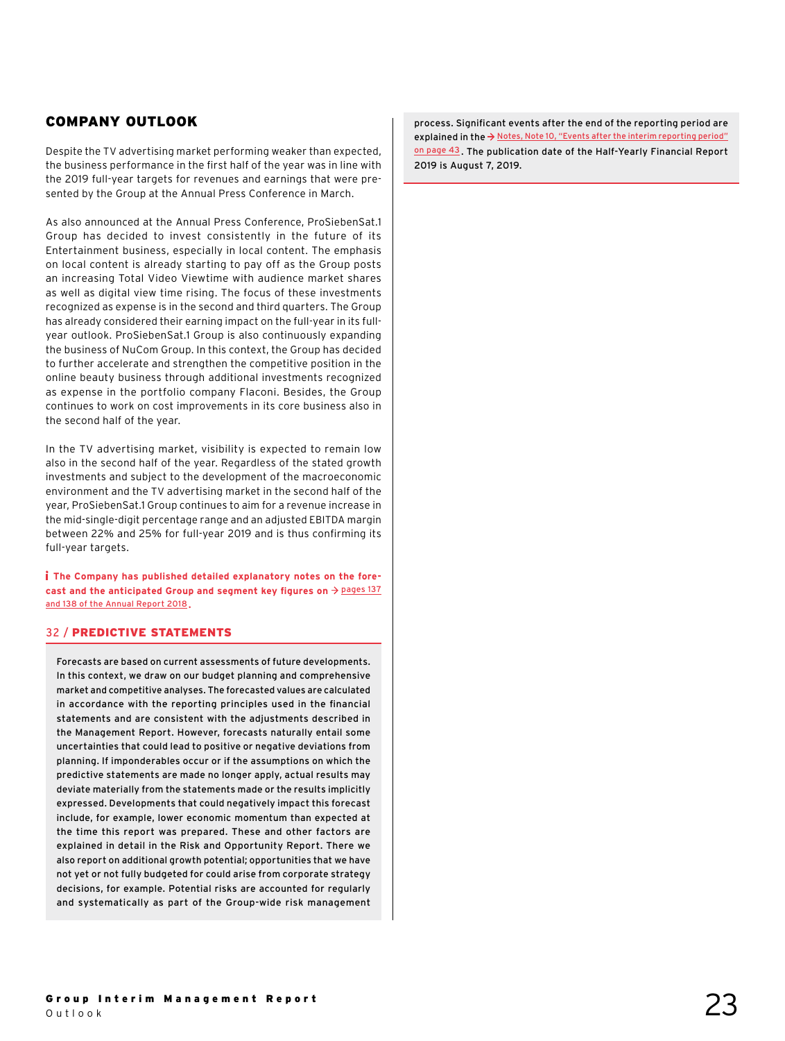## COMPANY OUTLOOK

Despite the TV advertising market performing weaker than expected, the business performance in the first half of the year was in line with the 2019 full-year targets for revenues and earnings that were presented by the Group at the Annual Press Conference in March.

As also announced at the Annual Press Conference, ProSiebenSat.1 Group has decided to invest consistently in the future of its Entertainment business, especially in local content. The emphasis on local content is already starting to pay off as the Group posts an increasing Total Video Viewtime with audience market shares as well as digital view time rising. The focus of these investments recognized as expense is in the second and third quarters. The Group has already considered their earning impact on the full-year in its full-year outlook. ProSiebenSat.1 Group is also continuously expanding the business of NuCom Group. In this context, the Group has decided to further accelerate and strengthen the competitive position in the online beauty business through additional investments recognized as expense in the portfolio company Flaconi. Besides, the Group continues to work on cost improvements in its core business also in the second half of the year.

In the TV advertising market, visibility is expected to remain low also in the second half of the year. Regardless of the stated growth investments and subject to the development of the macroeconomic environment and the TV advertising market in the second half of the year, ProSiebenSat.1 Group continues to aim for a revenue increase in the mid-single-digit percentage range and an adjusted EBITDA margin between 22% and 25% for full-year 2019 and is thus confirming its full-year targets.

**The Company has published detailed explanatory notes on the forecast and the anticipated Group and segment key figures on** → pages 137 and 138 of the Annual Report 2018.

### 32 / PREDICTIVE STATEMENTS

Forecasts are based on current assessments of future developments. In this context, we draw on our budget planning and comprehensive market and competitive analyses. The forecasted values are calculated in accordance with the reporting principles used in the financial statements and are consistent with the adjustments described in the Management Report. However, forecasts naturally entail some uncertainties that could lead to positive or negative deviations from planning. If imponderables occur or if the assumptions on which the predictive statements are made no longer apply, actual results may deviate materially from the statements made or the results implicitly expressed. Developments that could negatively impact this forecast include, for example, lower economic momentum than expected at the time this report was prepared. These and other factors are explained in detail in the Risk and Opportunity Report. There we also report on additional growth potential; opportunities that we have not yet or not fully budgeted for could arise from corporate strategy decisions, for example. Potential risks are accounted for regularly and systematically as part of the Group-wide risk management process. Significant events after the end of the reporting period are explained in the → Notes, Note 10, "Events after the interim reporting period" on page 43. The publication date of the Half-Yearly Financial Report 2019 is August 7, 2019.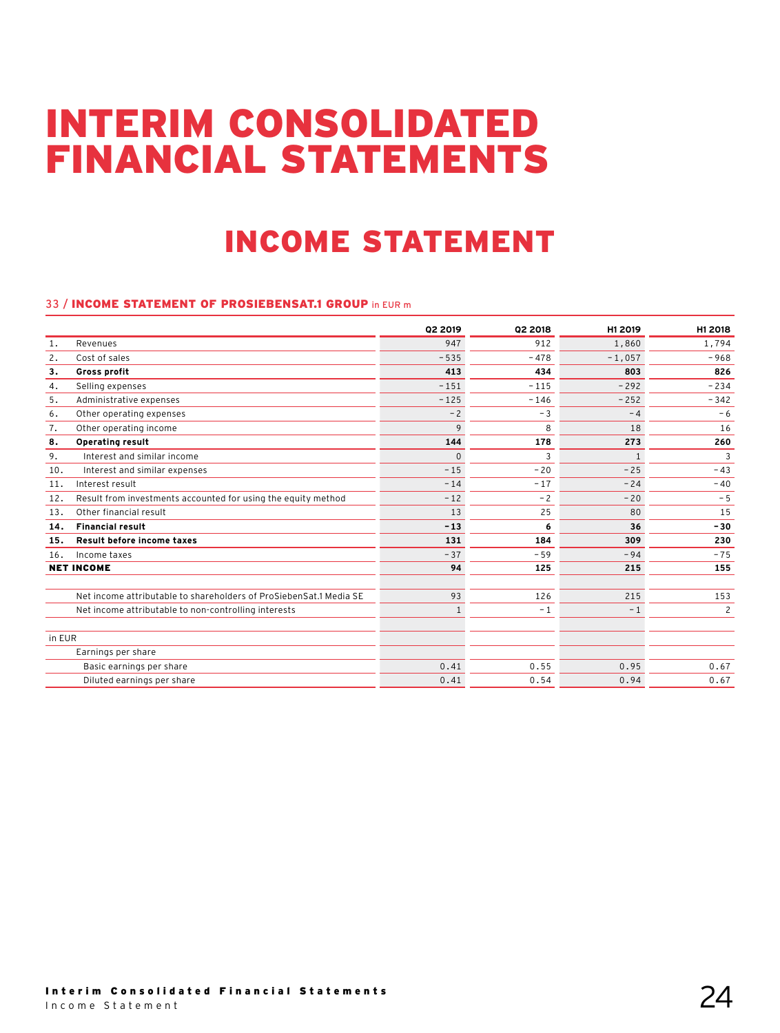# INTERIM CONSOLIDATED FINANCIAL STATEMENTS

## INCOME STATEMENT

### 33 / INCOME STATEMENT OF PROSIEBENSAT.1 GROUP in EUR m

| | | Q2 2019 | Q2 2018 | H1 2019 | H1 2018 |
|---|---|---|---|---|---|
| 1. | Revenues | 947 | 912 | 1,860 | 1,794 |
| 2. | Cost of sales | -535 | -478 | -1,057 | -968 |
| **3.** | **Gross profit** | **413** | **434** | **803** | **826** |
| 4. | Selling expenses | -151 | -115 | -292 | -234 |
| 5. | Administrative expenses | -125 | -146 | -252 | -342 |
| 6. | Other operating expenses | -2 | -3 | -4 | -6 |
| 7. | Other operating income | 9 | 8 | 18 | 16 |
| **8.** | **Operating result** | **144** | **178** | **273** | **260** |
| 9. | Interest and similar income | 0 | 3 | 1 | 3 |
| 10. | Interest and similar expenses | -15 | -20 | -25 | -43 |
| 11. | Interest result | -14 | -17 | -24 | -40 |
| 12. | Result from investments accounted for using the equity method | -12 | -2 | -20 | -5 |
| 13. | Other financial result | 13 | 25 | 80 | 15 |
| **14.** | **Financial result** | **-13** | **6** | **36** | **-30** |
| **15.** | **Result before income taxes** | **131** | **184** | **309** | **230** |
| 16. | Income taxes | -37 | -59 | -94 | -75 |
| **NET INCOME** | | **94** | **125** | **215** | **155** |
| | | | | | |
| | Net income attributable to shareholders of ProSiebenSat.1 Media SE | 93 | 126 | 215 | 153 |
| | Net income attributable to non-controlling interests | 1 | -1 | -1 | 2 |
| | | | | | |
| in EUR | | | | | |
| | Earnings per share | | | | |
| | Basic earnings per share | 0.41 | 0.55 | 0.95 | 0.67 |
| | Diluted earnings per share | 0.41 | 0.54 | 0.94 | 0.67 |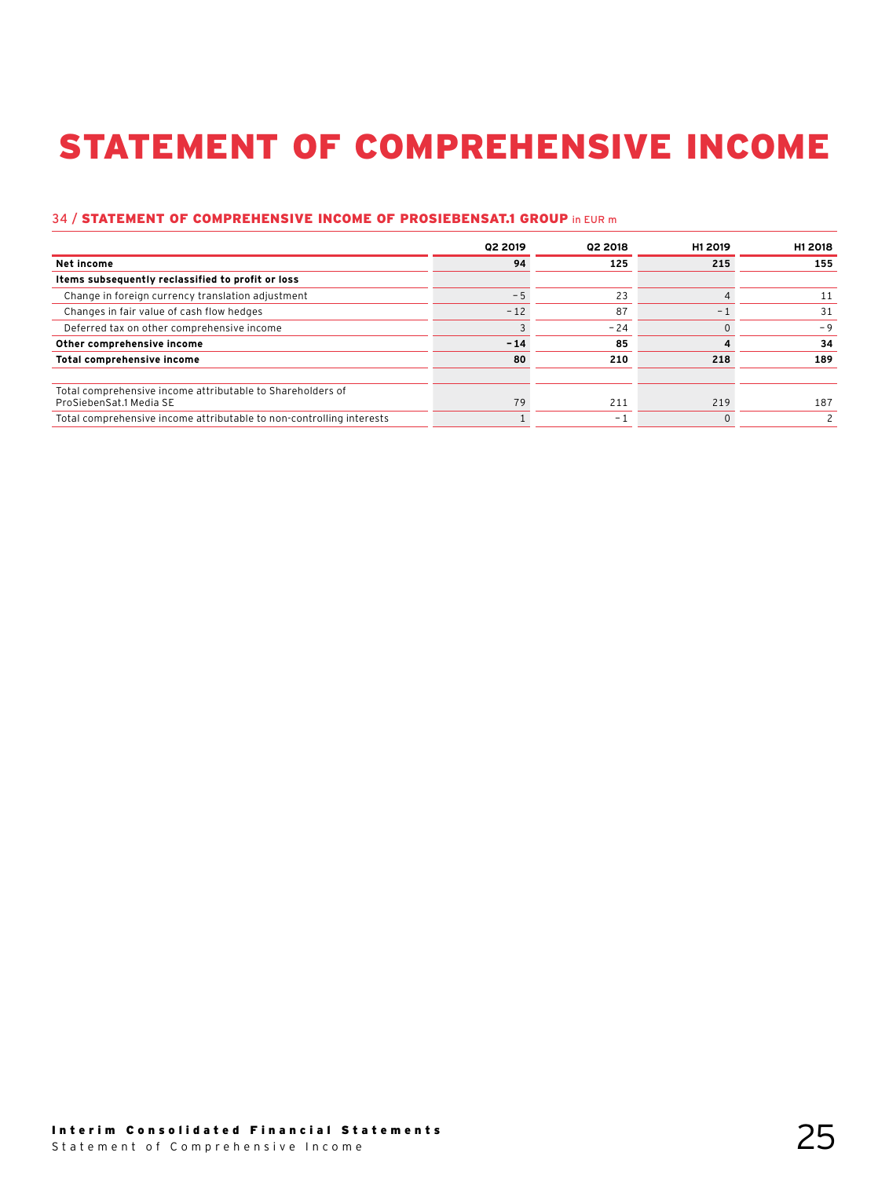# STATEMENT OF COMPREHENSIVE INCOME

34 / **STATEMENT OF COMPREHENSIVE INCOME OF PROSIEBENSAT.1 GROUP** in EUR m

| | Q2 2019 | Q2 2018 | H1 2019 | H1 2018 |
|---|---|---|---|---|
| **Net income** | **94** | **125** | **215** | **155** |
| **Items subsequently reclassified to profit or loss** | | | | |
| Change in foreign currency translation adjustment | -5 | 23 | 4 | 11 |
| Changes in fair value of cash flow hedges | -12 | 87 | -1 | 31 |
| Deferred tax on other comprehensive income | 3 | -24 | 0 | -9 |
| **Other comprehensive income** | **-14** | **85** | **4** | **34** |
| **Total comprehensive income** | **80** | **210** | **218** | **189** |
| | | | | |
| Total comprehensive income attributable to Shareholders of ProSiebenSat.1 Media SE | 79 | 211 | 219 | 187 |
| Total comprehensive income attributable to non-controlling interests | 1 | -1 | 0 | 2 |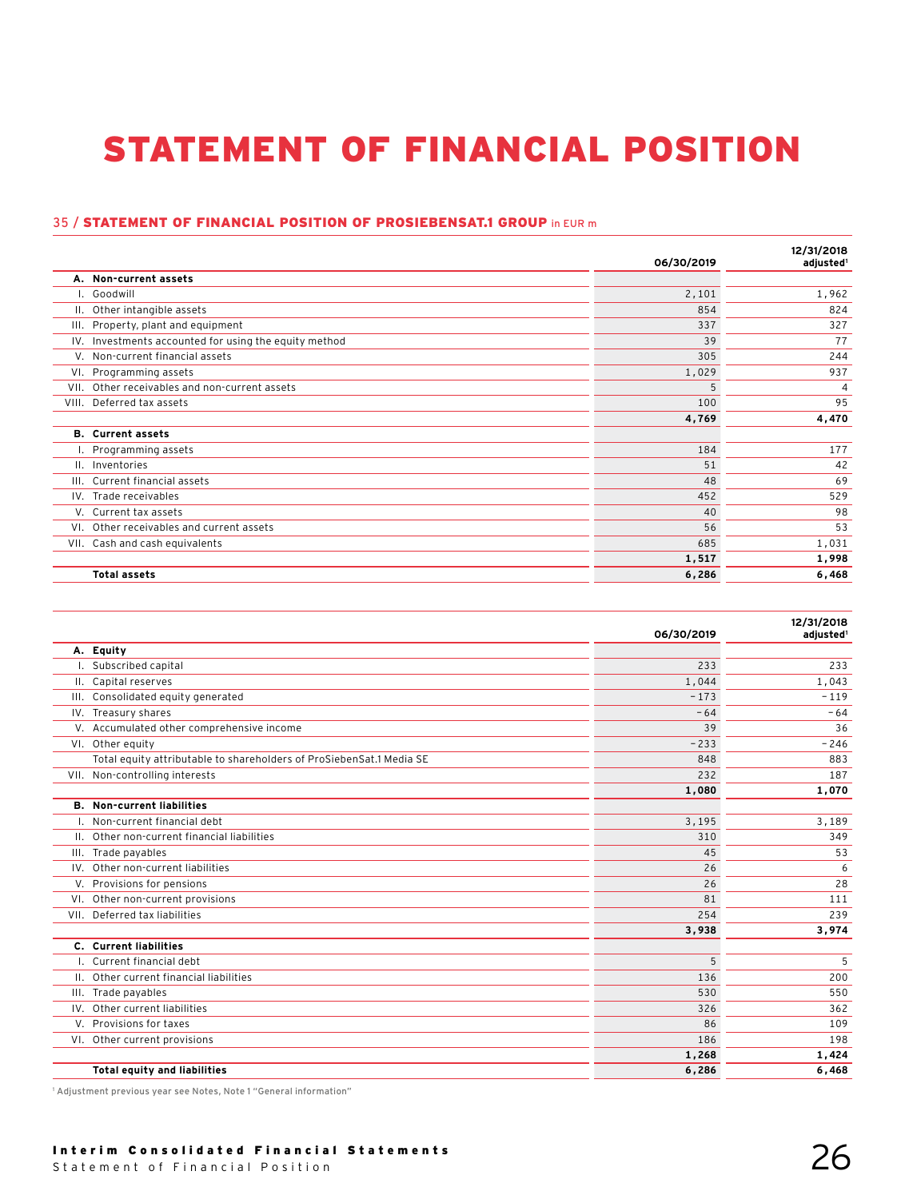# STATEMENT OF FINANCIAL POSITION

### 35 / STATEMENT OF FINANCIAL POSITION OF PROSIEBENSAT.1 GROUP in EUR m

| | | 06/30/2019 | 12/31/2018 adjusted[1] |
|---|---|---|---|
| **A.** | **Non-current assets** | | |
| I. | Goodwill | 2,101 | 1,962 |
| II. | Other intangible assets | 854 | 824 |
| III. | Property, plant and equipment | 337 | 327 |
| IV. | Investments accounted for using the equity method | 39 | 77 |
| V. | Non-current financial assets | 305 | 244 |
| VI. | Programming assets | 1,029 | 937 |
| VII. | Other receivables and non-current assets | 5 | 4 |
| VIII. | Deferred tax assets | 100 | 95 |
| | | **4,769** | **4,470** |
| **B.** | **Current assets** | | |
| I. | Programming assets | 184 | 177 |
| II. | Inventories | 51 | 42 |
| III. | Current financial assets | 48 | 69 |
| IV. | Trade receivables | 452 | 529 |
| V. | Current tax assets | 40 | 98 |
| VI. | Other receivables and current assets | 56 | 53 |
| VII. | Cash and cash equivalents | 685 | 1,031 |
| | | **1,517** | **1,998** |
| | **Total assets** | **6,286** | **6,468** |

| | | 06/30/2019 | 12/31/2018 adjusted[1] |
|---|---|---|---|
| **A.** | **Equity** | | |
| I. | Subscribed capital | 233 | 233 |
| II. | Capital reserves | 1,044 | 1,043 |
| III. | Consolidated equity generated | -173 | -119 |
| IV. | Treasury shares | -64 | -64 |
| V. | Accumulated other comprehensive income | 39 | 36 |
| VI. | Other equity | -233 | -246 |
| | Total equity attributable to shareholders of ProSiebenSat.1 Media SE | 848 | 883 |
| VII. | Non-controlling interests | 232 | 187 |
| | | **1,080** | **1,070** |
| **B.** | **Non-current liabilities** | | |
| I. | Non-current financial debt | 3,195 | 3,189 |
| II. | Other non-current financial liabilities | 310 | 349 |
| III. | Trade payables | 45 | 53 |
| IV. | Other non-current liabilities | 26 | 6 |
| V. | Provisions for pensions | 26 | 28 |
| VI. | Other non-current provisions | 81 | 111 |
| VII. | Deferred tax liabilities | 254 | 239 |
| | | **3,938** | **3,974** |
| **C.** | **Current liabilities** | | |
| I. | Current financial debt | 5 | 5 |
| II. | Other current financial liabilities | 136 | 200 |
| III. | Trade payables | 530 | 550 |
| IV. | Other current liabilities | 326 | 362 |
| V. | Provisions for taxes | 86 | 109 |
| VI. | Other current provisions | 186 | 198 |
| | | **1,268** | **1,424** |
| | **Total equity and liabilities** | **6,286** | **6,468** |

[1] Adjustment previous year see Notes, Note 1 "General information"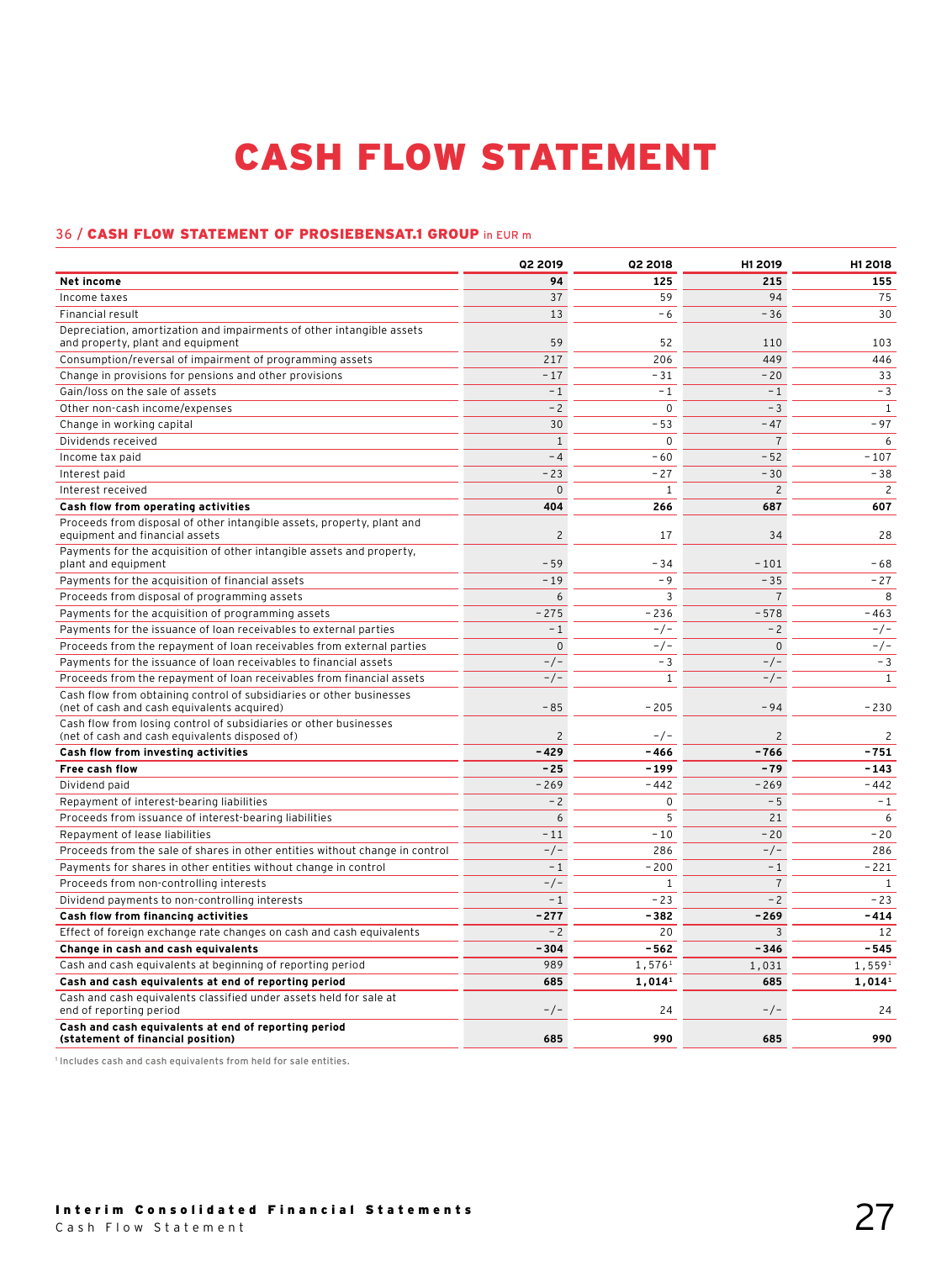# CASH FLOW STATEMENT

## 36 / CASH FLOW STATEMENT OF PROSIEBENSAT.1 GROUP in EUR m

| | Q2 2019 | Q2 2018 | H1 2019 | H1 2018 |
|---|---|---|---|---|
| **Net income** | **94** | **125** | **215** | **155** |
| Income taxes | 37 | 59 | 94 | 75 |
| Financial result | 13 | -6 | -36 | 30 |
| Depreciation, amortization and impairments of other intangible assets and property, plant and equipment | 59 | 52 | 110 | 103 |
| Consumption/reversal of impairment of programming assets | 217 | 206 | 449 | 446 |
| Change in provisions for pensions and other provisions | -17 | -31 | -20 | 33 |
| Gain/loss on the sale of assets | -1 | -1 | -1 | -3 |
| Other non-cash income/expenses | -2 | 0 | -3 | 1 |
| Change in working capital | 30 | -53 | -47 | -97 |
| Dividends received | 1 | 0 | 7 | 6 |
| Income tax paid | -4 | -60 | -52 | -107 |
| Interest paid | -23 | -27 | -30 | -38 |
| Interest received | 0 | 1 | 2 | 2 |
| **Cash flow from operating activities** | **404** | **266** | **687** | **607** |
| Proceeds from disposal of other intangible assets, property, plant and equipment and financial assets | 2 | 17 | 34 | 28 |
| Payments for the acquisition of other intangible assets and property, plant and equipment | -59 | -34 | -101 | -68 |
| Payments for the acquisition of financial assets | -19 | -9 | -35 | -27 |
| Proceeds from disposal of programming assets | 6 | 3 | 7 | 8 |
| Payments for the acquisition of programming assets | -275 | -236 | -578 | -463 |
| Payments for the issuance of loan receivables to external parties | -1 | -/- | -2 | -/- |
| Proceeds from the repayment of loan receivables from external parties | 0 | -/- | 0 | -/- |
| Payments for the issuance of loan receivables to financial assets | -/- | -3 | -/- | -3 |
| Proceeds from the repayment of loan receivables from financial assets | -/- | 1 | -/- | 1 |
| Cash flow from obtaining control of subsidiaries or other businesses (net of cash and cash equivalents acquired) | -85 | -205 | -94 | -230 |
| Cash flow from losing control of subsidiaries or other businesses (net of cash and cash equivalents disposed of) | 2 | -/- | 2 | 2 |
| **Cash flow from investing activities** | **-429** | **-466** | **-766** | **-751** |
| **Free cash flow** | **-25** | **-199** | **-79** | **-143** |
| Dividend paid | -269 | -442 | -269 | -442 |
| Repayment of interest-bearing liabilities | -2 | 0 | -5 | -1 |
| Proceeds from issuance of interest-bearing liabilities | 6 | 5 | 21 | 6 |
| Repayment of lease liabilities | -11 | -10 | -20 | -20 |
| Proceeds from the sale of shares in other entities without change in control | -/- | 286 | -/- | 286 |
| Payments for shares in other entities without change in control | -1 | -200 | -1 | -221 |
| Proceeds from non-controlling interests | -/- | 1 | 7 | 1 |
| Dividend payments to non-controlling interests | -1 | -23 | -2 | -23 |
| **Cash flow from financing activities** | **-277** | **-382** | **-269** | **-414** |
| Effect of foreign exchange rate changes on cash and cash equivalents | -2 | 20 | 3 | 12 |
| **Change in cash and cash equivalents** | **-304** | **-562** | **-346** | **-545** |
| Cash and cash equivalents at beginning of reporting period | 989 | 1,576[1] | 1,031 | 1,559[1] |
| **Cash and cash equivalents at end of reporting period** | **685** | **1,014**[1] | **685** | **1,014**[1] |
| Cash and cash equivalents classified under assets held for sale at end of reporting period | -/- | 24 | -/- | 24 |
| **Cash and cash equivalents at end of reporting period (statement of financial position)** | **685** | **990** | **685** | **990** |

[1] Includes cash and cash equivalents from held for sale entities.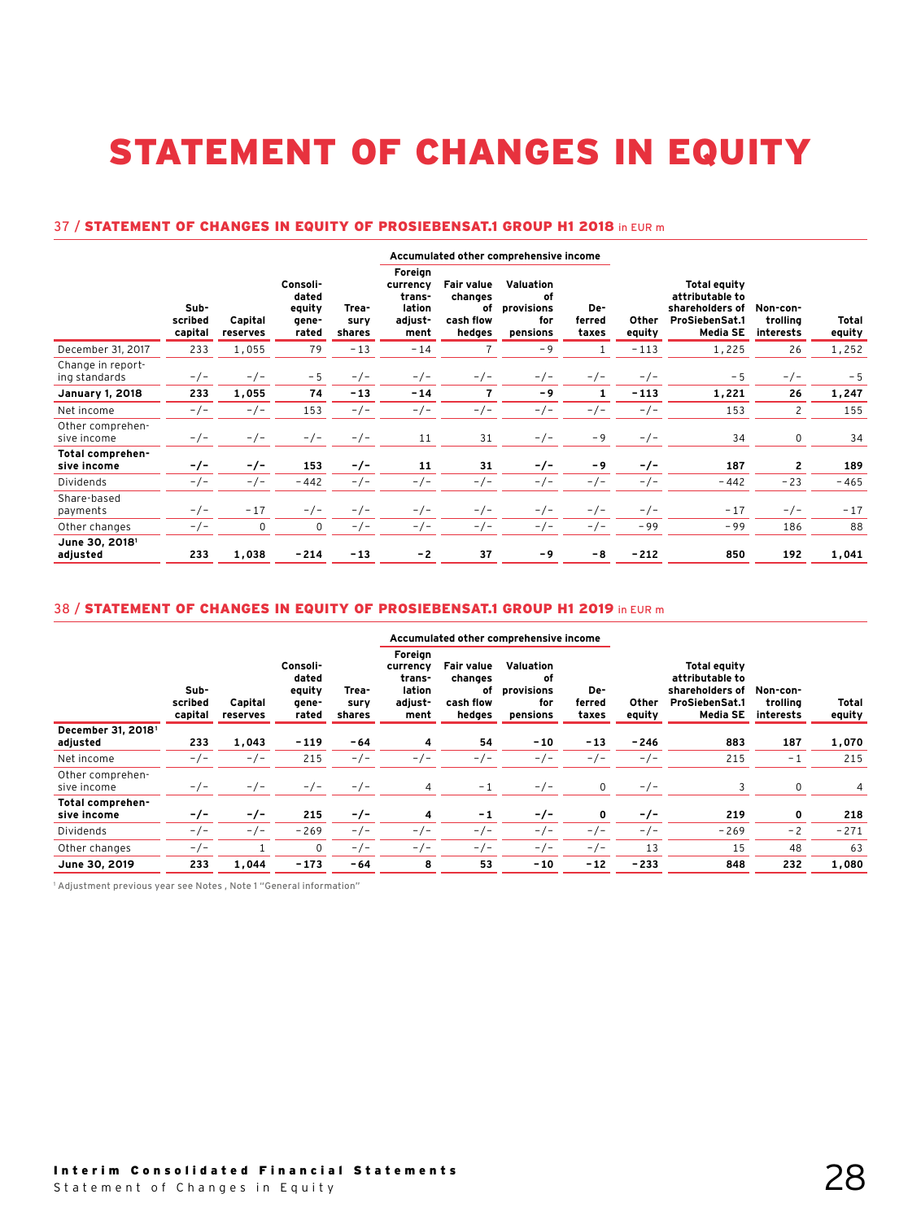# STATEMENT OF CHANGES IN EQUITY

## 37 / STATEMENT OF CHANGES IN EQUITY OF PROSIEBENSAT.1 GROUP H1 2018 in EUR m

| | Subscribed capital | Capital reserves | Consolidated equity generated | Treasury shares | Accumulated other comprehensive income: Foreign currency translation adjustment | Fair value changes of cash flow hedges | Valuation of provisions for pensions | Deferred taxes | Other equity | Total equity attributable to shareholders of ProSiebenSat.1 Media SE | Non-controlling interests | Total equity |
|---|---|---|---|---|---|---|---|---|---|---|---|---|
| December 31, 2017 | 233 | 1,055 | 79 | -13 | -14 | 7 | -9 | 1 | -113 | 1,225 | 26 | 1,252 |
| Change in reporting standards | -/- | -/- | -5 | -/- | -/- | -/- | -/- | -/- | -/- | -5 | -/- | -5 |
| **January 1, 2018** | **233** | **1,055** | **74** | **-13** | **-14** | **7** | **-9** | **1** | **-113** | **1,221** | **26** | **1,247** |
| Net income | -/- | -/- | 153 | -/- | -/- | -/- | -/- | -/- | -/- | 153 | 2 | 155 |
| Other comprehensive income | -/- | -/- | -/- | -/- | 11 | 31 | -/- | -9 | -/- | 34 | 0 | 34 |
| **Total comprehensive income** | **-/-** | **-/-** | **153** | **-/-** | **11** | **31** | **-/-** | **-9** | **-/-** | **187** | **2** | **189** |
| Dividends | -/- | -/- | -442 | -/- | -/- | -/- | -/- | -/- | -/- | -442 | -23 | -465 |
| Share-based payments | -/- | -17 | -/- | -/- | -/- | -/- | -/- | -/- | -/- | -17 | -/- | -17 |
| Other changes | -/- | 0 | 0 | -/- | -/- | -/- | -/- | -/- | -99 | -99 | 186 | 88 |
| **June 30, 2018[1] adjusted** | **233** | **1,038** | **-214** | **-13** | **-2** | **37** | **-9** | **-8** | **-212** | **850** | **192** | **1,041** |

## 38 / STATEMENT OF CHANGES IN EQUITY OF PROSIEBENSAT.1 GROUP H1 2019 in EUR m

| | Subscribed capital | Capital reserves | Consolidated equity generated | Treasury shares | Accumulated other comprehensive income: Foreign currency translation adjustment | Fair value changes of cash flow hedges | Valuation of provisions for pensions | Deferred taxes | Other equity | Total equity attributable to shareholders of ProSiebenSat.1 Media SE | Non-controlling interests | Total equity |
|---|---|---|---|---|---|---|---|---|---|---|---|---|
| **December 31, 2018[1] adjusted** | **233** | **1,043** | **-119** | **-64** | **4** | **54** | **-10** | **-13** | **-246** | **883** | **187** | **1,070** |
| Net income | -/- | -/- | 215 | -/- | -/- | -/- | -/- | -/- | -/- | 215 | -1 | 215 |
| Other comprehensive income | -/- | -/- | -/- | -/- | 4 | -1 | -/- | 0 | -/- | 3 | 0 | 4 |
| **Total comprehensive income** | **-/-** | **-/-** | **215** | **-/-** | **4** | **-1** | **-/-** | **0** | **-/-** | **219** | **0** | **218** |
| Dividends | -/- | -/- | -269 | -/- | -/- | -/- | -/- | -/- | -/- | -269 | -2 | -271 |
| Other changes | -/- | 1 | 0 | -/- | -/- | -/- | -/- | -/- | 13 | 15 | 48 | 63 |
| **June 30, 2019** | **233** | **1,044** | **-173** | **-64** | **8** | **53** | **-10** | **-12** | **-233** | **848** | **232** | **1,080** |

[1] Adjustment previous year see Notes , Note 1 "General information"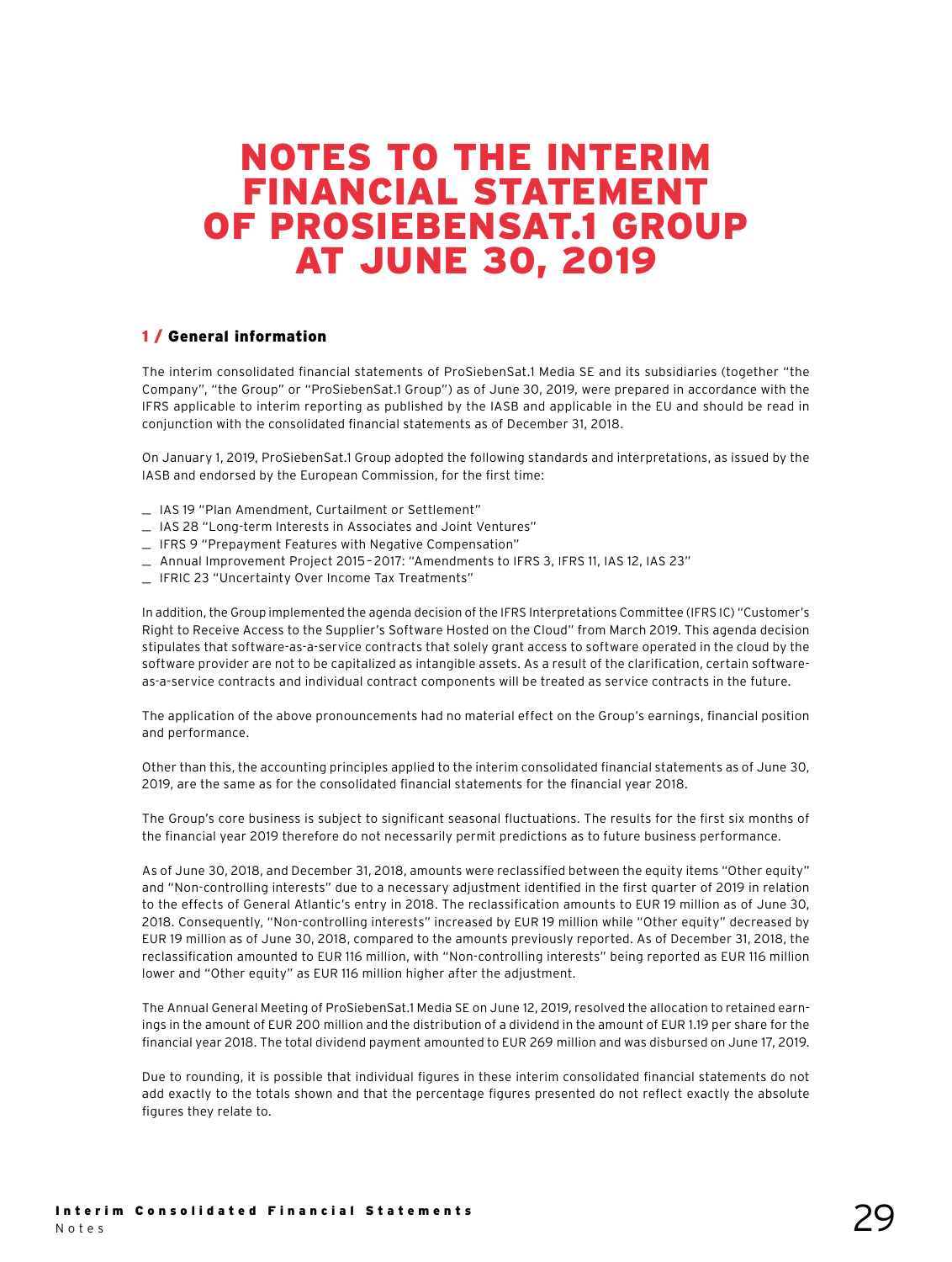# NOTES TO THE INTERIM FINANCIAL STATEMENT OF PROSIEBENSAT.1 GROUP AT JUNE 30, 2019

## 1 / General information

The interim consolidated financial statements of ProSiebenSat.1 Media SE and its subsidiaries (together "the Company", "the Group" or "ProSiebenSat.1 Group") as of June 30, 2019, were prepared in accordance with the IFRS applicable to interim reporting as published by the IASB and applicable in the EU and should be read in conjunction with the consolidated financial statements as of December 31, 2018.

On January 1, 2019, ProSiebenSat.1 Group adopted the following standards and interpretations, as issued by the IASB and endorsed by the European Commission, for the first time:

- IAS 19 "Plan Amendment, Curtailment or Settlement"
- IAS 28 "Long-term Interests in Associates and Joint Ventures"
- IFRS 9 "Prepayment Features with Negative Compensation"
- Annual Improvement Project 2015–2017: "Amendments to IFRS 3, IFRS 11, IAS 12, IAS 23"
- IFRIC 23 "Uncertainty Over Income Tax Treatments"

In addition, the Group implemented the agenda decision of the IFRS Interpretations Committee (IFRS IC) "Customer's Right to Receive Access to the Supplier's Software Hosted on the Cloud" from March 2019. This agenda decision stipulates that software-as-a-service contracts that solely grant access to software operated in the cloud by the software provider are not to be capitalized as intangible assets. As a result of the clarification, certain software-as-a-service contracts and individual contract components will be treated as service contracts in the future.

The application of the above pronouncements had no material effect on the Group's earnings, financial position and performance.

Other than this, the accounting principles applied to the interim consolidated financial statements as of June 30, 2019, are the same as for the consolidated financial statements for the financial year 2018.

The Group's core business is subject to significant seasonal fluctuations. The results for the first six months of the financial year 2019 therefore do not necessarily permit predictions as to future business performance.

As of June 30, 2018, and December 31, 2018, amounts were reclassified between the equity items "Other equity" and "Non-controlling interests" due to a necessary adjustment identified in the first quarter of 2019 in relation to the effects of General Atlantic's entry in 2018. The reclassification amounts to EUR 19 million as of June 30, 2018. Consequently, "Non-controlling interests" increased by EUR 19 million while "Other equity" decreased by EUR 19 million as of June 30, 2018, compared to the amounts previously reported. As of December 31, 2018, the reclassification amounted to EUR 116 million, with "Non-controlling interests" being reported as EUR 116 million lower and "Other equity" as EUR 116 million higher after the adjustment.

The Annual General Meeting of ProSiebenSat.1 Media SE on June 12, 2019, resolved the allocation to retained earnings in the amount of EUR 200 million and the distribution of a dividend in the amount of EUR 1.19 per share for the financial year 2018. The total dividend payment amounted to EUR 269 million and was disbursed on June 17, 2019.

Due to rounding, it is possible that individual figures in these interim consolidated financial statements do not add exactly to the totals shown and that the percentage figures presented do not reflect exactly the absolute figures they relate to.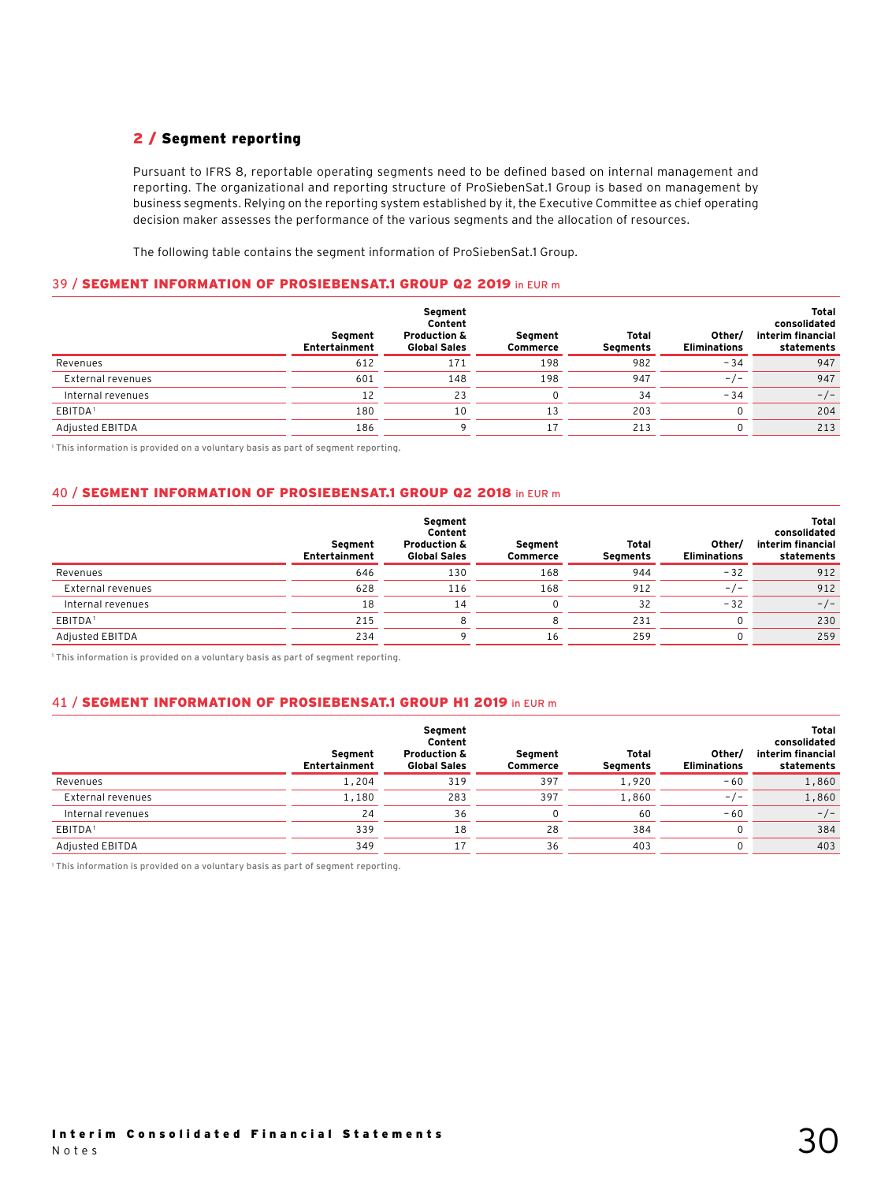## 2 / Segment reporting

Pursuant to IFRS 8, reportable operating segments need to be defined based on internal management and reporting. The organizational and reporting structure of ProSiebenSat.1 Group is based on management by business segments. Relying on the reporting system established by it, the Executive Committee as chief operating decision maker assesses the performance of the various segments and the allocation of resources.

The following table contains the segment information of ProSiebenSat.1 Group.

### 39 / SEGMENT INFORMATION OF PROSIEBENSAT.1 GROUP Q2 2019 in EUR m

| | Segment Entertainment | Segment Content Production & Global Sales | Segment Commerce | Total Segments | Other/ Eliminations | Total consolidated interim financial statements |
|---|---|---|---|---|---|---|
| Revenues | 612 | 171 | 198 | 982 | -34 | 947 |
| External revenues | 601 | 148 | 198 | 947 | -/- | 947 |
| Internal revenues | 12 | 23 | 0 | 34 | -34 | -/- |
| EBITDA[1] | 180 | 10 | 13 | 203 | 0 | 204 |
| Adjusted EBITDA | 186 | 9 | 17 | 213 | 0 | 213 |

[1] This information is provided on a voluntary basis as part of segment reporting.

### 40 / SEGMENT INFORMATION OF PROSIEBENSAT.1 GROUP Q2 2018 in EUR m

| | Segment Entertainment | Segment Content Production & Global Sales | Segment Commerce | Total Segments | Other/ Eliminations | Total consolidated interim financial statements |
|---|---|---|---|---|---|---|
| Revenues | 646 | 130 | 168 | 944 | -32 | 912 |
| External revenues | 628 | 116 | 168 | 912 | -/- | 912 |
| Internal revenues | 18 | 14 | 0 | 32 | -32 | -/- |
| EBITDA[1] | 215 | 8 | 8 | 231 | 0 | 230 |
| Adjusted EBITDA | 234 | 9 | 16 | 259 | 0 | 259 |

[1] This information is provided on a voluntary basis as part of segment reporting.

### 41 / SEGMENT INFORMATION OF PROSIEBENSAT.1 GROUP H1 2019 in EUR m

| | Segment Entertainment | Segment Content Production & Global Sales | Segment Commerce | Total Segments | Other/ Eliminations | Total consolidated interim financial statements |
|---|---|---|---|---|---|---|
| Revenues | 1,204 | 319 | 397 | 1,920 | -60 | 1,860 |
| External revenues | 1,180 | 283 | 397 | 1,860 | -/- | 1,860 |
| Internal revenues | 24 | 36 | 0 | 60 | -60 | -/- |
| EBITDA[1] | 339 | 18 | 28 | 384 | 0 | 384 |
| Adjusted EBITDA | 349 | 17 | 36 | 403 | 0 | 403 |

[1] This information is provided on a voluntary basis as part of segment reporting.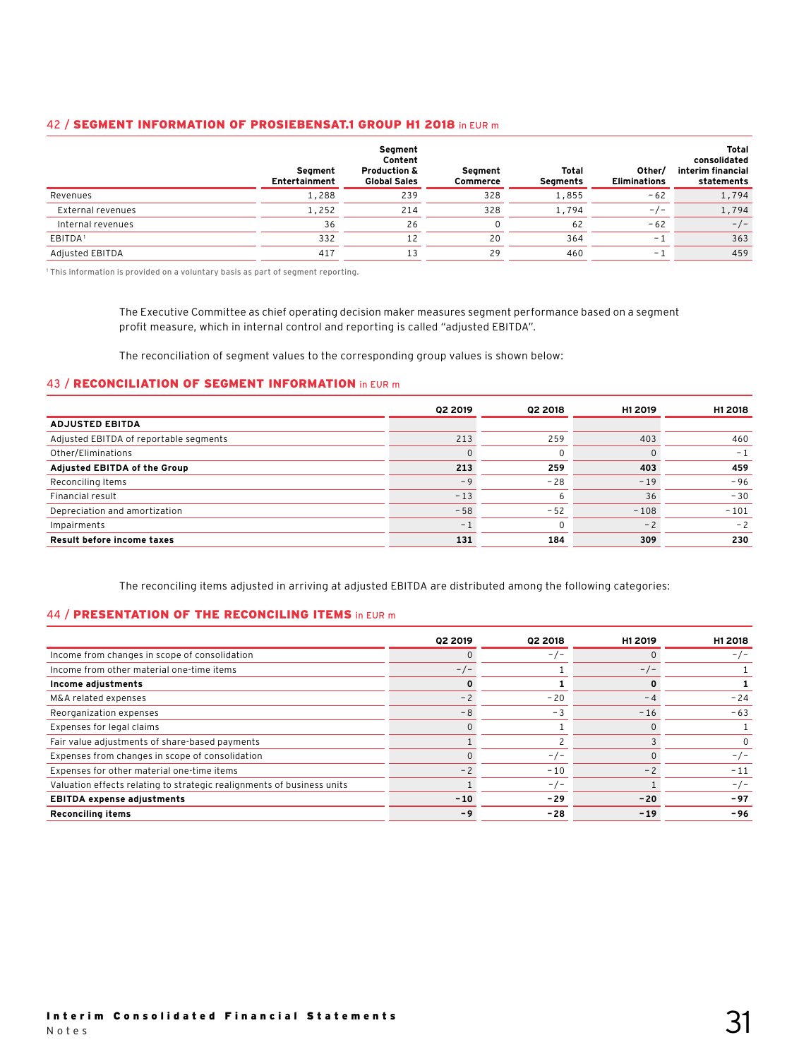### 42 / SEGMENT INFORMATION OF PROSIEBENSAT.1 GROUP H1 2018 in EUR m

| | Segment Entertainment | Segment Content Production & Global Sales | Segment Commerce | Total Segments | Other/ Eliminations | Total consolidated interim financial statements |
|---|---|---|---|---|---|---|
| Revenues | 1,288 | 239 | 328 | 1,855 | -62 | 1,794 |
| External revenues | 1,252 | 214 | 328 | 1,794 | -/- | 1,794 |
| Internal revenues | 36 | 26 | 0 | 62 | -62 | -/- |
| EBITDA[1] | 332 | 12 | 20 | 364 | -1 | 363 |
| Adjusted EBITDA | 417 | 13 | 29 | 460 | -1 | 459 |

[1] This information is provided on a voluntary basis as part of segment reporting.

The Executive Committee as chief operating decision maker measures segment performance based on a segment profit measure, which in internal control and reporting is called "adjusted EBITDA".

The reconciliation of segment values to the corresponding group values is shown below:

### 43 / RECONCILIATION OF SEGMENT INFORMATION in EUR m

| | Q2 2019 | Q2 2018 | H1 2019 | H1 2018 |
|---|---|---|---|---|
| **ADJUSTED EBITDA** | | | | |
| Adjusted EBITDA of reportable segments | 213 | 259 | 403 | 460 |
| Other/Eliminations | 0 | 0 | 0 | -1 |
| **Adjusted EBITDA of the Group** | **213** | **259** | **403** | **459** |
| Reconciling Items | -9 | -28 | -19 | -96 |
| Financial result | -13 | 6 | 36 | -30 |
| Depreciation and amortization | -58 | -52 | -108 | -101 |
| Impairments | -1 | 0 | -2 | -2 |
| **Result before income taxes** | **131** | **184** | **309** | **230** |

The reconciling items adjusted in arriving at adjusted EBITDA are distributed among the following categories:

### 44 / PRESENTATION OF THE RECONCILING ITEMS in EUR m

| | Q2 2019 | Q2 2018 | H1 2019 | H1 2018 |
|---|---|---|---|---|
| Income from changes in scope of consolidation | 0 | -/- | 0 | -/- |
| Income from other material one-time items | -/- | 1 | -/- | 1 |
| **Income adjustments** | **0** | **1** | **0** | **1** |
| M&A related expenses | -2 | -20 | -4 | -24 |
| Reorganization expenses | -8 | -3 | -16 | -63 |
| Expenses for legal claims | 0 | 1 | 0 | 1 |
| Fair value adjustments of share-based payments | 1 | 2 | 3 | 0 |
| Expenses from changes in scope of consolidation | 0 | -/- | 0 | -/- |
| Expenses for other material one-time items | -2 | -10 | -2 | -11 |
| Valuation effects relating to strategic realignments of business units | 1 | -/- | 1 | -/- |
| **EBITDA expense adjustments** | **-10** | **-29** | **-20** | **-97** |
| **Reconciling items** | **-9** | **-28** | **-19** | **-96** |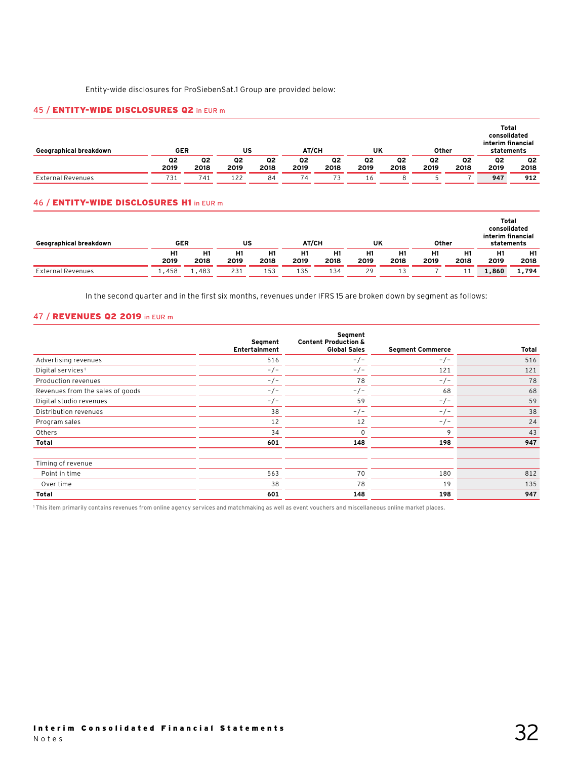Entity-wide disclosures for ProSiebenSat.1 Group are provided below:

## 45 / ENTITY-WIDE DISCLOSURES Q2 in EUR m

| Geographical breakdown | GER | | US | | AT/CH | | UK | | Other | | Total consolidated interim financial statements | |
|---|---|---|---|---|---|---|---|---|---|---|---|---|
| | Q2 2019 | Q2 2018 | Q2 2019 | Q2 2018 | Q2 2019 | Q2 2018 | Q2 2019 | Q2 2018 | Q2 2019 | Q2 2018 | Q2 2019 | Q2 2018 |
| External Revenues | 731 | 741 | 122 | 84 | 74 | 73 | 16 | 8 | 5 | 7 | **947** | **912** |

## 46 / ENTITY-WIDE DISCLOSURES H1 in EUR m

| Geographical breakdown | GER | | US | | AT/CH | | UK | | Other | | Total consolidated interim financial statements | |
|---|---|---|---|---|---|---|---|---|---|---|---|---|
| | H1 2019 | H1 2018 | H1 2019 | H1 2018 | H1 2019 | H1 2018 | H1 2019 | H1 2018 | H1 2019 | H1 2018 | H1 2019 | H1 2018 |
| External Revenues | 1,458 | 1,483 | 231 | 153 | 135 | 134 | 29 | 13 | 7 | 11 | **1,860** | **1,794** |

In the second quarter and in the first six months, revenues under IFRS 15 are broken down by segment as follows:

## 47 / REVENUES Q2 2019 in EUR m

| | Segment Entertainment | Segment Content Production & Global Sales | Segment Commerce | Total |
|---|---|---|---|---|
| Advertising revenues | 516 | -/- | -/- | 516 |
| Digital services[1] | -/- | -/- | 121 | 121 |
| Production revenues | -/- | 78 | -/- | 78 |
| Revenues from the sales of goods | -/- | -/- | 68 | 68 |
| Digital studio revenues | -/- | 59 | -/- | 59 |
| Distribution revenues | 38 | -/- | -/- | 38 |
| Program sales | 12 | 12 | -/- | 24 |
| Others | 34 | 0 | 9 | 43 |
| **Total** | **601** | **148** | **198** | **947** |
| | | | | |
| Timing of revenue | | | | |
| Point in time | 563 | 70 | 180 | 812 |
| Over time | 38 | 78 | 19 | 135 |
| **Total** | **601** | **148** | **198** | **947** |

[1] This item primarily contains revenues from online agency services and matchmaking as well as event vouchers and miscellaneous online market places.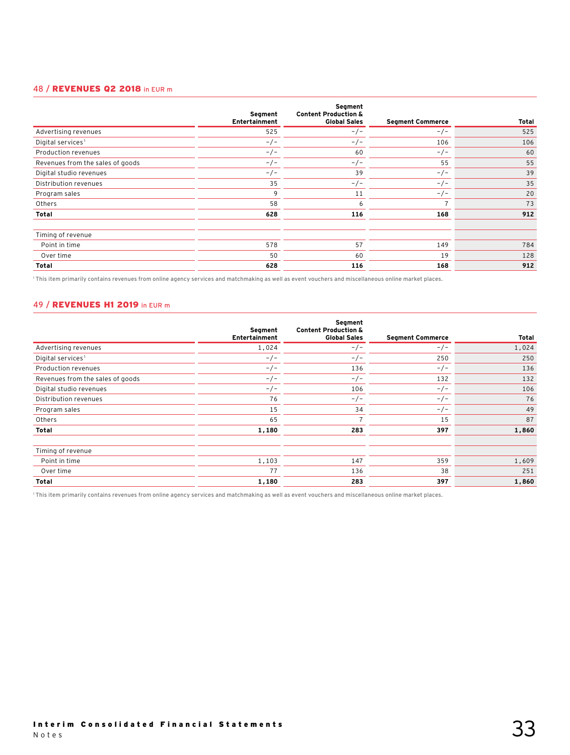## 48 / REVENUES Q2 2018 in EUR m

| | Segment Entertainment | Segment Content Production & Global Sales | Segment Commerce | Total |
|---|---|---|---|---|
| Advertising revenues | 525 | -/- | -/- | 525 |
| Digital services[1] | -/- | -/- | 106 | 106 |
| Production revenues | -/- | 60 | -/- | 60 |
| Revenues from the sales of goods | -/- | -/- | 55 | 55 |
| Digital studio revenues | -/- | 39 | -/- | 39 |
| Distribution revenues | 35 | -/- | -/- | 35 |
| Program sales | 9 | 11 | -/- | 20 |
| Others | 58 | 6 | 7 | 73 |
| **Total** | **628** | **116** | **168** | **912** |
| | | | | |
| Timing of revenue | | | | |
| Point in time | 578 | 57 | 149 | 784 |
| Over time | 50 | 60 | 19 | 128 |
| **Total** | **628** | **116** | **168** | **912** |

[1] This item primarily contains revenues from online agency services and matchmaking as well as event vouchers and miscellaneous online market places.

## 49 / REVENUES H1 2019 in EUR m

| | Segment Entertainment | Segment Content Production & Global Sales | Segment Commerce | Total |
|---|---|---|---|---|
| Advertising revenues | 1,024 | -/- | -/- | 1,024 |
| Digital services[1] | -/- | -/- | 250 | 250 |
| Production revenues | -/- | 136 | -/- | 136 |
| Revenues from the sales of goods | -/- | -/- | 132 | 132 |
| Digital studio revenues | -/- | 106 | -/- | 106 |
| Distribution revenues | 76 | -/- | -/- | 76 |
| Program sales | 15 | 34 | -/- | 49 |
| Others | 65 | 7 | 15 | 87 |
| **Total** | **1,180** | **283** | **397** | **1,860** |
| | | | | |
| Timing of revenue | | | | |
| Point in time | 1,103 | 147 | 359 | 1,609 |
| Over time | 77 | 136 | 38 | 251 |
| **Total** | **1,180** | **283** | **397** | **1,860** |

[1] This item primarily contains revenues from online agency services and matchmaking as well as event vouchers and miscellaneous online market places.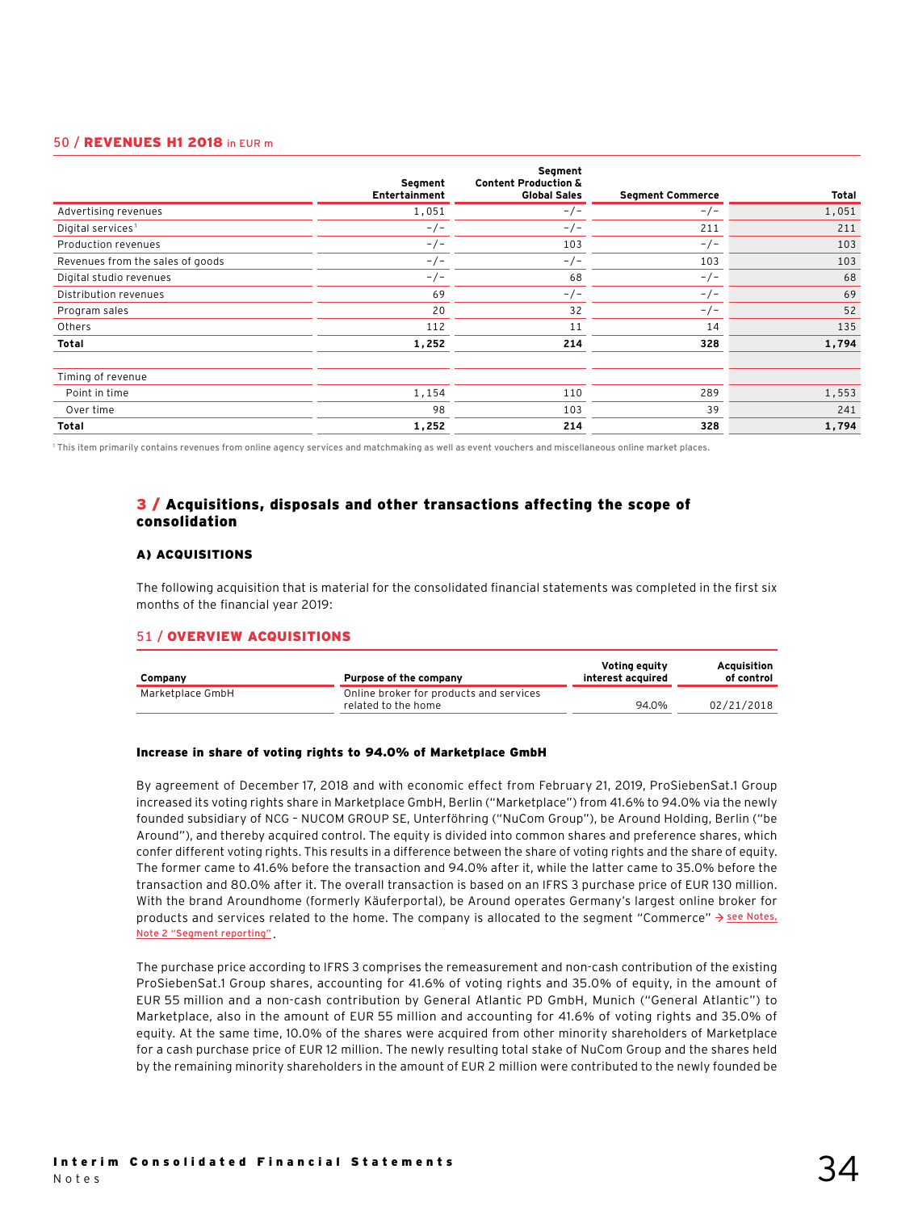**50 / REVENUES H1 2018** in EUR m

| | Segment Entertainment | Segment Content Production & Global Sales | Segment Commerce | Total |
|---|---|---|---|---|
| Advertising revenues | 1,051 | -/- | -/- | 1,051 |
| Digital services[1] | -/- | -/- | 211 | 211 |
| Production revenues | -/- | 103 | -/- | 103 |
| Revenues from the sales of goods | -/- | -/- | 103 | 103 |
| Digital studio revenues | -/- | 68 | -/- | 68 |
| Distribution revenues | 69 | -/- | -/- | 69 |
| Program sales | 20 | 32 | -/- | 52 |
| Others | 112 | 11 | 14 | 135 |
| **Total** | **1,252** | **214** | **328** | **1,794** |
| | | | | |
| Timing of revenue | | | | |
| Point in time | 1,154 | 110 | 289 | 1,553 |
| Over time | 98 | 103 | 39 | 241 |
| **Total** | **1,252** | **214** | **328** | **1,794** |

[1] This item primarily contains revenues from online agency services and matchmaking as well as event vouchers and miscellaneous online market places.

## 3 / Acquisitions, disposals and other transactions affecting the scope of consolidation

### A) ACQUISITIONS

The following acquisition that is material for the consolidated financial statements was completed in the first six months of the financial year 2019:

**51 / OVERVIEW ACQUISITIONS**

| Company | Purpose of the company | Voting equity interest acquired | Acquisition of control |
|---|---|---|---|
| Marketplace GmbH | Online broker for products and services related to the home | 94.0% | 02/21/2018 |

#### Increase in share of voting rights to 94.0% of Marketplace GmbH

By agreement of December 17, 2018 and with economic effect from February 21, 2019, ProSiebenSat.1 Group increased its voting rights share in Marketplace GmbH, Berlin ("Marketplace") from 41.6% to 94.0% via the newly founded subsidiary of NCG – NUCOM GROUP SE, Unterföhring ("NuCom Group"), be Around Holding, Berlin ("be Around"), and thereby acquired control. The equity is divided into common shares and preference shares, which confer different voting rights. This results in a difference between the share of voting rights and the share of equity. The former came to 41.6% before the transaction and 94.0% after it, while the latter came to 35.0% before the transaction and 80.0% after it. The overall transaction is based on an IFRS 3 purchase price of EUR 130 million. With the brand Aroundhome (formerly Käuferportal), be Around operates Germany's largest online broker for products and services related to the home. The company is allocated to the segment "Commerce" → see Notes, Note 2 "Segment reporting".

The purchase price according to IFRS 3 comprises the remeasurement and non-cash contribution of the existing ProSiebenSat.1 Group shares, accounting for 41.6% of voting rights and 35.0% of equity, in the amount of EUR 55 million and a non-cash contribution by General Atlantic PD GmbH, Munich ("General Atlantic") to Marketplace, also in the amount of EUR 55 million and accounting for 41.6% of voting rights and 35.0% of equity. At the same time, 10.0% of the shares were acquired from other minority shareholders of Marketplace for a cash purchase price of EUR 12 million. The newly resulting total stake of NuCom Group and the shares held by the remaining minority shareholders in the amount of EUR 2 million were contributed to the newly founded be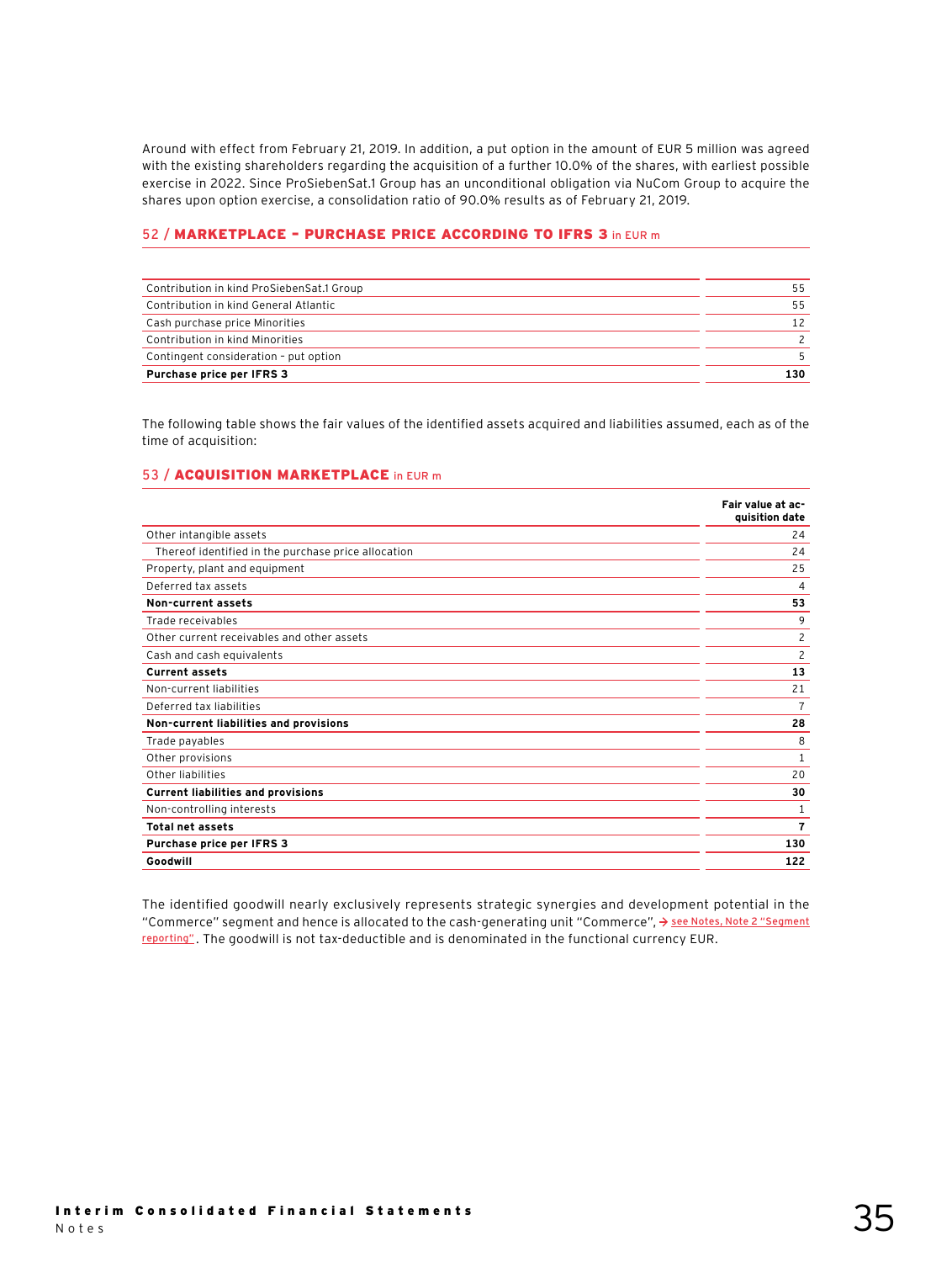Around with effect from February 21, 2019. In addition, a put option in the amount of EUR 5 million was agreed with the existing shareholders regarding the acquisition of a further 10.0% of the shares, with earliest possible exercise in 2022. Since ProSiebenSat.1 Group has an unconditional obligation via NuCom Group to acquire the shares upon option exercise, a consolidation ratio of 90.0% results as of February 21, 2019.

### 52 / MARKETPLACE – PURCHASE PRICE ACCORDING TO IFRS 3 in EUR m

| | |
|---|---|
| Contribution in kind ProSiebenSat.1 Group | 55 |
| Contribution in kind General Atlantic | 55 |
| Cash purchase price Minorities | 12 |
| Contribution in kind Minorities | 2 |
| Contingent consideration - put option | 5 |
| **Purchase price per IFRS 3** | **130** |

The following table shows the fair values of the identified assets acquired and liabilities assumed, each as of the time of acquisition:

### 53 / ACQUISITION MARKETPLACE in EUR m

| | Fair value at acquisition date |
|---|---|
| Other intangible assets | 24 |
| Thereof identified in the purchase price allocation | 24 |
| Property, plant and equipment | 25 |
| Deferred tax assets | 4 |
| **Non-current assets** | **53** |
| Trade receivables | 9 |
| Other current receivables and other assets | 2 |
| Cash and cash equivalents | 2 |
| **Current assets** | **13** |
| Non-current liabilities | 21 |
| Deferred tax liabilities | 7 |
| **Non-current liabilities and provisions** | **28** |
| Trade payables | 8 |
| Other provisions | 1 |
| Other liabilities | 20 |
| **Current liabilities and provisions** | **30** |
| Non-controlling interests | 1 |
| **Total net assets** | **7** |
| **Purchase price per IFRS 3** | **130** |
| **Goodwill** | **122** |

The identified goodwill nearly exclusively represents strategic synergies and development potential in the "Commerce" segment and hence is allocated to the cash-generating unit "Commerce", → see Notes, Note 2 "Segment reporting". The goodwill is not tax-deductible and is denominated in the functional currency EUR.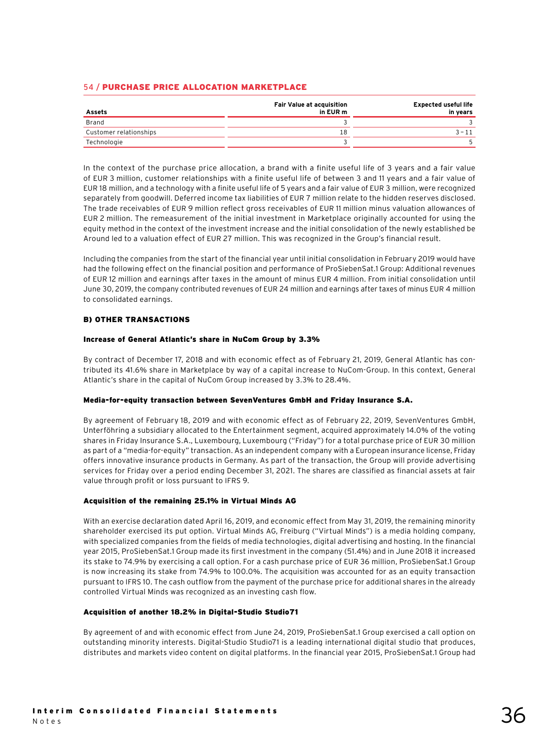### 54 / PURCHASE PRICE ALLOCATION MARKETPLACE

| Assets | Fair Value at acquisition in EUR m | Expected useful life in years |
|---|---|---|
| Brand | 3 | 3 |
| Customer relationships | 18 | 3 – 11 |
| Technologie | 3 | 5 |

In the context of the purchase price allocation, a brand with a finite useful life of 3 years and a fair value of EUR 3 million, customer relationships with a finite useful life of between 3 and 11 years and a fair value of EUR 18 million, and a technology with a finite useful life of 5 years and a fair value of EUR 3 million, were recognized separately from goodwill. Deferred income tax liabilities of EUR 7 million relate to the hidden reserves disclosed. The trade receivables of EUR 9 million reflect gross receivables of EUR 11 million minus valuation allowances of EUR 2 million. The remeasurement of the initial investment in Marketplace originally accounted for using the equity method in the context of the investment increase and the initial consolidation of the newly established be Around led to a valuation effect of EUR 27 million. This was recognized in the Group's financial result.

Including the companies from the start of the financial year until initial consolidation in February 2019 would have had the following effect on the financial position and performance of ProSiebenSat.1 Group: Additional revenues of EUR 12 million and earnings after taxes in the amount of minus EUR 4 million. From initial consolidation until June 30, 2019, the company contributed revenues of EUR 24 million and earnings after taxes of minus EUR 4 million to consolidated earnings.

### B) OTHER TRANSACTIONS

#### Increase of General Atlantic's share in NuCom Group by 3.3%

By contract of December 17, 2018 and with economic effect as of February 21, 2019, General Atlantic has contributed its 41.6% share in Marketplace by way of a capital increase to NuCom-Group. In this context, General Atlantic's share in the capital of NuCom Group increased by 3.3% to 28.4%.

#### Media-for-equity transaction between SevenVentures GmbH and Friday Insurance S.A.

By agreement of February 18, 2019 and with economic effect as of February 22, 2019, SevenVentures GmbH, Unterföhring a subsidiary allocated to the Entertainment segment, acquired approximately 14.0% of the voting shares in Friday Insurance S.A., Luxembourg, Luxembourg ("Friday") for a total purchase price of EUR 30 million as part of a "media-for-equity" transaction. As an independent company with a European insurance license, Friday offers innovative insurance products in Germany. As part of the transaction, the Group will provide advertising services for Friday over a period ending December 31, 2021. The shares are classified as financial assets at fair value through profit or loss pursuant to IFRS 9.

#### Acquisition of the remaining 25.1% in Virtual Minds AG

With an exercise declaration dated April 16, 2019, and economic effect from May 31, 2019, the remaining minority shareholder exercised its put option. Virtual Minds AG, Freiburg ("Virtual Minds") is a media holding company, with specialized companies from the fields of media technologies, digital advertising and hosting. In the financial year 2015, ProSiebenSat.1 Group made its first investment in the company (51.4%) and in June 2018 it increased its stake to 74.9% by exercising a call option. For a cash purchase price of EUR 36 million, ProSiebenSat.1 Group is now increasing its stake from 74.9% to 100.0%. The acquisition was accounted for as an equity transaction pursuant to IFRS 10. The cash outflow from the payment of the purchase price for additional shares in the already controlled Virtual Minds was recognized as an investing cash flow.

#### Acquisition of another 18.2% in Digital-Studio Studio71

By agreement of and with economic effect from June 24, 2019, ProSiebenSat.1 Group exercised a call option on outstanding minority interests. Digital-Studio Studio71 is a leading international digital studio that produces, distributes and markets video content on digital platforms. In the financial year 2015, ProSiebenSat.1 Group had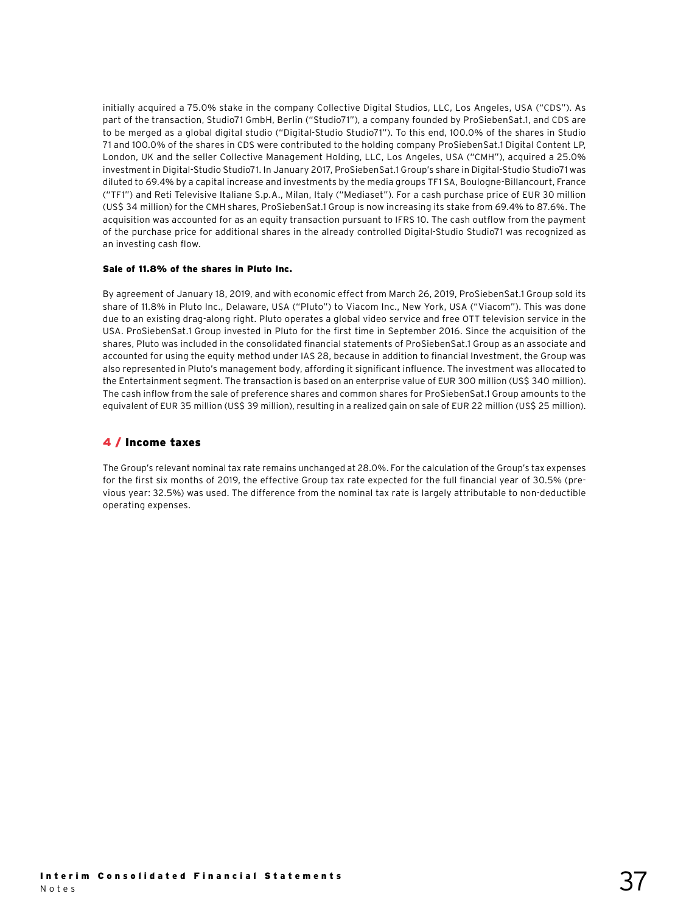initially acquired a 75.0% stake in the company Collective Digital Studios, LLC, Los Angeles, USA ("CDS"). As part of the transaction, Studio71 GmbH, Berlin ("Studio71"), a company founded by ProSiebenSat.1, and CDS are to be merged as a global digital studio ("Digital-Studio Studio71"). To this end, 100.0% of the shares in Studio 71 and 100.0% of the shares in CDS were contributed to the holding company ProSiebenSat.1 Digital Content LP, London, UK and the seller Collective Management Holding, LLC, Los Angeles, USA ("CMH"), acquired a 25.0% investment in Digital-Studio Studio71. In January 2017, ProSiebenSat.1 Group's share in Digital-Studio Studio71 was diluted to 69.4% by a capital increase and investments by the media groups TF1 SA, Boulogne-Billancourt, France ("TF1") and Reti Televisive Italiane S.p.A., Milan, Italy ("Mediaset"). For a cash purchase price of EUR 30 million (US$ 34 million) for the CMH shares, ProSiebenSat.1 Group is now increasing its stake from 69.4% to 87.6%. The acquisition was accounted for as an equity transaction pursuant to IFRS 10. The cash outflow from the payment of the purchase price for additional shares in the already controlled Digital-Studio Studio71 was recognized as an investing cash flow.

**Sale of 11.8% of the shares in Pluto Inc.**

By agreement of January 18, 2019, and with economic effect from March 26, 2019, ProSiebenSat.1 Group sold its share of 11.8% in Pluto Inc., Delaware, USA ("Pluto") to Viacom Inc., New York, USA ("Viacom"). This was done due to an existing drag-along right. Pluto operates a global video service and free OTT television service in the USA. ProSiebenSat.1 Group invested in Pluto for the first time in September 2016. Since the acquisition of the shares, Pluto was included in the consolidated financial statements of ProSiebenSat.1 Group as an associate and accounted for using the equity method under IAS 28, because in addition to financial Investment, the Group was also represented in Pluto's management body, affording it significant influence. The investment was allocated to the Entertainment segment. The transaction is based on an enterprise value of EUR 300 million (US$ 340 million). The cash inflow from the sale of preference shares and common shares for ProSiebenSat.1 Group amounts to the equivalent of EUR 35 million (US$ 39 million), resulting in a realized gain on sale of EUR 22 million (US$ 25 million).

## 4 / Income taxes

The Group's relevant nominal tax rate remains unchanged at 28.0%. For the calculation of the Group's tax expenses for the first six months of 2019, the effective Group tax rate expected for the full financial year of 30.5% (previous year: 32.5%) was used. The difference from the nominal tax rate is largely attributable to non-deductible operating expenses.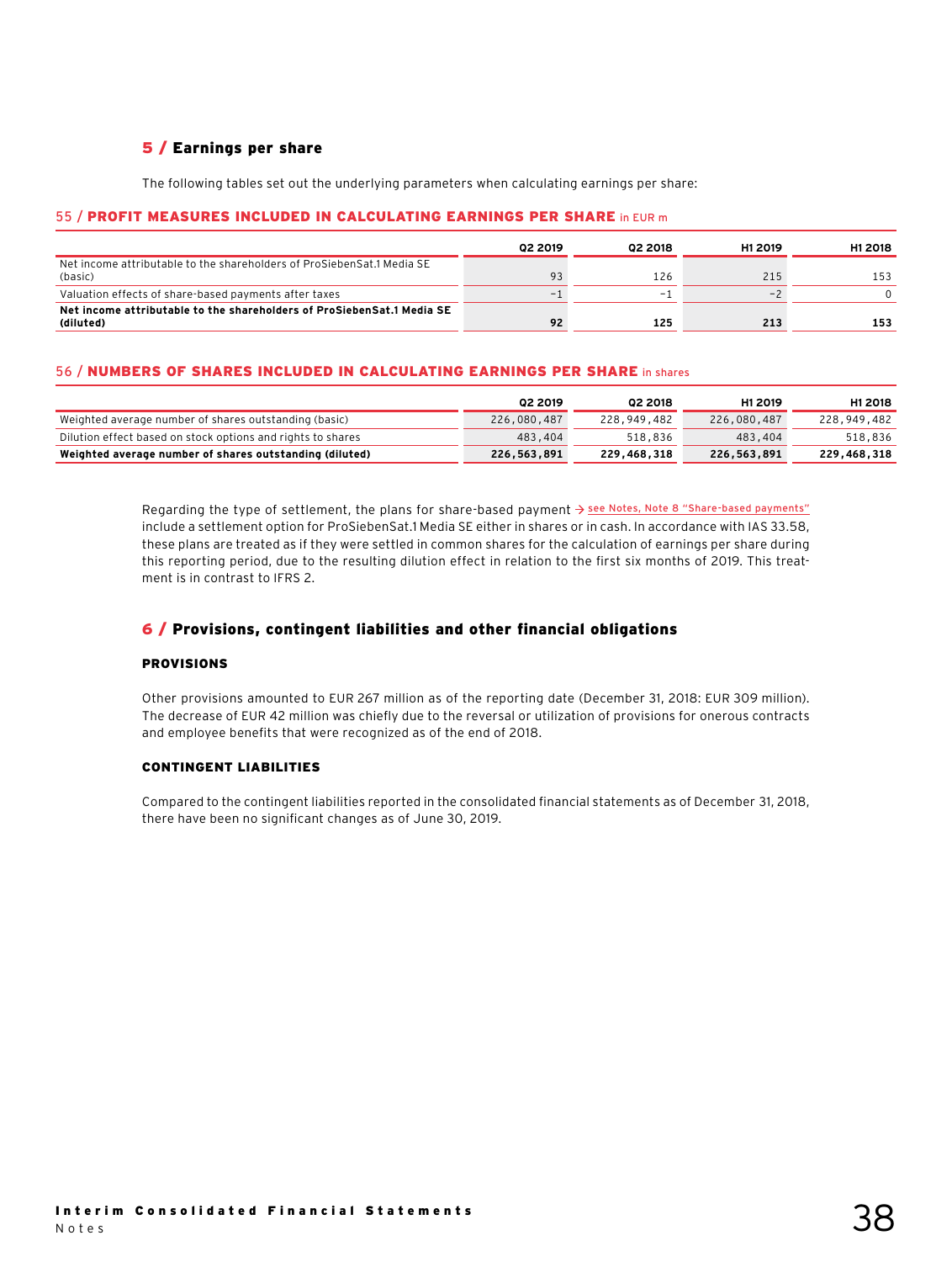## 5 / Earnings per share

The following tables set out the underlying parameters when calculating earnings per share:

**55 / PROFIT MEASURES INCLUDED IN CALCULATING EARNINGS PER SHARE** in EUR m

| | Q2 2019 | Q2 2018 | H1 2019 | H1 2018 |
|---|---|---|---|---|
| Net income attributable to the shareholders of ProSiebenSat.1 Media SE (basic) | 93 | 126 | 215 | 153 |
| Valuation effects of share-based payments after taxes | -1 | -1 | -2 | 0 |
| **Net income attributable to the shareholders of ProSiebenSat.1 Media SE (diluted)** | **92** | **125** | **213** | **153** |

**56 / NUMBERS OF SHARES INCLUDED IN CALCULATING EARNINGS PER SHARE** in shares

| | Q2 2019 | Q2 2018 | H1 2019 | H1 2018 |
|---|---|---|---|---|
| Weighted average number of shares outstanding (basic) | 226,080,487 | 228,949,482 | 226,080,487 | 228,949,482 |
| Dilution effect based on stock options and rights to shares | 483,404 | 518,836 | 483,404 | 518,836 |
| **Weighted average number of shares outstanding (diluted)** | **226,563,891** | **229,468,318** | **226,563,891** | **229,468,318** |

Regarding the type of settlement, the plans for share-based payment → see Notes, Note 8 "Share-based payments" include a settlement option for ProSiebenSat.1 Media SE either in shares or in cash. In accordance with IAS 33.58, these plans are treated as if they were settled in common shares for the calculation of earnings per share during this reporting period, due to the resulting dilution effect in relation to the first six months of 2019. This treatment is in contrast to IFRS 2.

## 6 / Provisions, contingent liabilities and other financial obligations

### PROVISIONS

Other provisions amounted to EUR 267 million as of the reporting date (December 31, 2018: EUR 309 million). The decrease of EUR 42 million was chiefly due to the reversal or utilization of provisions for onerous contracts and employee benefits that were recognized as of the end of 2018.

### CONTINGENT LIABILITIES

Compared to the contingent liabilities reported in the consolidated financial statements as of December 31, 2018, there have been no significant changes as of June 30, 2019.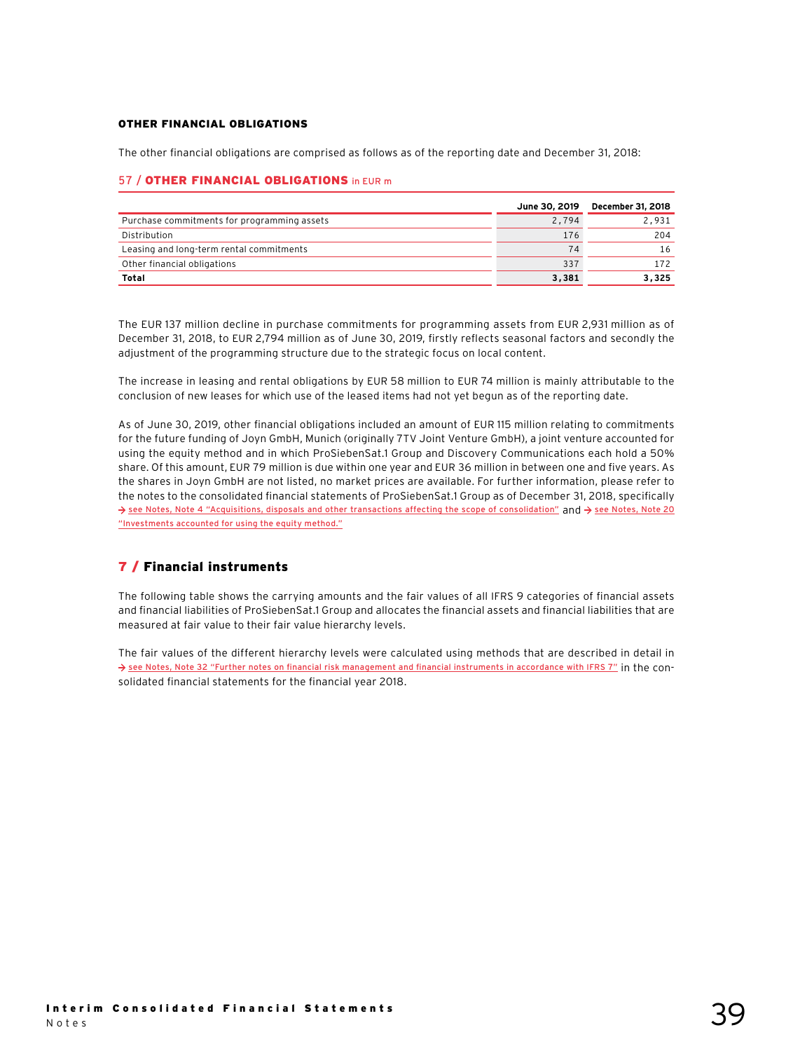#### OTHER FINANCIAL OBLIGATIONS

The other financial obligations are comprised as follows as of the reporting date and December 31, 2018:

57 / **OTHER FINANCIAL OBLIGATIONS** in EUR m

| | June 30, 2019 | December 31, 2018 |
|---|---|---|
| Purchase commitments for programming assets | 2,794 | 2,931 |
| Distribution | 176 | 204 |
| Leasing and long-term rental commitments | 74 | 16 |
| Other financial obligations | 337 | 172 |
| **Total** | **3,381** | **3,325** |

The EUR 137 million decline in purchase commitments for programming assets from EUR 2,931 million as of December 31, 2018, to EUR 2,794 million as of June 30, 2019, firstly reflects seasonal factors and secondly the adjustment of the programming structure due to the strategic focus on local content.

The increase in leasing and rental obligations by EUR 58 million to EUR 74 million is mainly attributable to the conclusion of new leases for which use of the leased items had not yet begun as of the reporting date.

As of June 30, 2019, other financial obligations included an amount of EUR 115 million relating to commitments for the future funding of Joyn GmbH, Munich (originally 7TV Joint Venture GmbH), a joint venture accounted for using the equity method and in which ProSiebenSat.1 Group and Discovery Communications each hold a 50% share. Of this amount, EUR 79 million is due within one year and EUR 36 million in between one and five years. As the shares in Joyn GmbH are not listed, no market prices are available. For further information, please refer to the notes to the consolidated financial statements of ProSiebenSat.1 Group as of December 31, 2018, specifically → see Notes, Note 4 "Acquisitions, disposals and other transactions affecting the scope of consolidation" and → see Notes, Note 20 "Investments accounted for using the equity method."

## 7 / Financial instruments

The following table shows the carrying amounts and the fair values of all IFRS 9 categories of financial assets and financial liabilities of ProSiebenSat.1 Group and allocates the financial assets and financial liabilities that are measured at fair value to their fair value hierarchy levels.

The fair values of the different hierarchy levels were calculated using methods that are described in detail in → see Notes, Note 32 "Further notes on financial risk management and financial instruments in accordance with IFRS 7" in the consolidated financial statements for the financial year 2018.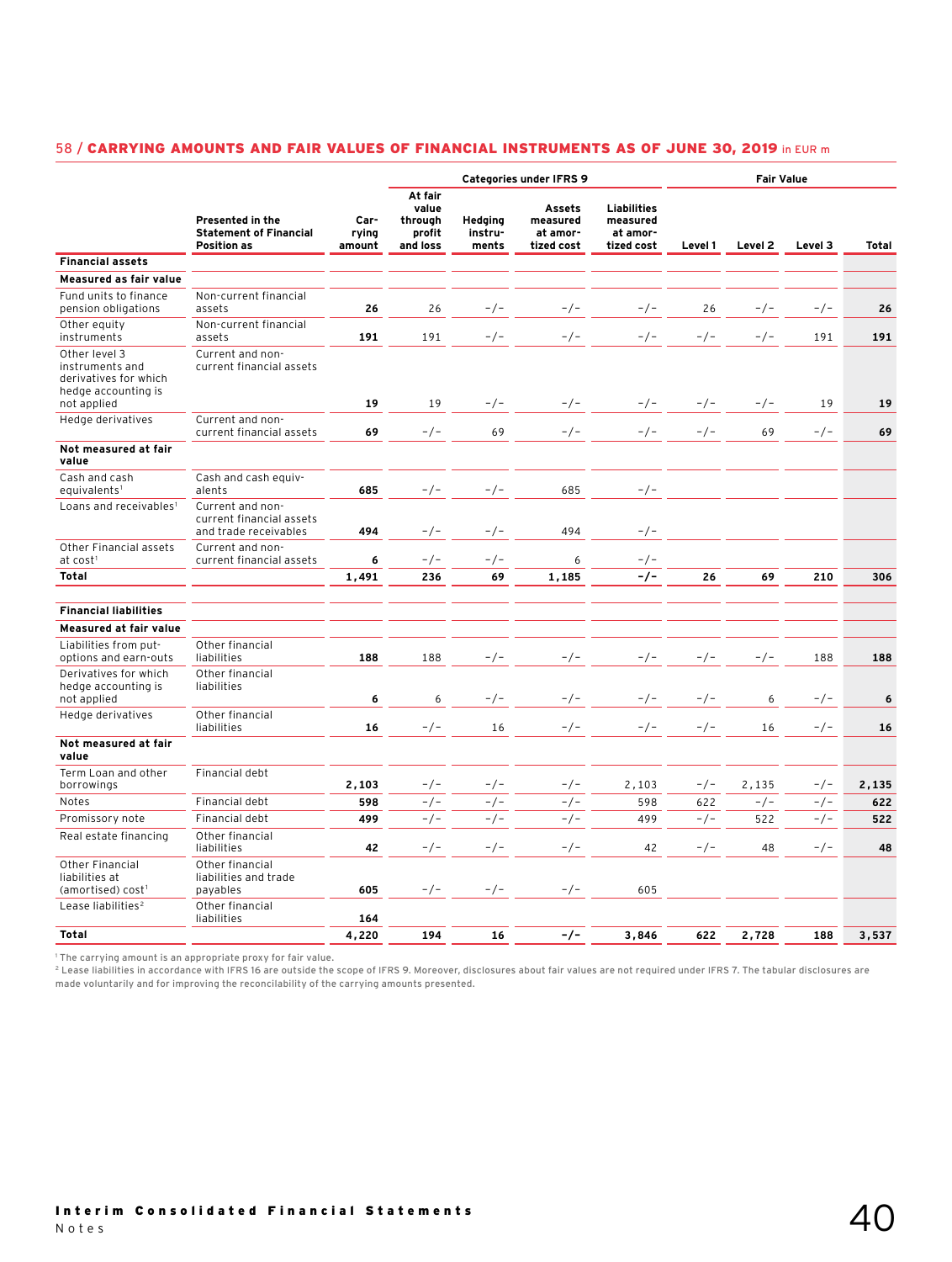## 58 / CARRYING AMOUNTS AND FAIR VALUES OF FINANCIAL INSTRUMENTS AS OF JUNE 30, 2019 in EUR m

| | Presented in the Statement of Financial Position as | Carrying amount | Categories under IFRS 9 | | | | Fair Value | | | |
|---|---|---|---|---|---|---|---|---|---|---|
| | | | At fair value through profit and loss | Hedging instruments | Assets measured at amortized cost | Liabilities measured at amortized cost | Level 1 | Level 2 | Level 3 | Total |
| **Financial assets** | | | | | | | | | | |
| **Measured as fair value** | | | | | | | | | | |
| Fund units to finance pension obligations | Non-current financial assets | **26** | 26 | -/- | -/- | -/- | 26 | -/- | -/- | **26** |
| Other equity instruments | Non-current financial assets | **191** | 191 | -/- | -/- | -/- | -/- | -/- | 191 | **191** |
| Other level 3 instruments and derivatives for which hedge accounting is not applied | Current and non-current financial assets | **19** | 19 | -/- | -/- | -/- | -/- | -/- | 19 | **19** |
| Hedge derivatives | Current and non-current financial assets | **69** | -/- | 69 | -/- | -/- | -/- | 69 | -/- | **69** |
| **Not measured at fair value** | | | | | | | | | | |
| Cash and cash equivalents[1] | Cash and cash equivalents | **685** | -/- | -/- | 685 | -/- | | | | |
| Loans and receivables[1] | Current and non-current financial assets and trade receivables | **494** | -/- | -/- | 494 | -/- | | | | |
| Other Financial assets at cost[1] | Current and non-current financial assets | **6** | -/- | -/- | 6 | -/- | | | | |
| **Total** | | **1,491** | **236** | **69** | **1,185** | **-/-** | **26** | **69** | **210** | **306** |
| **Financial liabilities** | | | | | | | | | | |
| **Measured at fair value** | | | | | | | | | | |
| Liabilities from put-options and earn-outs | Other financial liabilities | **188** | 188 | -/- | -/- | -/- | -/- | -/- | 188 | **188** |
| Derivatives for which hedge accounting is not applied | Other financial liabilities | **6** | 6 | -/- | -/- | -/- | -/- | 6 | -/- | **6** |
| Hedge derivatives | Other financial liabilities | **16** | -/- | 16 | -/- | -/- | -/- | 16 | -/- | **16** |
| **Not measured at fair value** | | | | | | | | | | |
| Term Loan and other borrowings | Financial debt | **2,103** | -/- | -/- | -/- | 2,103 | -/- | 2,135 | -/- | **2,135** |
| Notes | Financial debt | **598** | -/- | -/- | -/- | 598 | 622 | -/- | -/- | **622** |
| Promissory note | Financial debt | **499** | -/- | -/- | -/- | 499 | -/- | 522 | -/- | **522** |
| Real estate financing | Other financial liabilities | **42** | -/- | -/- | -/- | 42 | -/- | 48 | -/- | **48** |
| Other Financial liabilities at (amortised) cost[1] | Other financial liabilities and trade payables | **605** | -/- | -/- | -/- | 605 | | | | |
| Lease liabilities[2] | Other financial liabilities | **164** | | | | | | | | |
| **Total** | | **4,220** | **194** | **16** | **-/-** | **3,846** | **622** | **2,728** | **188** | **3,537** |

[1] The carrying amount is an appropriate proxy for fair value.
[2] Lease liabilities in accordance with IFRS 16 are outside the scope of IFRS 9. Moreover, disclosures about fair values are not required under IFRS 7. The tabular disclosures are made voluntarily and for improving the reconcilability of the carrying amounts presented.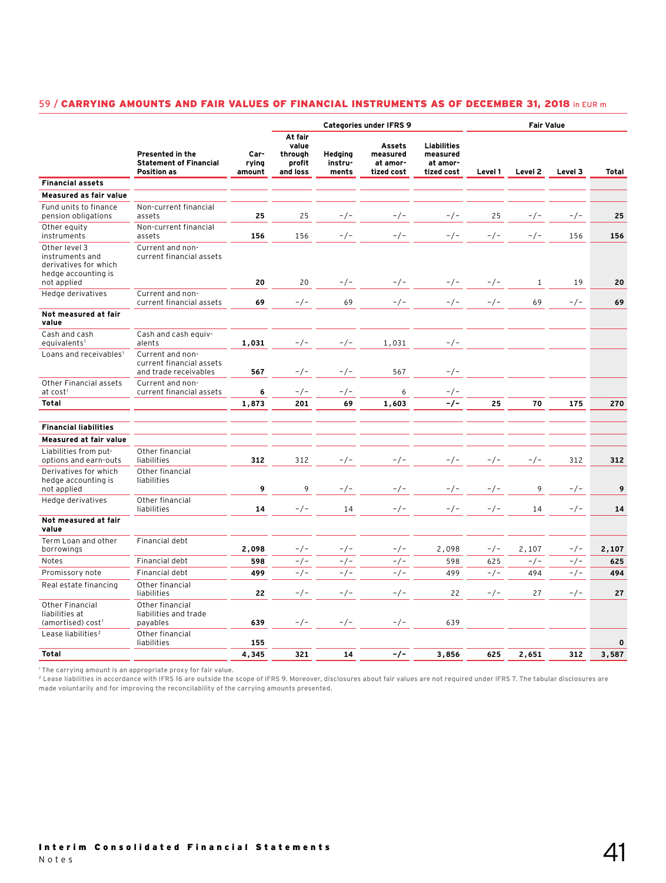## 59 / CARRYING AMOUNTS AND FAIR VALUES OF FINANCIAL INSTRUMENTS AS OF DECEMBER 31, 2018 in EUR m

| | Presented in the Statement of Financial Position as | Carrying amount | Categories under IFRS 9 | | | | Fair Value | | | |
|---|---|---|---|---|---|---|---|---|---|---|
| | | | At fair value through profit and loss | Hedging instruments | Assets measured at amortized cost | Liabilities measured at amortized cost | Level 1 | Level 2 | Level 3 | Total |
| **Financial assets** | | | | | | | | | | |
| **Measured as fair value** | | | | | | | | | | |
| Fund units to finance pension obligations | Non-current financial assets | **25** | 25 | -/- | -/- | -/- | 25 | -/- | -/- | **25** |
| Other equity instruments | Non-current financial assets | **156** | 156 | -/- | -/- | -/- | -/- | -/- | 156 | **156** |
| Other level 3 instruments and derivatives for which hedge accounting is not applied | Current and non-current financial assets | **20** | 20 | -/- | -/- | -/- | -/- | 1 | 19 | **20** |
| Hedge derivatives | Current and non-current financial assets | **69** | -/- | 69 | -/- | -/- | -/- | 69 | -/- | **69** |
| **Not measured at fair value** | | | | | | | | | | |
| Cash and cash equivalents[1] | Cash and cash equivalents | **1,031** | -/- | -/- | 1,031 | -/- | | | | |
| Loans and receivables[1] | Current and non-current financial assets and trade receivables | **567** | -/- | -/- | 567 | -/- | | | | |
| Other Financial assets at cost[1] | Current and non-current financial assets | **6** | -/- | -/- | 6 | -/- | | | | |
| **Total** | | **1,873** | **201** | **69** | **1,603** | **-/-** | **25** | **70** | **175** | **270** |
| | | | | | | | | | | |
| **Financial liabilities** | | | | | | | | | | |
| **Measured at fair value** | | | | | | | | | | |
| Liabilities from put-options and earn-outs | Other financial liabilities | **312** | 312 | -/- | -/- | -/- | -/- | -/- | 312 | **312** |
| Derivatives for which hedge accounting is not applied | Other financial liabilities | **9** | 9 | -/- | -/- | -/- | -/- | 9 | -/- | **9** |
| Hedge derivatives | Other financial liabilities | **14** | -/- | 14 | -/- | -/- | -/- | 14 | -/- | **14** |
| **Not measured at fair value** | | | | | | | | | | |
| Term Loan and other borrowings | Financial debt | **2,098** | -/- | -/- | -/- | 2,098 | -/- | 2,107 | -/- | **2,107** |
| Notes | Financial debt | **598** | -/- | -/- | -/- | 598 | 625 | -/- | -/- | **625** |
| Promissory note | Financial debt | **499** | -/- | -/- | -/- | 499 | -/- | 494 | -/- | **494** |
| Real estate financing | Other financial liabilities | **22** | -/- | -/- | -/- | 22 | -/- | 27 | -/- | **27** |
| Other Financial liabilities at (amortised) cost[1] | Other financial liabilities and trade payables | **639** | -/- | -/- | -/- | 639 | | | | |
| Lease liabilities[2] | Other financial liabilities | **155** | | | | | | | | **0** |
| **Total** | | **4,345** | **321** | **14** | **-/-** | **3,856** | **625** | **2,651** | **312** | **3,587** |

[1] The carrying amount is an appropriate proxy for fair value.
[2] Lease liabilities in accordance with IFRS 16 are outside the scope of IFRS 9. Moreover, disclosures about fair values are not required under IFRS 7. The tabular disclosures are made voluntarily and for improving the reconcilability of the carrying amounts presented.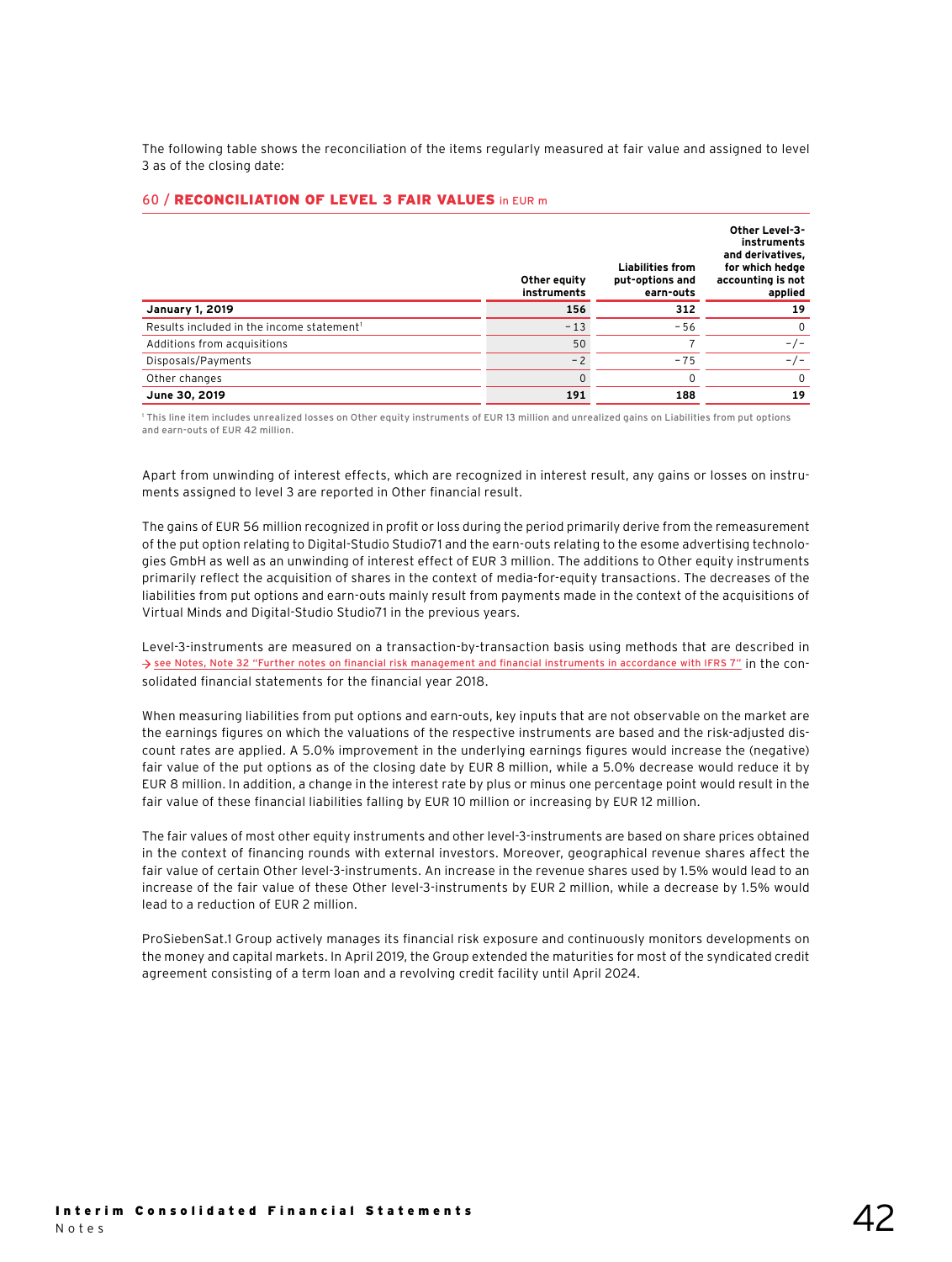The following table shows the reconciliation of the items regularly measured at fair value and assigned to level 3 as of the closing date:

### 60 / RECONCILIATION OF LEVEL 3 FAIR VALUES in EUR m

| | Other equity instruments | Liabilities from put-options and earn-outs | Other Level-3-instruments and derivatives, for which hedge accounting is not applied |
|---|---|---|---|
| **January 1, 2019** | **156** | **312** | **19** |
| Results included in the income statement[1] | -13 | -56 | 0 |
| Additions from acquisitions | 50 | 7 | -/- |
| Disposals/Payments | -2 | -75 | -/- |
| Other changes | 0 | 0 | 0 |
| **June 30, 2019** | **191** | **188** | **19** |

[1] This line item includes unrealized losses on Other equity instruments of EUR 13 million and unrealized gains on Liabilities from put options and earn-outs of EUR 42 million.

Apart from unwinding of interest effects, which are recognized in interest result, any gains or losses on instruments assigned to level 3 are reported in Other financial result.

The gains of EUR 56 million recognized in profit or loss during the period primarily derive from the remeasurement of the put option relating to Digital-Studio Studio71 and the earn-outs relating to the esome advertising technologies GmbH as well as an unwinding of interest effect of EUR 3 million. The additions to Other equity instruments primarily reflect the acquisition of shares in the context of media-for-equity transactions. The decreases of the liabilities from put options and earn-outs mainly result from payments made in the context of the acquisitions of Virtual Minds and Digital-Studio Studio71 in the previous years.

Level-3-instruments are measured on a transaction-by-transaction basis using methods that are described in → see Notes, Note 32 "Further notes on financial risk management and financial instruments in accordance with IFRS 7" in the consolidated financial statements for the financial year 2018.

When measuring liabilities from put options and earn-outs, key inputs that are not observable on the market are the earnings figures on which the valuations of the respective instruments are based and the risk-adjusted discount rates are applied. A 5.0% improvement in the underlying earnings figures would increase the (negative) fair value of the put options as of the closing date by EUR 8 million, while a 5.0% decrease would reduce it by EUR 8 million. In addition, a change in the interest rate by plus or minus one percentage point would result in the fair value of these financial liabilities falling by EUR 10 million or increasing by EUR 12 million.

The fair values of most other equity instruments and other level-3-instruments are based on share prices obtained in the context of financing rounds with external investors. Moreover, geographical revenue shares affect the fair value of certain Other level-3-instruments. An increase in the revenue shares used by 1.5% would lead to an increase of the fair value of these Other level-3-instruments by EUR 2 million, while a decrease by 1.5% would lead to a reduction of EUR 2 million.

ProSiebenSat.1 Group actively manages its financial risk exposure and continuously monitors developments on the money and capital markets. In April 2019, the Group extended the maturities for most of the syndicated credit agreement consisting of a term loan and a revolving credit facility until April 2024.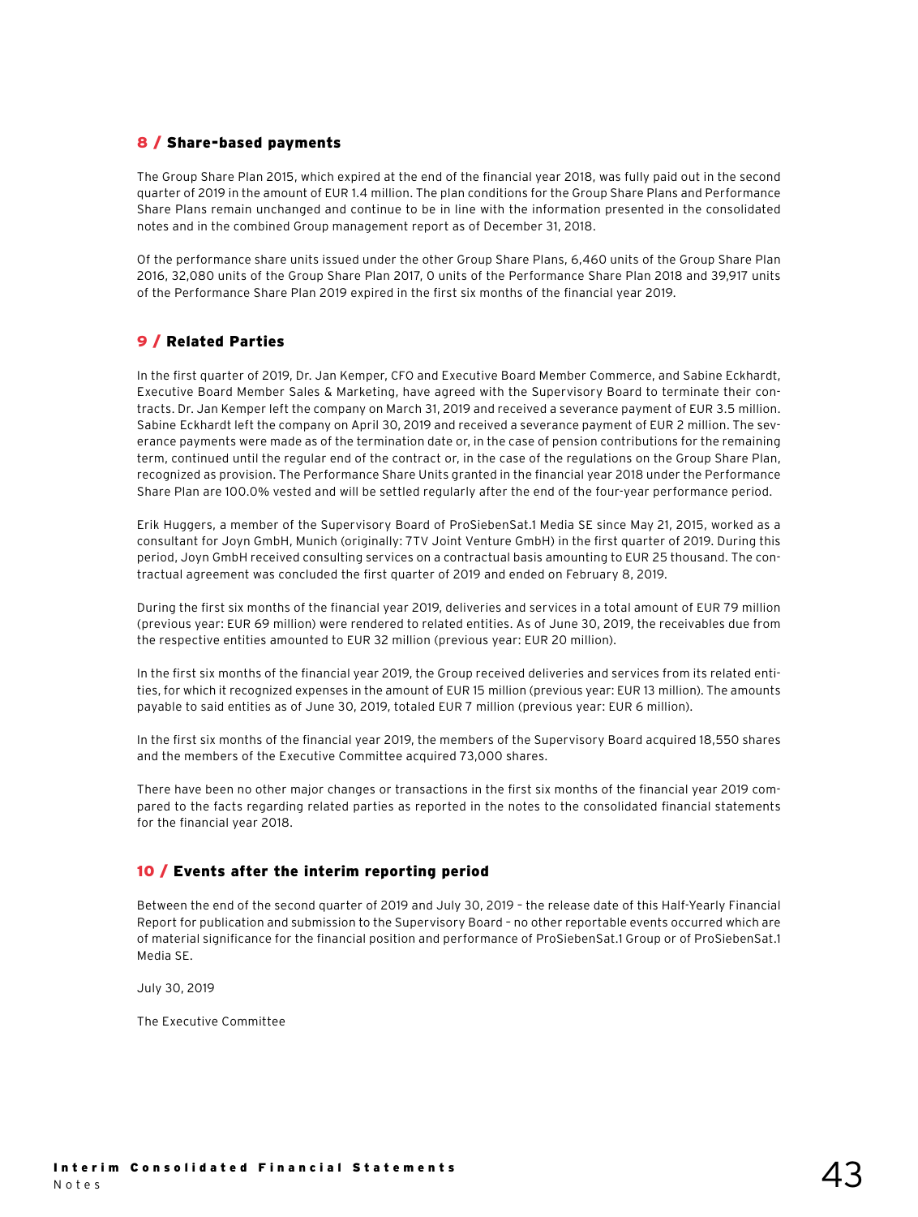## 8 / Share-based payments

The Group Share Plan 2015, which expired at the end of the financial year 2018, was fully paid out in the second quarter of 2019 in the amount of EUR 1.4 million. The plan conditions for the Group Share Plans and Performance Share Plans remain unchanged and continue to be in line with the information presented in the consolidated notes and in the combined Group management report as of December 31, 2018.

Of the performance share units issued under the other Group Share Plans, 6,460 units of the Group Share Plan 2016, 32,080 units of the Group Share Plan 2017, 0 units of the Performance Share Plan 2018 and 39,917 units of the Performance Share Plan 2019 expired in the first six months of the financial year 2019.

## 9 / Related Parties

In the first quarter of 2019, Dr. Jan Kemper, CFO and Executive Board Member Commerce, and Sabine Eckhardt, Executive Board Member Sales & Marketing, have agreed with the Supervisory Board to terminate their contracts. Dr. Jan Kemper left the company on March 31, 2019 and received a severance payment of EUR 3.5 million. Sabine Eckhardt left the company on April 30, 2019 and received a severance payment of EUR 2 million. The severance payments were made as of the termination date or, in the case of pension contributions for the remaining term, continued until the regular end of the contract or, in the case of the regulations on the Group Share Plan, recognized as provision. The Performance Share Units granted in the financial year 2018 under the Performance Share Plan are 100.0% vested and will be settled regularly after the end of the four-year performance period.

Erik Huggers, a member of the Supervisory Board of ProSiebenSat.1 Media SE since May 21, 2015, worked as a consultant for Joyn GmbH, Munich (originally: 7TV Joint Venture GmbH) in the first quarter of 2019. During this period, Joyn GmbH received consulting services on a contractual basis amounting to EUR 25 thousand. The contractual agreement was concluded the first quarter of 2019 and ended on February 8, 2019.

During the first six months of the financial year 2019, deliveries and services in a total amount of EUR 79 million (previous year: EUR 69 million) were rendered to related entities. As of June 30, 2019, the receivables due from the respective entities amounted to EUR 32 million (previous year: EUR 20 million).

In the first six months of the financial year 2019, the Group received deliveries and services from its related entities, for which it recognized expenses in the amount of EUR 15 million (previous year: EUR 13 million). The amounts payable to said entities as of June 30, 2019, totaled EUR 7 million (previous year: EUR 6 million).

In the first six months of the financial year 2019, the members of the Supervisory Board acquired 18,550 shares and the members of the Executive Committee acquired 73,000 shares.

There have been no other major changes or transactions in the first six months of the financial year 2019 compared to the facts regarding related parties as reported in the notes to the consolidated financial statements for the financial year 2018.

## 10 / Events after the interim reporting period

Between the end of the second quarter of 2019 and July 30, 2019 – the release date of this Half-Yearly Financial Report for publication and submission to the Supervisory Board – no other reportable events occurred which are of material significance for the financial position and performance of ProSiebenSat.1 Group or of ProSiebenSat.1 Media SE.

July 30, 2019

The Executive Committee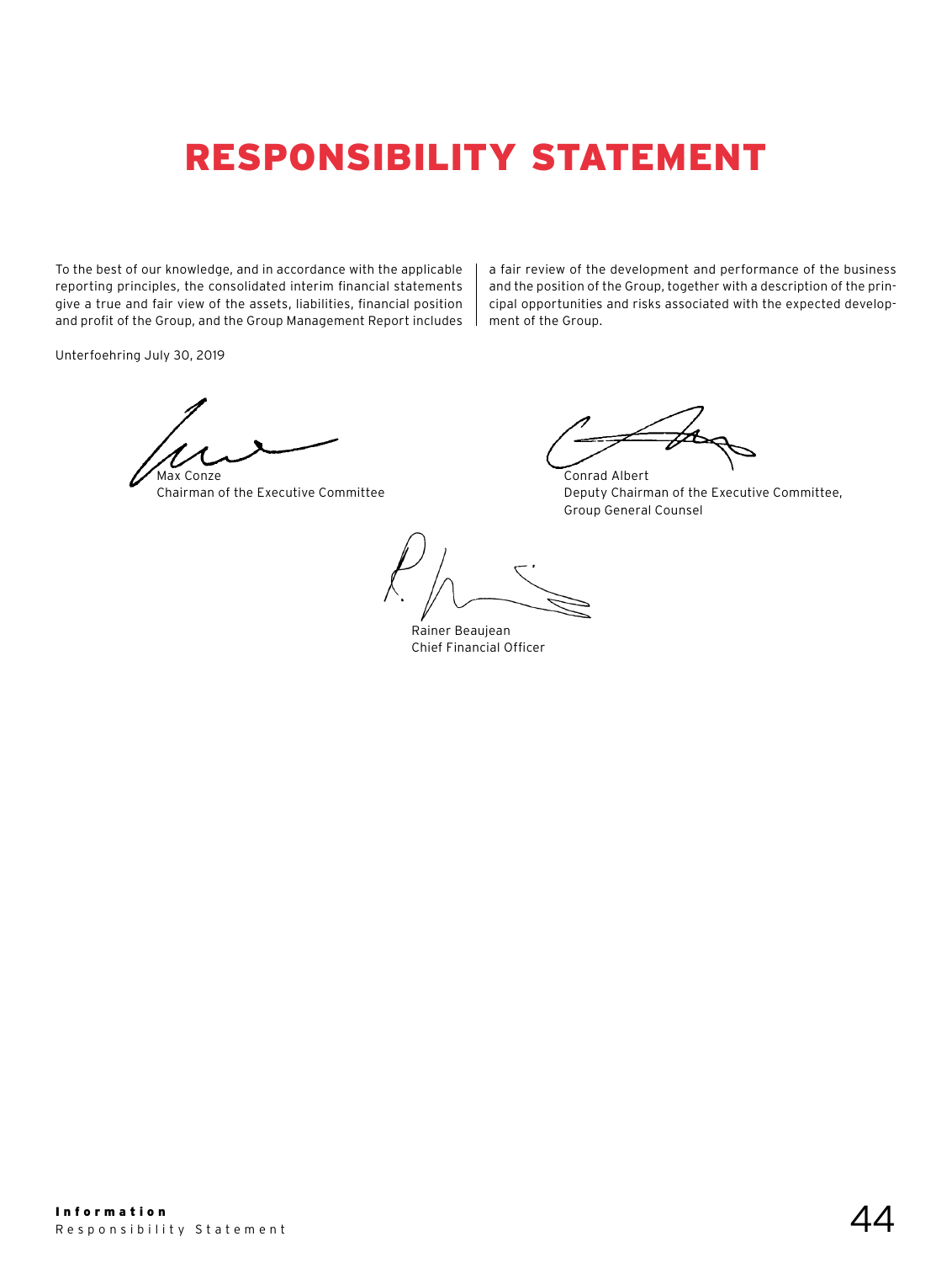# RESPONSIBILITY STATEMENT

To the best of our knowledge, and in accordance with the applicable reporting principles, the consolidated interim financial statements give a true and fair view of the assets, liabilities, financial position and profit of the Group, and the Group Management Report includes a fair review of the development and performance of the business and the position of the Group, together with a description of the principal opportunities and risks associated with the expected development of the Group.

Unterfoehring July 30, 2019

Max Conze  
Chairman of the Executive Committee

Conrad Albert  
Deputy Chairman of the Executive Committee,  
Group General Counsel

Rainer Beaujean  
Chief Financial Officer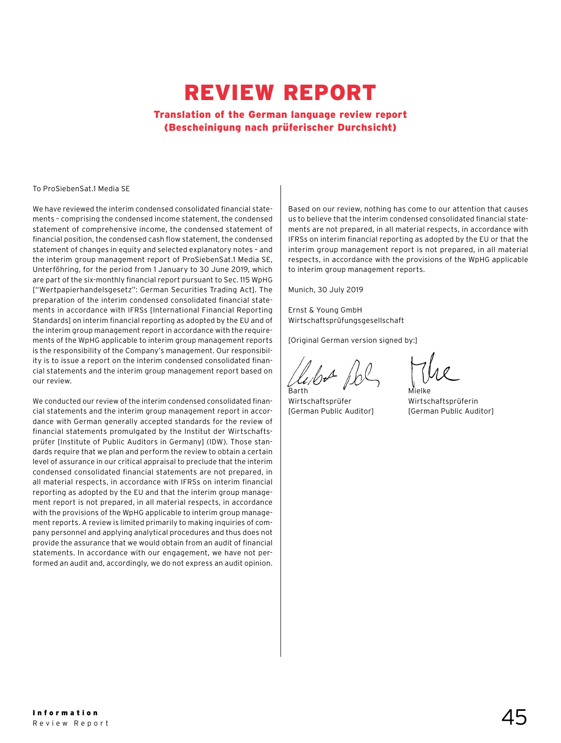# REVIEW REPORT

**Translation of the German language review report (Bescheinigung nach prüferischer Durchsicht)**

To ProSiebenSat.1 Media SE

We have reviewed the interim condensed consolidated financial statements – comprising the condensed income statement, the condensed statement of comprehensive income, the condensed statement of financial position, the condensed cash flow statement, the condensed statement of changes in equity and selected explanatory notes – and the interim group management report of ProSiebenSat.1 Media SE, Unterföhring, for the period from 1 January to 30 June 2019, which are part of the six-monthly financial report pursuant to Sec. 115 WpHG ["Wertpapierhandelsgesetz": German Securities Trading Act]. The preparation of the interim condensed consolidated financial statements in accordance with IFRSs [International Financial Reporting Standards] on interim financial reporting as adopted by the EU and of the interim group management report in accordance with the requirements of the WpHG applicable to interim group management reports is the responsibility of the Company's management. Our responsibility is to issue a report on the interim condensed consolidated financial statements and the interim group management report based on our review.

We conducted our review of the interim condensed consolidated financial statements and the interim group management report in accordance with German generally accepted standards for the review of financial statements promulgated by the Institut der Wirtschaftsprüfer [Institute of Public Auditors in Germany] (IDW). Those standards require that we plan and perform the review to obtain a certain level of assurance in our critical appraisal to preclude that the interim condensed consolidated financial statements are not prepared, in all material respects, in accordance with IFRSs on interim financial reporting as adopted by the EU and that the interim group management report is not prepared, in all material respects, in accordance with the provisions of the WpHG applicable to interim group management reports. A review is limited primarily to making inquiries of company personnel and applying analytical procedures and thus does not provide the assurance that we would obtain from an audit of financial statements. In accordance with our engagement, we have not performed an audit and, accordingly, we do not express an audit opinion.

Based on our review, nothing has come to our attention that causes us to believe that the interim condensed consolidated financial statements are not prepared, in all material respects, in accordance with IFRSs on interim financial reporting as adopted by the EU or that the interim group management report is not prepared, in all material respects, in accordance with the provisions of the WpHG applicable to interim group management reports.

Munich, 30 July 2019

Ernst & Young GmbH
Wirtschaftsprüfungsgesellschaft

[Original German version signed by:]

| Barth | Mielke |
|---|---|
| Wirtschaftsprüfer | Wirtschaftsprüferin |
| [German Public Auditor] | [German Public Auditor] |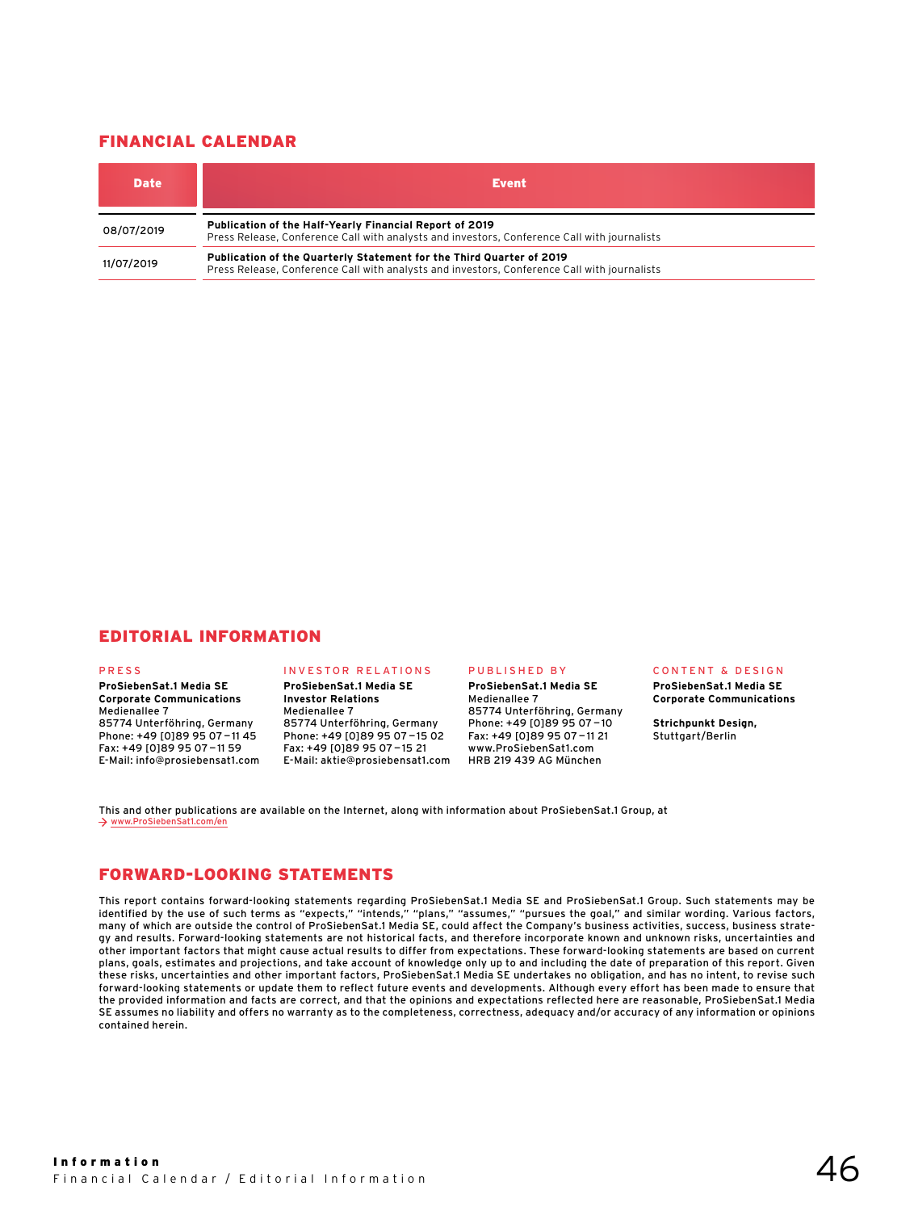## FINANCIAL CALENDAR

| Date | Event |
|---|---|
| 08/07/2019 | **Publication of the Half-Yearly Financial Report of 2019**<br>Press Release, Conference Call with analysts and investors, Conference Call with journalists |
| 11/07/2019 | **Publication of the Quarterly Statement for the Third Quarter of 2019**<br>Press Release, Conference Call with analysts and investors, Conference Call with journalists |

## EDITORIAL INFORMATION

**PRESS**

**ProSiebenSat.1 Media SE**
**Corporate Communications**
Medienallee 7
85774 Unterföhring, Germany
Phone: +49 [0]89 95 07 – 11 45
Fax: +49 [0]89 95 07 – 11 59
E-Mail: info@prosiebensat1.com

**INVESTOR RELATIONS**

**ProSiebenSat.1 Media SE**
**Investor Relations**
Medienallee 7
85774 Unterföhring, Germany
Phone: +49 [0]89 95 07 – 15 02
Fax: +49 [0]89 95 07 – 15 21
E-Mail: aktie@prosiebensat1.com

**PUBLISHED BY**

**ProSiebenSat.1 Media SE**
Medienallee 7
85774 Unterföhring, Germany
Phone: +49 [0]89 95 07 – 10
Fax: +49 [0]89 95 07 – 11 21
www.ProSiebenSat1.com
HRB 219 439 AG München

**CONTENT & DESIGN**

**ProSiebenSat.1 Media SE**
**Corporate Communications**

**Strichpunkt Design,**
Stuttgart/Berlin

This and other publications are available on the Internet, along with information about ProSiebenSat.1 Group, at
→ www.ProSiebenSat1.com/en

## FORWARD-LOOKING STATEMENTS

This report contains forward-looking statements regarding ProSiebenSat.1 Media SE and ProSiebenSat.1 Group. Such statements may be identified by the use of such terms as "expects," "intends," "plans," "assumes," "pursues the goal," and similar wording. Various factors, many of which are outside the control of ProSiebenSat.1 Media SE, could affect the Company's business activities, success, business strategy and results. Forward-looking statements are not historical facts, and therefore incorporate known and unknown risks, uncertainties and other important factors that might cause actual results to differ from expectations. These forward-looking statements are based on current plans, goals, estimates and projections, and take account of knowledge only up to and including the date of preparation of this report. Given these risks, uncertainties and other important factors, ProSiebenSat.1 Media SE undertakes no obligation, and has no intent, to revise such forward-looking statements or update them to reflect future events and developments. Although every effort has been made to ensure that the provided information and facts are correct, and that the opinions and expectations reflected here are reasonable, ProSiebenSat.1 Media SE assumes no liability and offers no warranty as to the completeness, correctness, adequacy and/or accuracy of any information or opinions contained herein.